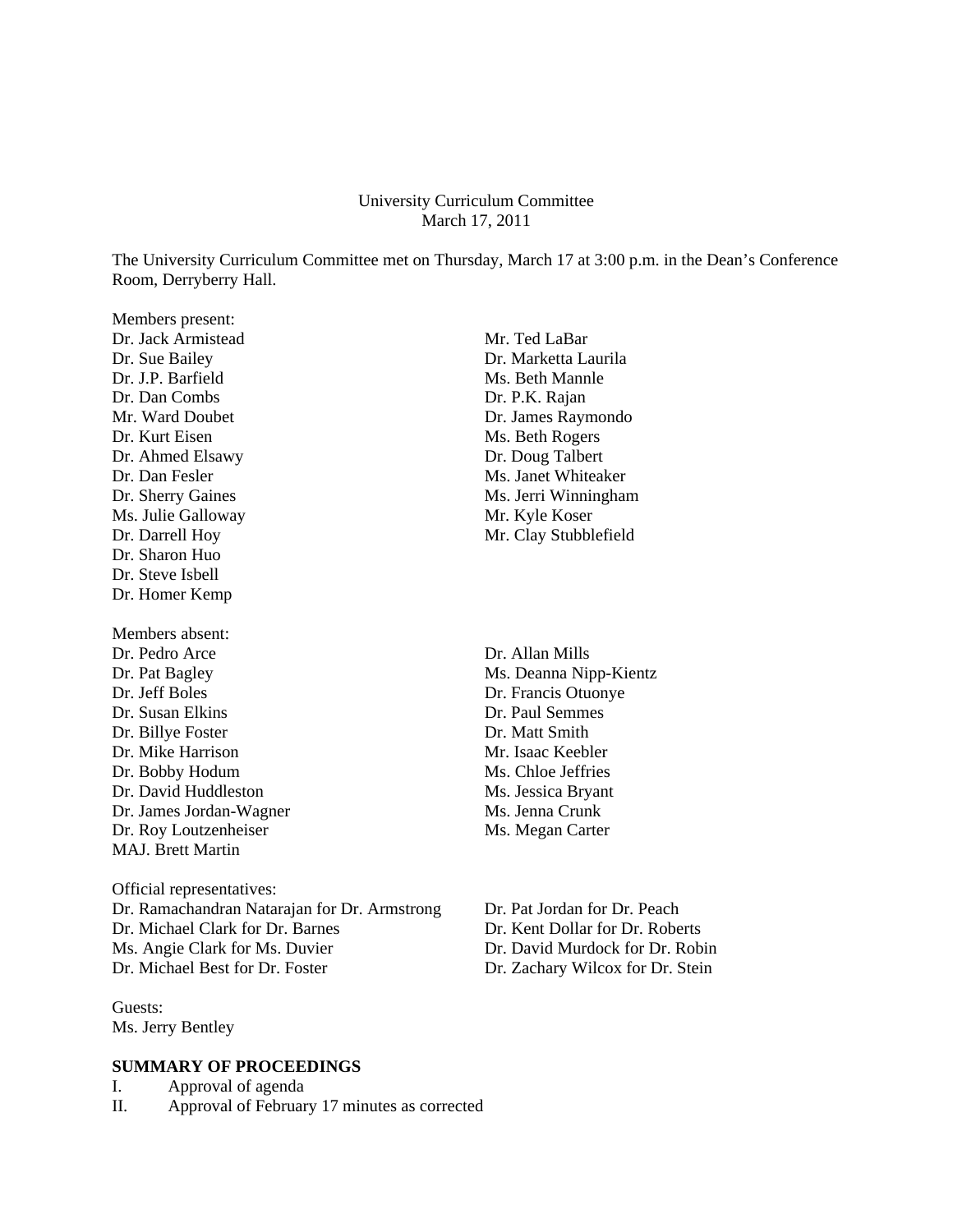University Curriculum Committee
March 17, 2011

The University Curriculum Committee met on Thursday, March 17 at 3:00 p.m. in the Dean's Conference Room, Derryberry Hall.

Members present:

Dr. Jack Armistead
Dr. Sue Bailey
Dr. J.P. Barfield
Dr. Dan Combs
Mr. Ward Doubet
Dr. Kurt Eisen
Dr. Ahmed Elsawy
Dr. Dan Fesler
Dr. Sherry Gaines
Ms. Julie Galloway
Dr. Darrell Hoy
Dr. Sharon Huo
Dr. Steve Isbell
Dr. Homer Kemp
Mr. Ted LaBar
Dr. Marketta Laurila
Ms. Beth Mannle
Dr. P.K. Rajan
Dr. James Raymondo
Ms. Beth Rogers
Dr. Doug Talbert
Ms. Janet Whiteaker
Ms. Jerri Winningham
Mr. Kyle Koser
Mr. Clay Stubblefield

Members absent:

Dr. Pedro Arce
Dr. Pat Bagley
Dr. Jeff Boles
Dr. Susan Elkins
Dr. Billye Foster
Dr. Mike Harrison
Dr. Bobby Hodum
Dr. David Huddleston
Dr. James Jordan-Wagner
Dr. Roy Loutzenheiser
MAJ. Brett Martin
Dr. Allan Mills
Ms. Deanna Nipp-Kientz
Dr. Francis Otuonye
Dr. Paul Semmes
Dr. Matt Smith
Mr. Isaac Keebler
Ms. Chloe Jeffries
Ms. Jessica Bryant
Ms. Jenna Crunk
Ms. Megan Carter

Official representatives:

Dr. Ramachandran Natarajan for Dr. Armstrong
Dr. Michael Clark for Dr. Barnes
Ms. Angie Clark for Ms. Duvier
Dr. Michael Best for Dr. Foster
Dr. Pat Jordan for Dr. Peach
Dr. Kent Dollar for Dr. Roberts
Dr. David Murdock for Dr. Robin
Dr. Zachary Wilcox for Dr. Stein

Guests:

Ms. Jerry Bentley

**SUMMARY OF PROCEEDINGS**

I. Approval of agenda
II. Approval of February 17 minutes as corrected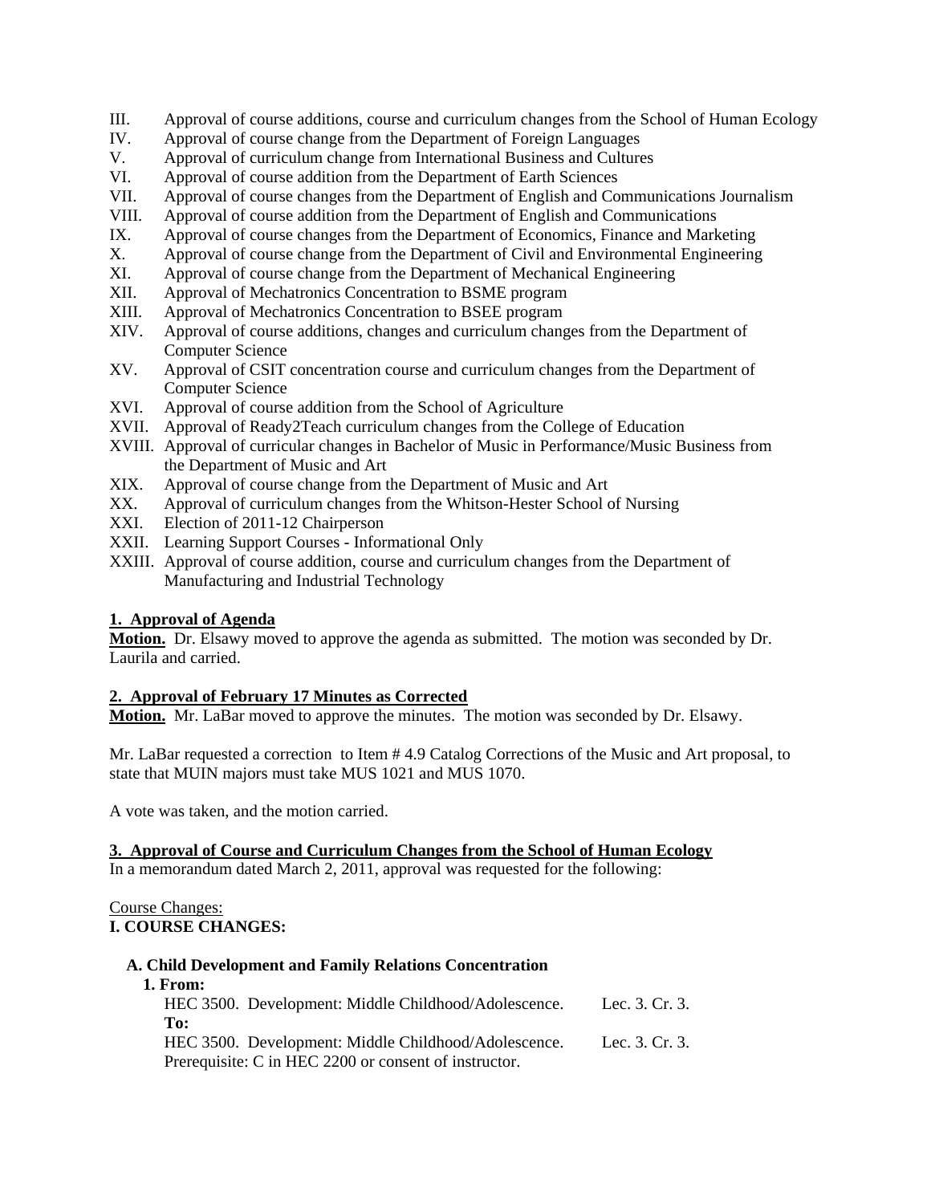III. Approval of course additions, course and curriculum changes from the School of Human Ecology
IV. Approval of course change from the Department of Foreign Languages
V. Approval of curriculum change from International Business and Cultures
VI. Approval of course addition from the Department of Earth Sciences
VII. Approval of course changes from the Department of English and Communications Journalism
VIII. Approval of course addition from the Department of English and Communications
IX. Approval of course changes from the Department of Economics, Finance and Marketing
X. Approval of course change from the Department of Civil and Environmental Engineering
XI. Approval of course change from the Department of Mechanical Engineering
XII. Approval of Mechatronics Concentration to BSME program
XIII. Approval of Mechatronics Concentration to BSEE program
XIV. Approval of course additions, changes and curriculum changes from the Department of Computer Science
XV. Approval of CSIT concentration course and curriculum changes from the Department of Computer Science
XVI. Approval of course addition from the School of Agriculture
XVII. Approval of Ready2Teach curriculum changes from the College of Education
XVIII. Approval of curricular changes in Bachelor of Music in Performance/Music Business from the Department of Music and Art
XIX. Approval of course change from the Department of Music and Art
XX. Approval of curriculum changes from the Whitson-Hester School of Nursing
XXI. Election of 2011-12 Chairperson
XXII. Learning Support Courses - Informational Only
XXIII. Approval of course addition, course and curriculum changes from the Department of Manufacturing and Industrial Technology

**1. Approval of Agenda**

**Motion.** Dr. Elsawy moved to approve the agenda as submitted. The motion was seconded by Dr. Laurila and carried.

**2. Approval of February 17 Minutes as Corrected**

**Motion.** Mr. LaBar moved to approve the minutes. The motion was seconded by Dr. Elsawy.

Mr. LaBar requested a correction to Item # 4.9 Catalog Corrections of the Music and Art proposal, to state that MUIN majors must take MUS 1021 and MUS 1070.

A vote was taken, and the motion carried.

**3. Approval of Course and Curriculum Changes from the School of Human Ecology**

In a memorandum dated March 2, 2011, approval was requested for the following:

Course Changes:

**I. COURSE CHANGES:**

**A. Child Development and Family Relations Concentration**

**1. From:**

HEC 3500. Development: Middle Childhood/Adolescence. Lec. 3. Cr. 3.

**To:**

HEC 3500. Development: Middle Childhood/Adolescence. Lec. 3. Cr. 3.
Prerequisite: C in HEC 2200 or consent of instructor.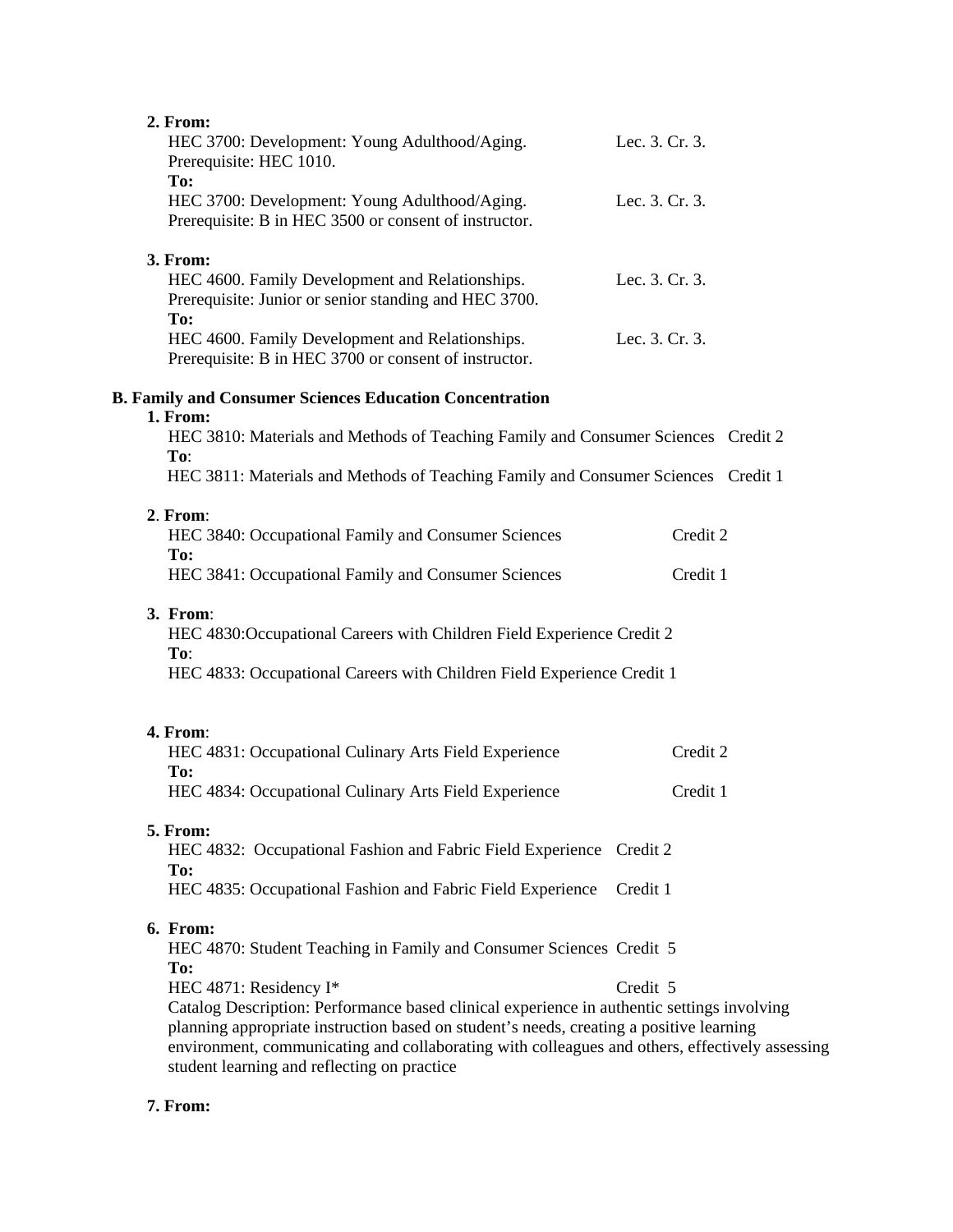**2. From:**

HEC 3700: Development: Young Adulthood/Aging. Lec. 3. Cr. 3.
Prerequisite: HEC 1010.

**To:**

HEC 3700: Development: Young Adulthood/Aging. Lec. 3. Cr. 3.
Prerequisite: B in HEC 3500 or consent of instructor.

**3. From:**

HEC 4600. Family Development and Relationships. Lec. 3. Cr. 3.
Prerequisite: Junior or senior standing and HEC 3700.

**To:**

HEC 4600. Family Development and Relationships. Lec. 3. Cr. 3.
Prerequisite: B in HEC 3700 or consent of instructor.

**B. Family and Consumer Sciences Education Concentration**

**1. From:**

HEC 3810: Materials and Methods of Teaching Family and Consumer Sciences Credit 2

**To**:

HEC 3811: Materials and Methods of Teaching Family and Consumer Sciences Credit 1

**2**. **From**:

HEC 3840: Occupational Family and Consumer Sciences Credit 2

**To:**

HEC 3841: Occupational Family and Consumer Sciences Credit 1

**3. From**:

HEC 4830:Occupational Careers with Children Field Experience Credit 2

**To**:

HEC 4833: Occupational Careers with Children Field Experience Credit 1

**4. From**:

HEC 4831: Occupational Culinary Arts Field Experience Credit 2

**To:**

HEC 4834: Occupational Culinary Arts Field Experience Credit 1

**5. From:**

HEC 4832: Occupational Fashion and Fabric Field Experience Credit 2

**To:**

HEC 4835: Occupational Fashion and Fabric Field Experience Credit 1

**6. From:**

HEC 4870: Student Teaching in Family and Consumer Sciences Credit 5

**To:**

HEC 4871: Residency I* Credit 5

Catalog Description: Performance based clinical experience in authentic settings involving planning appropriate instruction based on student's needs, creating a positive learning environment, communicating and collaborating with colleagues and others, effectively assessing student learning and reflecting on practice

**7. From:**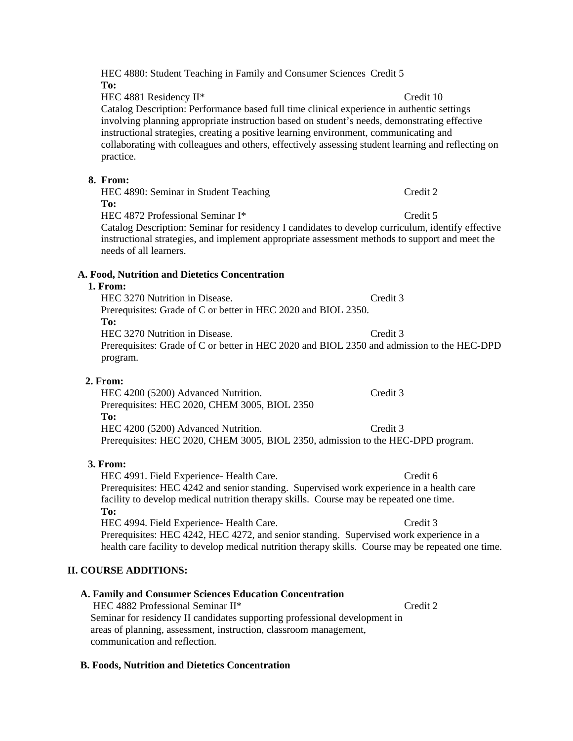HEC 4880: Student Teaching in Family and Consumer Sciences Credit 5

**To:**

HEC 4881 Residency II* Credit 10

Catalog Description: Performance based full time clinical experience in authentic settings involving planning appropriate instruction based on student's needs, demonstrating effective instructional strategies, creating a positive learning environment, communicating and collaborating with colleagues and others, effectively assessing student learning and reflecting on practice.

**8. From:**

HEC 4890: Seminar in Student Teaching Credit 2

**To:**

HEC 4872 Professional Seminar I* Credit 5

Catalog Description: Seminar for residency I candidates to develop curriculum, identify effective instructional strategies, and implement appropriate assessment methods to support and meet the needs of all learners.

**A. Food, Nutrition and Dietetics Concentration**

**1. From:**

HEC 3270 Nutrition in Disease. Credit 3

Prerequisites: Grade of C or better in HEC 2020 and BIOL 2350.

**To:**

HEC 3270 Nutrition in Disease. Credit 3

Prerequisites: Grade of C or better in HEC 2020 and BIOL 2350 and admission to the HEC-DPD program.

**2. From:**

HEC 4200 (5200) Advanced Nutrition. Credit 3

Prerequisites: HEC 2020, CHEM 3005, BIOL 2350

**To:**

HEC 4200 (5200) Advanced Nutrition. Credit 3

Prerequisites: HEC 2020, CHEM 3005, BIOL 2350, admission to the HEC-DPD program.

**3. From:**

HEC 4991. Field Experience- Health Care. Credit 6

Prerequisites: HEC 4242 and senior standing. Supervised work experience in a health care facility to develop medical nutrition therapy skills. Course may be repeated one time.

**To:**

HEC 4994. Field Experience- Health Care. Credit 3

Prerequisites: HEC 4242, HEC 4272, and senior standing. Supervised work experience in a health care facility to develop medical nutrition therapy skills. Course may be repeated one time.

## II. COURSE ADDITIONS:

**A. Family and Consumer Sciences Education Concentration**

HEC 4882 Professional Seminar II* Credit 2

Seminar for residency II candidates supporting professional development in areas of planning, assessment, instruction, classroom management, communication and reflection.

**B. Foods, Nutrition and Dietetics Concentration**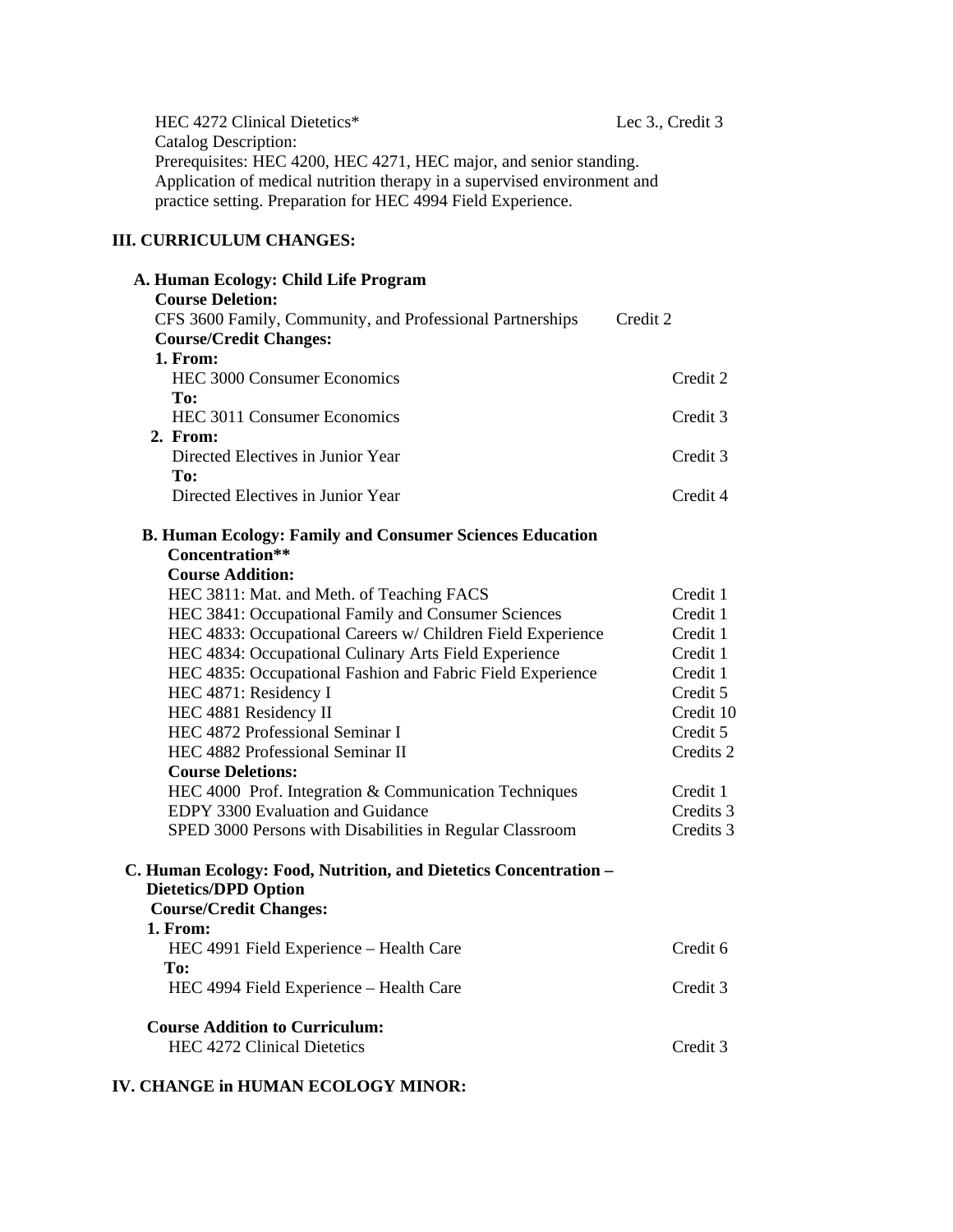HEC 4272 Clinical Dietetics* Lec 3., Credit 3

Catalog Description:

Prerequisites: HEC 4200, HEC 4271, HEC major, and senior standing. Application of medical nutrition therapy in a supervised environment and practice setting. Preparation for HEC 4994 Field Experience.

## III. CURRICULUM CHANGES:

### A. Human Ecology: Child Life Program

**Course Deletion:**

CFS 3600 Family, Community, and Professional Partnerships Credit 2

**Course/Credit Changes:**

**1. From:**

HEC 3000 Consumer Economics Credit 2

**To:**

HEC 3011 Consumer Economics Credit 3

**2. From:**

Directed Electives in Junior Year Credit 3

**To:**

Directed Electives in Junior Year Credit 4

### B. Human Ecology: Family and Consumer Sciences Education Concentration**

**Course Addition:**

| | |
|---|---|
| HEC 3811: Mat. and Meth. of Teaching FACS | Credit 1 |
| HEC 3841: Occupational Family and Consumer Sciences | Credit 1 |
| HEC 4833: Occupational Careers w/ Children Field Experience | Credit 1 |
| HEC 4834: Occupational Culinary Arts Field Experience | Credit 1 |
| HEC 4835: Occupational Fashion and Fabric Field Experience | Credit 1 |
| HEC 4871: Residency I | Credit 5 |
| HEC 4881 Residency II | Credit 10 |
| HEC 4872 Professional Seminar I | Credit 5 |
| HEC 4882 Professional Seminar II | Credits 2 |

**Course Deletions:**

| | |
|---|---|
| HEC 4000 Prof. Integration & Communication Techniques | Credit 1 |
| EDPY 3300 Evaluation and Guidance | Credits 3 |
| SPED 3000 Persons with Disabilities in Regular Classroom | Credits 3 |

### C. Human Ecology: Food, Nutrition, and Dietetics Concentration – Dietetics/DPD Option

**Course/Credit Changes:**

**1. From:**

HEC 4991 Field Experience – Health Care Credit 6

**To:**

HEC 4994 Field Experience – Health Care Credit 3

**Course Addition to Curriculum:**

HEC 4272 Clinical Dietetics Credit 3

## IV. CHANGE in HUMAN ECOLOGY MINOR: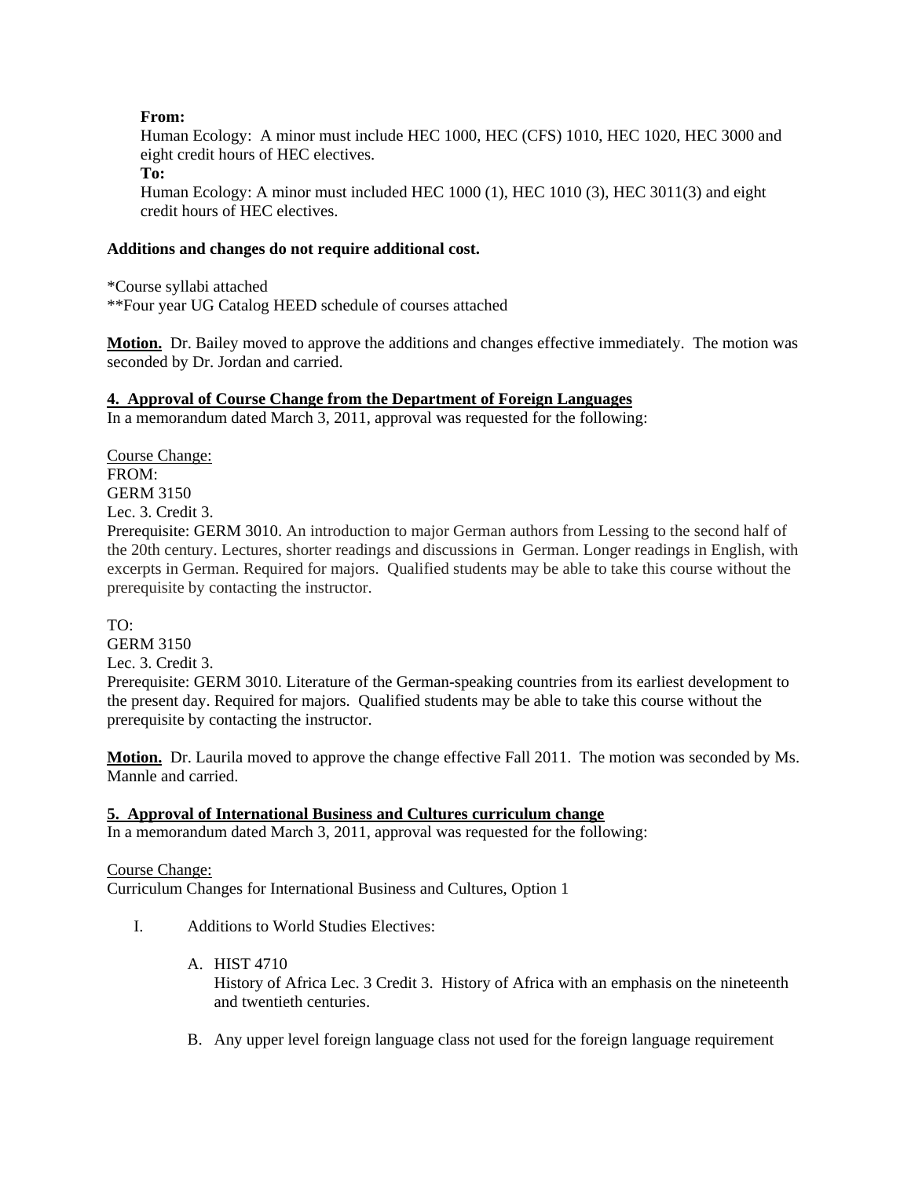**From:**
Human Ecology: A minor must include HEC 1000, HEC (CFS) 1010, HEC 1020, HEC 3000 and eight credit hours of HEC electives.
**To:**
Human Ecology: A minor must included HEC 1000 (1), HEC 1010 (3), HEC 3011(3) and eight credit hours of HEC electives.

**Additions and changes do not require additional cost.**

*Course syllabi attached
**Four year UG Catalog HEED schedule of courses attached

**Motion.** Dr. Bailey moved to approve the additions and changes effective immediately. The motion was seconded by Dr. Jordan and carried.

**4. Approval of Course Change from the Department of Foreign Languages**

In a memorandum dated March 3, 2011, approval was requested for the following:

Course Change:
FROM:
GERM 3150
Lec. 3. Credit 3.
Prerequisite: GERM 3010. An introduction to major German authors from Lessing to the second half of the 20th century. Lectures, shorter readings and discussions in German. Longer readings in English, with excerpts in German. Required for majors. Qualified students may be able to take this course without the prerequisite by contacting the instructor.

TO:
GERM 3150
Lec. 3. Credit 3.
Prerequisite: GERM 3010. Literature of the German-speaking countries from its earliest development to the present day. Required for majors. Qualified students may be able to take this course without the prerequisite by contacting the instructor.

**Motion.** Dr. Laurila moved to approve the change effective Fall 2011. The motion was seconded by Ms. Mannle and carried.

**5. Approval of International Business and Cultures curriculum change**

In a memorandum dated March 3, 2011, approval was requested for the following:

Course Change:
Curriculum Changes for International Business and Cultures, Option 1

I. Additions to World Studies Electives:

   A. HIST 4710
      History of Africa Lec. 3 Credit 3. History of Africa with an emphasis on the nineteenth and twentieth centuries.

   B. Any upper level foreign language class not used for the foreign language requirement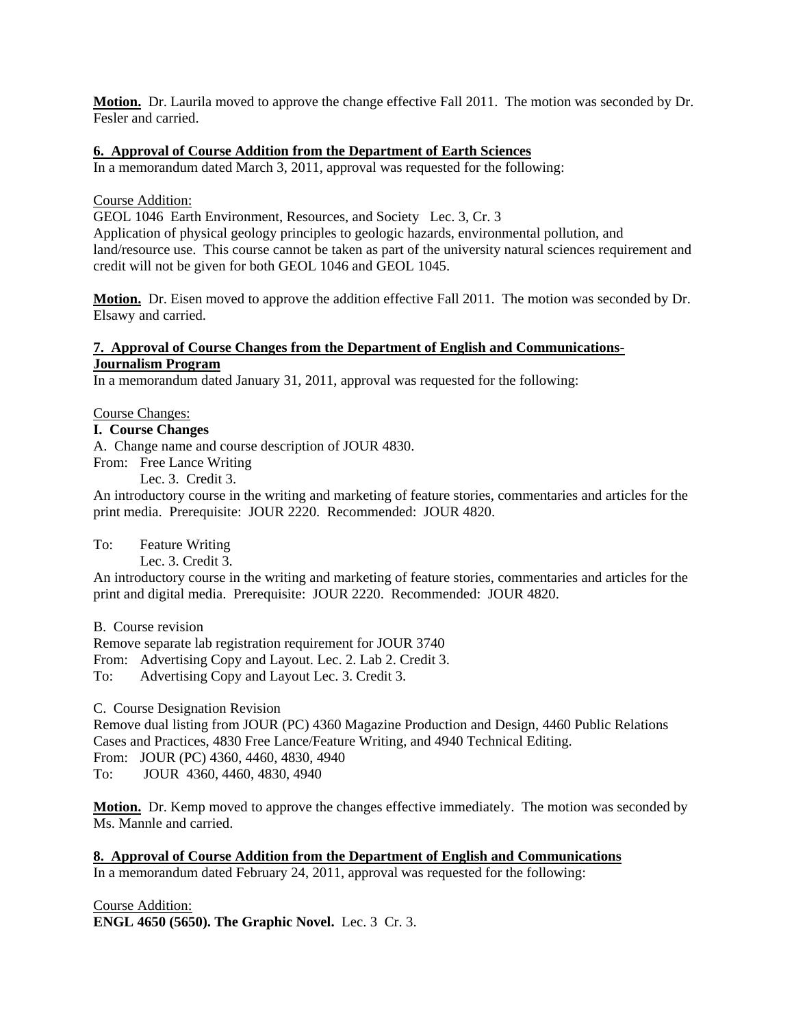**Motion.** Dr. Laurila moved to approve the change effective Fall 2011. The motion was seconded by Dr. Fesler and carried.

**6. Approval of Course Addition from the Department of Earth Sciences**

In a memorandum dated March 3, 2011, approval was requested for the following:

Course Addition:

GEOL 1046 Earth Environment, Resources, and Society Lec. 3, Cr. 3

Application of physical geology principles to geologic hazards, environmental pollution, and land/resource use. This course cannot be taken as part of the university natural sciences requirement and credit will not be given for both GEOL 1046 and GEOL 1045.

**Motion.** Dr. Eisen moved to approve the addition effective Fall 2011. The motion was seconded by Dr. Elsawy and carried.

**7. Approval of Course Changes from the Department of English and Communications-Journalism Program**

In a memorandum dated January 31, 2011, approval was requested for the following:

Course Changes:

**I. Course Changes**

A. Change name and course description of JOUR 4830.

From: Free Lance Writing
Lec. 3. Credit 3.

An introductory course in the writing and marketing of feature stories, commentaries and articles for the print media. Prerequisite: JOUR 2220. Recommended: JOUR 4820.

To: Feature Writing
Lec. 3. Credit 3.

An introductory course in the writing and marketing of feature stories, commentaries and articles for the print and digital media. Prerequisite: JOUR 2220. Recommended: JOUR 4820.

B. Course revision

Remove separate lab registration requirement for JOUR 3740

From: Advertising Copy and Layout. Lec. 2. Lab 2. Credit 3.

To: Advertising Copy and Layout Lec. 3. Credit 3.

C. Course Designation Revision

Remove dual listing from JOUR (PC) 4360 Magazine Production and Design, 4460 Public Relations Cases and Practices, 4830 Free Lance/Feature Writing, and 4940 Technical Editing.

From: JOUR (PC) 4360, 4460, 4830, 4940

To: JOUR 4360, 4460, 4830, 4940

**Motion.** Dr. Kemp moved to approve the changes effective immediately. The motion was seconded by Ms. Mannle and carried.

**8. Approval of Course Addition from the Department of English and Communications**

In a memorandum dated February 24, 2011, approval was requested for the following:

Course Addition:

**ENGL 4650 (5650). The Graphic Novel.** Lec. 3 Cr. 3.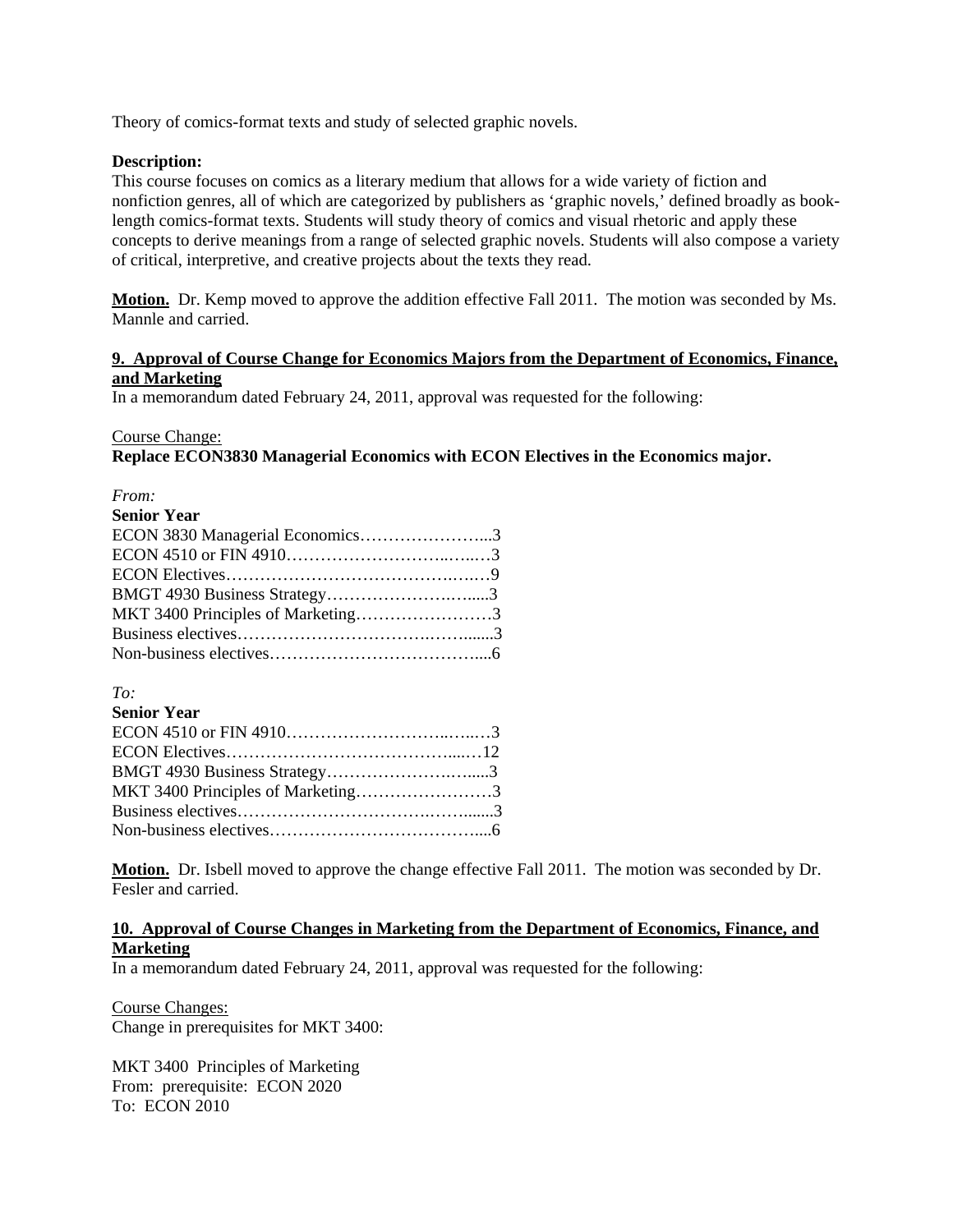Theory of comics-format texts and study of selected graphic novels.

**Description:**
This course focuses on comics as a literary medium that allows for a wide variety of fiction and nonfiction genres, all of which are categorized by publishers as 'graphic novels,' defined broadly as book-length comics-format texts. Students will study theory of comics and visual rhetoric and apply these concepts to derive meanings from a range of selected graphic novels. Students will also compose a variety of critical, interpretive, and creative projects about the texts they read.

**Motion.** Dr. Kemp moved to approve the addition effective Fall 2011. The motion was seconded by Ms. Mannle and carried.

**9. Approval of Course Change for Economics Majors from the Department of Economics, Finance, and Marketing**

In a memorandum dated February 24, 2011, approval was requested for the following:

Course Change:
**Replace ECON3830 Managerial Economics with ECON Electives in the Economics major.**

*From:*

**Senior Year**

ECON 3830 Managerial Economics…………………...3
ECON 4510 or FIN 4910…………………………3
ECON Electives……………………………………9
BMGT 4930 Business Strategy……………………3
MKT 3400 Principles of Marketing……………………3
Business electives……………………………………3
Non-business electives………………………………6

*To:*

**Senior Year**

ECON 4510 or FIN 4910…………………………3
ECON Electives……………………………………12
BMGT 4930 Business Strategy……………………3
MKT 3400 Principles of Marketing……………………3
Business electives……………………………………3
Non-business electives………………………………6

**Motion.** Dr. Isbell moved to approve the change effective Fall 2011. The motion was seconded by Dr. Fesler and carried.

**10. Approval of Course Changes in Marketing from the Department of Economics, Finance, and Marketing**

In a memorandum dated February 24, 2011, approval was requested for the following:

Course Changes:
Change in prerequisites for MKT 3400:

MKT 3400 Principles of Marketing
From: prerequisite: ECON 2020
To: ECON 2010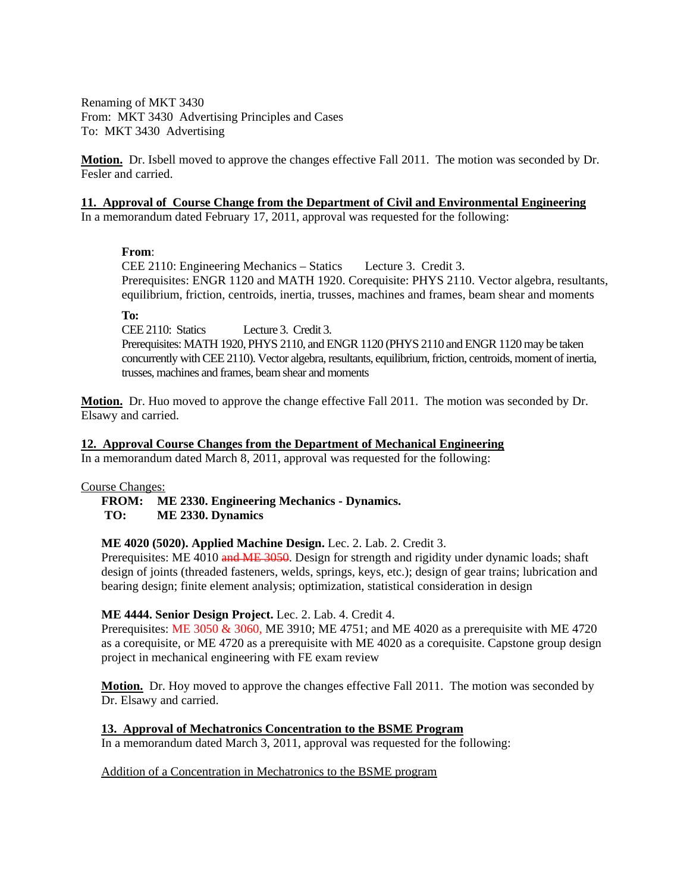Renaming of MKT 3430
From: MKT 3430 Advertising Principles and Cases
To: MKT 3430 Advertising

**Motion.** Dr. Isbell moved to approve the changes effective Fall 2011. The motion was seconded by Dr. Fesler and carried.

**11. Approval of Course Change from the Department of Civil and Environmental Engineering**

In a memorandum dated February 17, 2011, approval was requested for the following:

**From**:
CEE 2110: Engineering Mechanics – Statics Lecture 3. Credit 3.
Prerequisites: ENGR 1120 and MATH 1920. Corequisite: PHYS 2110. Vector algebra, resultants, equilibrium, friction, centroids, inertia, trusses, machines and frames, beam shear and moments

**To:**
CEE 2110: Statics Lecture 3. Credit 3.
Prerequisites: MATH 1920, PHYS 2110, and ENGR 1120 (PHYS 2110 and ENGR 1120 may be taken concurrently with CEE 2110). Vector algebra, resultants, equilibrium, friction, centroids, moment of inertia, trusses, machines and frames, beam shear and moments

**Motion.** Dr. Huo moved to approve the change effective Fall 2011. The motion was seconded by Dr. Elsawy and carried.

**12. Approval Course Changes from the Department of Mechanical Engineering**

In a memorandum dated March 8, 2011, approval was requested for the following:

Course Changes:

**FROM: ME 2330. Engineering Mechanics - Dynamics.**
**TO: ME 2330. Dynamics**

**ME 4020 (5020). Applied Machine Design.** Lec. 2. Lab. 2. Credit 3.
Prerequisites: ME 4010 ~~and ME 3050~~. Design for strength and rigidity under dynamic loads; shaft design of joints (threaded fasteners, welds, springs, keys, etc.); design of gear trains; lubrication and bearing design; finite element analysis; optimization, statistical consideration in design

**ME 4444. Senior Design Project.** Lec. 2. Lab. 4. Credit 4.
Prerequisites: ME 3050 & 3060, ME 3910; ME 4751; and ME 4020 as a prerequisite with ME 4720 as a corequisite, or ME 4720 as a prerequisite with ME 4020 as a corequisite. Capstone group design project in mechanical engineering with FE exam review

**Motion.** Dr. Hoy moved to approve the changes effective Fall 2011. The motion was seconded by Dr. Elsawy and carried.

**13. Approval of Mechatronics Concentration to the BSME Program**

In a memorandum dated March 3, 2011, approval was requested for the following:

Addition of a Concentration in Mechatronics to the BSME program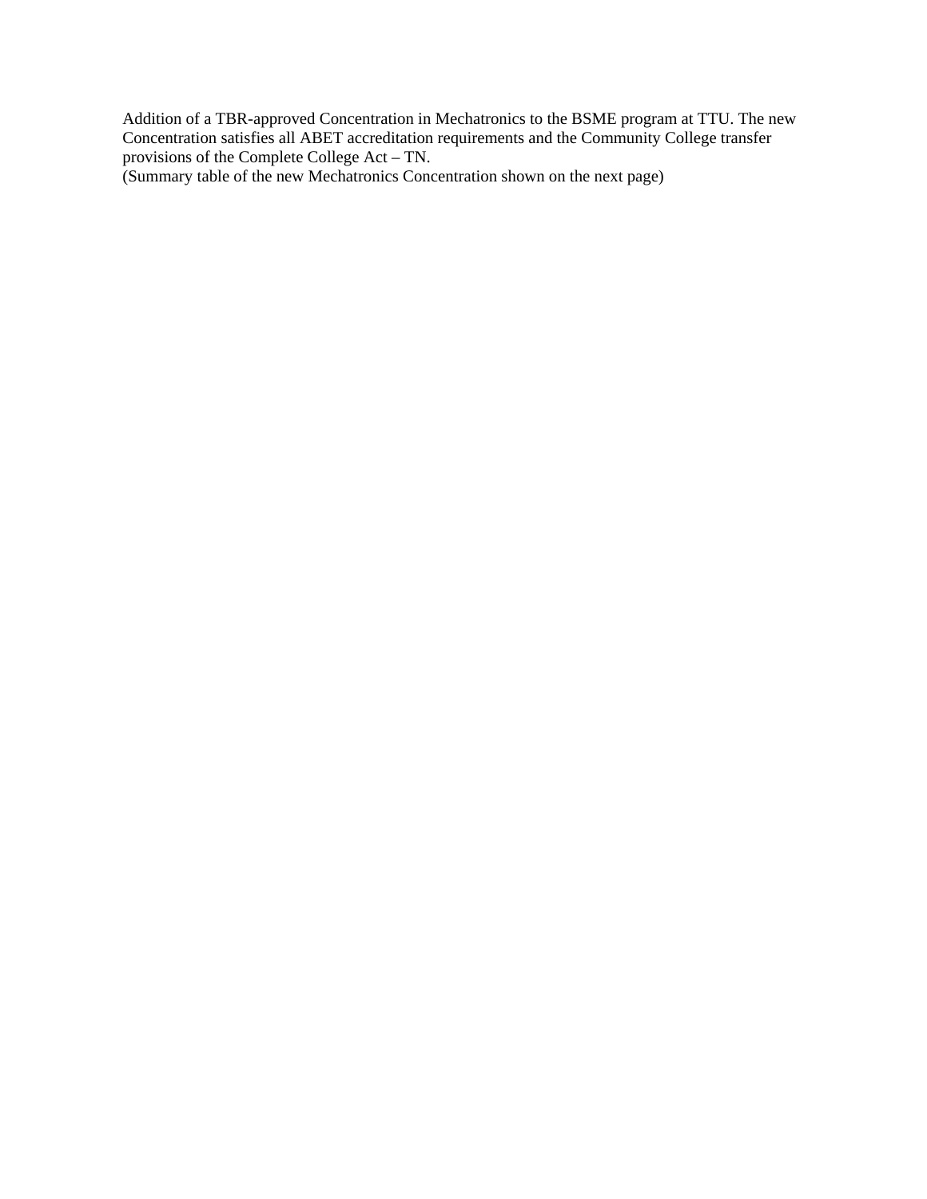Addition of a TBR-approved Concentration in Mechatronics to the BSME program at TTU. The new Concentration satisfies all ABET accreditation requirements and the Community College transfer provisions of the Complete College Act – TN.
(Summary table of the new Mechatronics Concentration shown on the next page)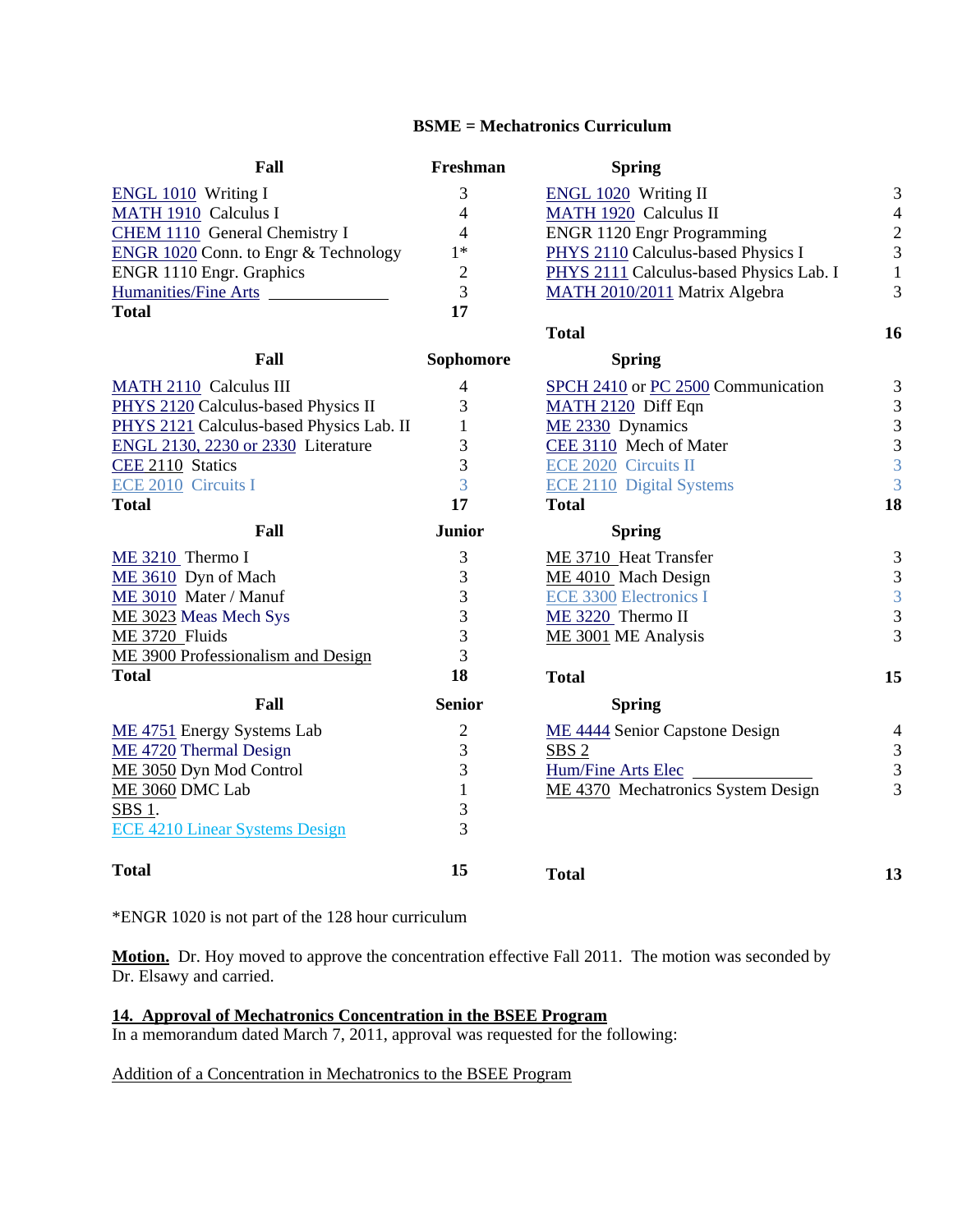## BSME = Mechatronics Curriculum

| Fall | Freshman | Spring | |
|---|---|---|---|
| ENGL 1010 Writing I | 3 | ENGL 1020 Writing II | 3 |
| MATH 1910 Calculus I | 4 | MATH 1920 Calculus II | 4 |
| CHEM 1110 General Chemistry I | 4 | ENGR 1120 Engr Programming | 2 |
| ENGR 1020 Conn. to Engr & Technology | 1* | PHYS 2110 Calculus-based Physics I | 3 |
| ENGR 1110 Engr. Graphics | 2 | PHYS 2111 Calculus-based Physics Lab. I | 1 |
| Humanities/Fine Arts ______________ | 3 | MATH 2010/2011 Matrix Algebra | 3 |
| **Total** | **17** | | |
| | | **Total** | **16** |
| **Fall** | **Sophomore** | **Spring** | |
| MATH 2110 Calculus III | 4 | SPCH 2410 or PC 2500 Communication | 3 |
| PHYS 2120 Calculus-based Physics II | 3 | MATH 2120 Diff Eqn | 3 |
| PHYS 2121 Calculus-based Physics Lab. II | 1 | ME 2330 Dynamics | 3 |
| ENGL 2130, 2230 or 2330 Literature | 3 | CEE 3110 Mech of Mater | 3 |
| CEE 2110 Statics | 3 | ECE 2020 Circuits II | 3 |
| ECE 2010 Circuits I | 3 | ECE 2110 Digital Systems | 3 |
| **Total** | **17** | **Total** | **18** |
| **Fall** | **Junior** | **Spring** | |
| ME 3210 Thermo I | 3 | ME 3710 Heat Transfer | 3 |
| ME 3610 Dyn of Mach | 3 | ME 4010 Mach Design | 3 |
| ME 3010 Mater / Manuf | 3 | ECE 3300 Electronics I | 3 |
| ME 3023 Meas Mech Sys | 3 | ME 3220 Thermo II | 3 |
| ME 3720 Fluids | 3 | ME 3001 ME Analysis | 3 |
| ME 3900 Professionalism and Design | 3 | | |
| **Total** | **18** | **Total** | **15** |
| **Fall** | **Senior** | **Spring** | |
| ME 4751 Energy Systems Lab | 2 | ME 4444 Senior Capstone Design | 4 |
| ME 4720 Thermal Design | 3 | SBS 2 | 3 |
| ME 3050 Dyn Mod Control | 3 | Hum/Fine Arts Elec ______________ | 3 |
| ME 3060 DMC Lab | 1 | ME 4370 Mechatronics System Design | 3 |
| SBS 1. | 3 | | |
| ECE 4210 Linear Systems Design | 3 | | |
| **Total** | **15** | **Total** | **13** |

*ENGR 1020 is not part of the 128 hour curriculum

**Motion.** Dr. Hoy moved to approve the concentration effective Fall 2011. The motion was seconded by Dr. Elsawy and carried.

**14. Approval of Mechatronics Concentration in the BSEE Program**

In a memorandum dated March 7, 2011, approval was requested for the following:

Addition of a Concentration in Mechatronics to the BSEE Program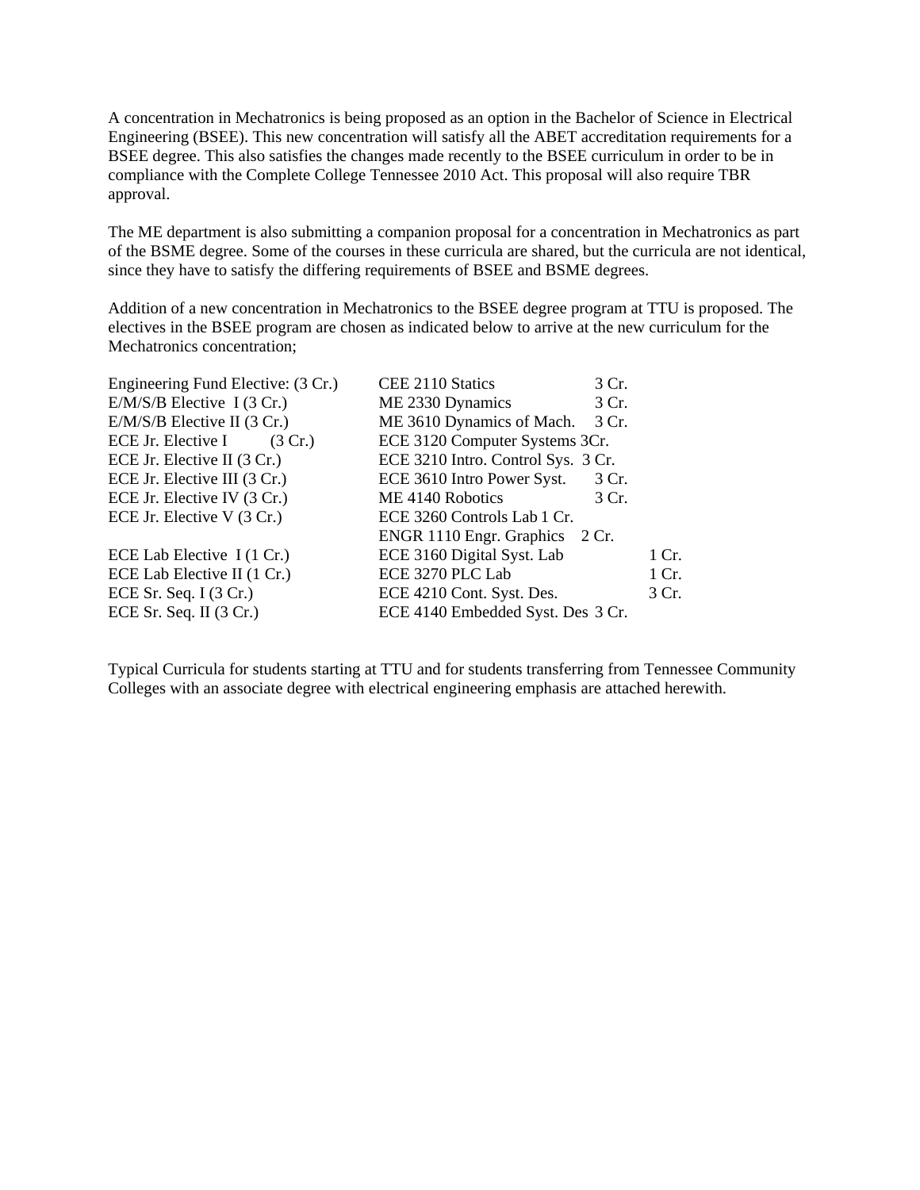A concentration in Mechatronics is being proposed as an option in the Bachelor of Science in Electrical Engineering (BSEE). This new concentration will satisfy all the ABET accreditation requirements for a BSEE degree. This also satisfies the changes made recently to the BSEE curriculum in order to be in compliance with the Complete College Tennessee 2010 Act. This proposal will also require TBR approval.

The ME department is also submitting a companion proposal for a concentration in Mechatronics as part of the BSME degree. Some of the courses in these curricula are shared, but the curricula are not identical, since they have to satisfy the differing requirements of BSEE and BSME degrees.

Addition of a new concentration in Mechatronics to the BSEE degree program at TTU is proposed. The electives in the BSEE program are chosen as indicated below to arrive at the new curriculum for the Mechatronics concentration;

| | | |
|---|---|---|
| Engineering Fund Elective: (3 Cr.) | CEE 2110 Statics | 3 Cr. |
| E/M/S/B Elective I (3 Cr.) | ME 2330 Dynamics | 3 Cr. |
| E/M/S/B Elective II (3 Cr.) | ME 3610 Dynamics of Mach. | 3 Cr. |
| ECE Jr. Elective I (3 Cr.) | ECE 3120 Computer Systems | 3Cr. |
| ECE Jr. Elective II (3 Cr.) | ECE 3210 Intro. Control Sys. | 3 Cr. |
| ECE Jr. Elective III (3 Cr.) | ECE 3610 Intro Power Syst. | 3 Cr. |
| ECE Jr. Elective IV (3 Cr.) | ME 4140 Robotics | 3 Cr. |
| ECE Jr. Elective V (3 Cr.) | ECE 3260 Controls Lab | 1 Cr. |
| | ENGR 1110 Engr. Graphics | 2 Cr. |
| ECE Lab Elective I (1 Cr.) | ECE 3160 Digital Syst. Lab | 1 Cr. |
| ECE Lab Elective II (1 Cr.) | ECE 3270 PLC Lab | 1 Cr. |
| ECE Sr. Seq. I (3 Cr.) | ECE 4210 Cont. Syst. Des. | 3 Cr. |
| ECE Sr. Seq. II (3 Cr.) | ECE 4140 Embedded Syst. Des | 3 Cr. |

Typical Curricula for students starting at TTU and for students transferring from Tennessee Community Colleges with an associate degree with electrical engineering emphasis are attached herewith.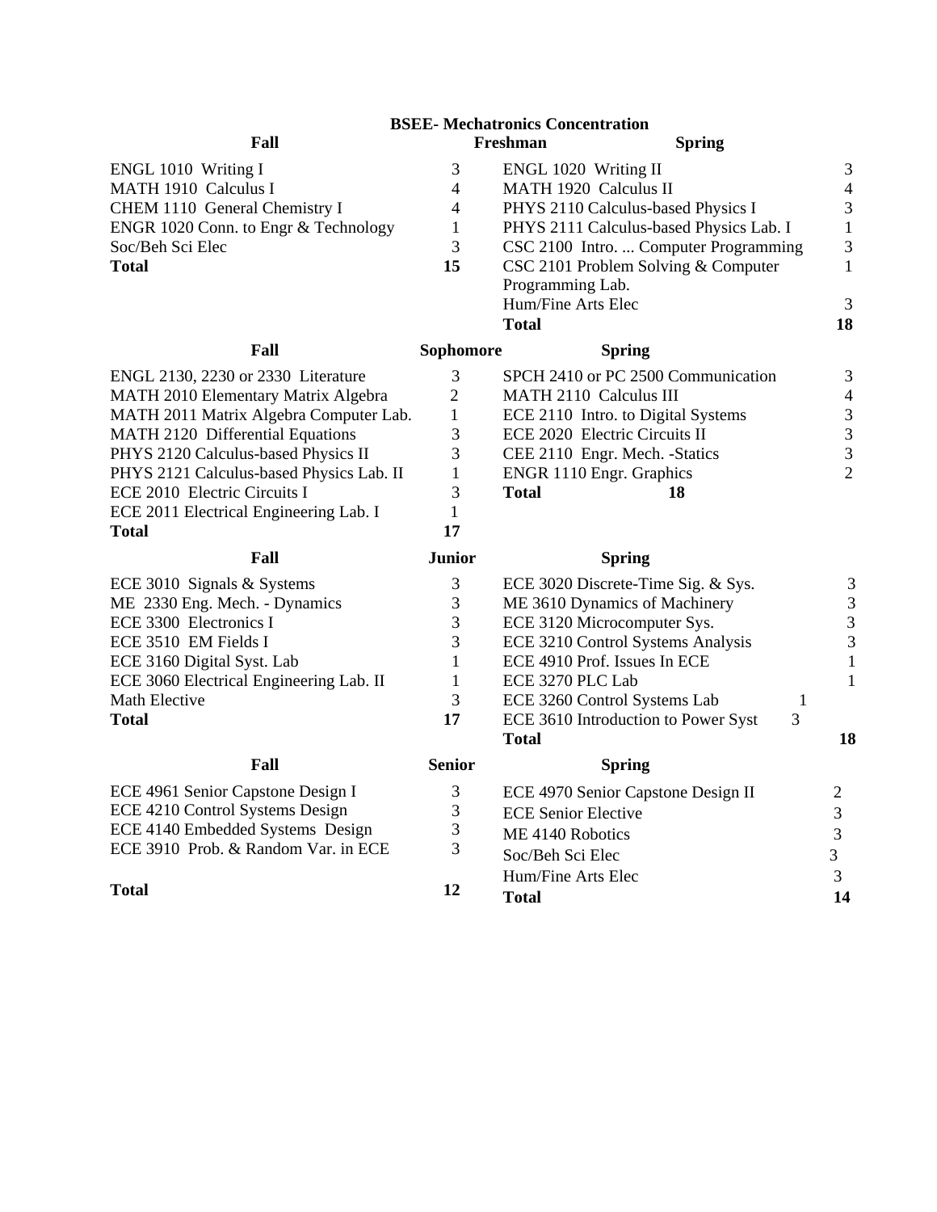**BSEE- Mechatronics Concentration**

**Freshman**

| Fall | | Spring | |
|---|---|---|---|
| ENGL 1010 Writing I | 3 | ENGL 1020 Writing II | 3 |
| MATH 1910 Calculus I | 4 | MATH 1920 Calculus II | 4 |
| CHEM 1110 General Chemistry I | 4 | PHYS 2110 Calculus-based Physics I | 3 |
| ENGR 1020 Conn. to Engr & Technology | 1 | PHYS 2111 Calculus-based Physics Lab. I | 1 |
| Soc/Beh Sci Elec | 3 | CSC 2100 Intro. ... Computer Programming | 3 |
| **Total** | **15** | CSC 2101 Problem Solving & Computer Programming Lab. | 1 |
| | | Hum/Fine Arts Elec | 3 |
| | | **Total** | **18** |

**Sophomore**

| Fall | | Spring | |
|---|---|---|---|
| ENGL 2130, 2230 or 2330 Literature | 3 | SPCH 2410 or PC 2500 Communication | 3 |
| MATH 2010 Elementary Matrix Algebra | 2 | MATH 2110 Calculus III | 4 |
| MATH 2011 Matrix Algebra Computer Lab. | 1 | ECE 2110 Intro. to Digital Systems | 3 |
| MATH 2120 Differential Equations | 3 | ECE 2020 Electric Circuits II | 3 |
| PHYS 2120 Calculus-based Physics II | 3 | CEE 2110 Engr. Mech. -Statics | 3 |
| PHYS 2121 Calculus-based Physics Lab. II | 1 | ENGR 1110 Engr. Graphics | 2 |
| ECE 2010 Electric Circuits I | 3 | **Total** | **18** |
| ECE 2011 Electrical Engineering Lab. I | 1 | | |
| **Total** | **17** | | |

**Junior**

| Fall | | Spring | |
|---|---|---|---|
| ECE 3010 Signals & Systems | 3 | ECE 3020 Discrete-Time Sig. & Sys. | 3 |
| ME 2330 Eng. Mech. - Dynamics | 3 | ME 3610 Dynamics of Machinery | 3 |
| ECE 3300 Electronics I | 3 | ECE 3120 Microcomputer Sys. | 3 |
| ECE 3510 EM Fields I | 3 | ECE 3210 Control Systems Analysis | 3 |
| ECE 3160 Digital Syst. Lab | 1 | ECE 4910 Prof. Issues In ECE | 1 |
| ECE 3060 Electrical Engineering Lab. II | 1 | ECE 3270 PLC Lab | 1 |
| Math Elective | 3 | ECE 3260 Control Systems Lab | 1 |
| **Total** | **17** | ECE 3610 Introduction to Power Syst | 3 |
| | | **Total** | **18** |

**Senior**

| Fall | | Spring | |
|---|---|---|---|
| ECE 4961 Senior Capstone Design I | 3 | ECE 4970 Senior Capstone Design II | 2 |
| ECE 4210 Control Systems Design | 3 | ECE Senior Elective | 3 |
| ECE 4140 Embedded Systems Design | 3 | ME 4140 Robotics | 3 |
| ECE 3910 Prob. & Random Var. in ECE | 3 | Soc/Beh Sci Elec | 3 |
| | | Hum/Fine Arts Elec | 3 |
| **Total** | **12** | **Total** | **14** |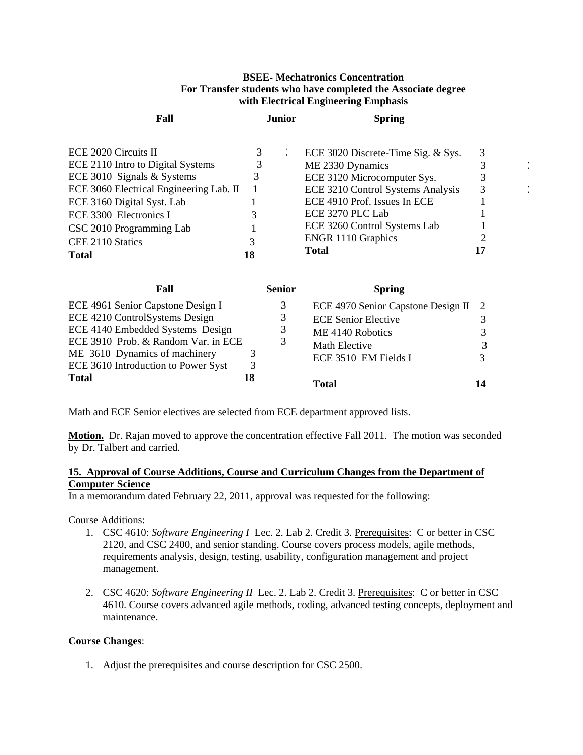**BSEE- Mechatronics Concentration**
**For Transfer students who have completed the Associate degree with Electrical Engineering Emphasis**

| Fall | | Junior | Spring | |
|---|---|---|---|---|
| ECE 2020 Circuits II | 3 | | ECE 3020 Discrete-Time Sig. & Sys. | 3 |
| ECE 2110 Intro to Digital Systems | 3 | | ME 2330 Dynamics | 3 |
| ECE 3010 Signals & Systems | 3 | | ECE 3120 Microcomputer Sys. | 3 |
| ECE 3060 Electrical Engineering Lab. II | 1 | | ECE 3210 Control Systems Analysis | 3 |
| ECE 3160 Digital Syst. Lab | 1 | | ECE 4910 Prof. Issues In ECE | 1 |
| ECE 3300 Electronics I | 3 | | ECE 3270 PLC Lab | 1 |
| CSC 2010 Programming Lab | 1 | | ECE 3260 Control Systems Lab | 1 |
| CEE 2110 Statics | 3 | | ENGR 1110 Graphics | 2 |
| **Total** | **18** | | **Total** | **17** |

| Fall | | Senior | Spring | |
|---|---|---|---|---|
| ECE 4961 Senior Capstone Design I | | 3 | ECE 4970 Senior Capstone Design II | 2 |
| ECE 4210 ControlSystems Design | | 3 | ECE Senior Elective | 3 |
| ECE 4140 Embedded Systems Design | | 3 | ME 4140 Robotics | 3 |
| ECE 3910 Prob. & Random Var. in ECE | | 3 | Math Elective | 3 |
| ME 3610 Dynamics of machinery | 3 | | ECE 3510 EM Fields I | 3 |
| ECE 3610 Introduction to Power Syst | 3 | | | |
| **Total** | **18** | | **Total** | **14** |

Math and ECE Senior electives are selected from ECE department approved lists.

**Motion.** Dr. Rajan moved to approve the concentration effective Fall 2011. The motion was seconded by Dr. Talbert and carried.

**15. Approval of Course Additions, Course and Curriculum Changes from the Department of Computer Science**

In a memorandum dated February 22, 2011, approval was requested for the following:

Course Additions:

1. CSC 4610: *Software Engineering I* Lec. 2. Lab 2. Credit 3. Prerequisites: C or better in CSC 2120, and CSC 2400, and senior standing. Course covers process models, agile methods, requirements analysis, design, testing, usability, configuration management and project management.

2. CSC 4620: *Software Engineering II* Lec. 2. Lab 2. Credit 3. Prerequisites: C or better in CSC 4610. Course covers advanced agile methods, coding, advanced testing concepts, deployment and maintenance.

**Course Changes**:

1. Adjust the prerequisites and course description for CSC 2500.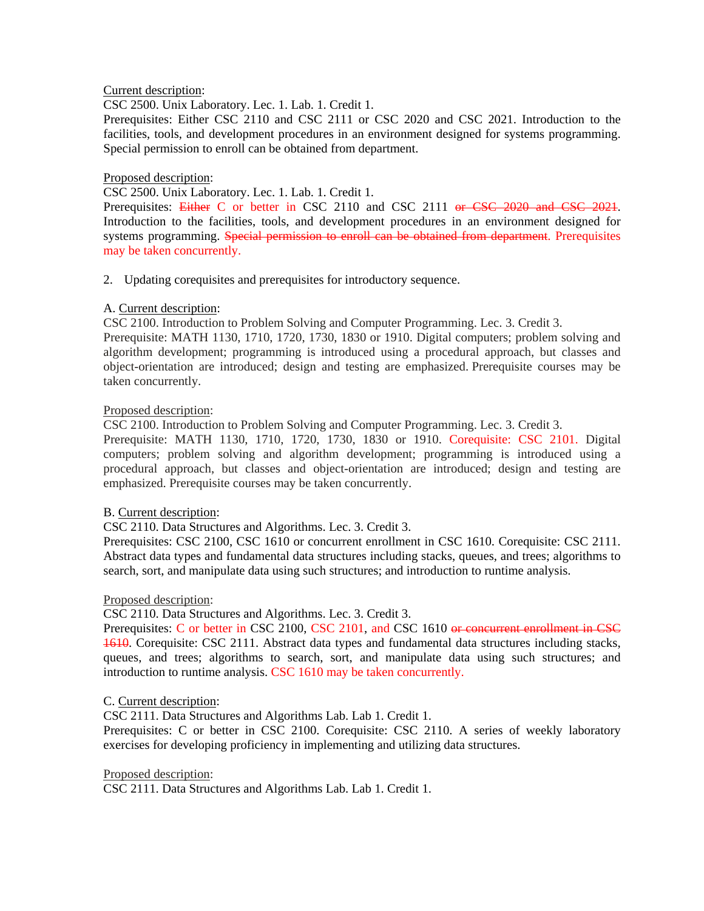Current description:
CSC 2500. Unix Laboratory. Lec. 1. Lab. 1. Credit 1.
Prerequisites: Either CSC 2110 and CSC 2111 or CSC 2020 and CSC 2021. Introduction to the facilities, tools, and development procedures in an environment designed for systems programming. Special permission to enroll can be obtained from department.

Proposed description:
CSC 2500. Unix Laboratory. Lec. 1. Lab. 1. Credit 1.
Prerequisites: ~~Either~~ C or better in CSC 2110 and CSC 2111 ~~or CSC 2020 and CSC 2021~~. Introduction to the facilities, tools, and development procedures in an environment designed for systems programming. ~~Special permission to enroll can be obtained from department~~. Prerequisites may be taken concurrently.

2. Updating corequisites and prerequisites for introductory sequence.

A. Current description:
CSC 2100. Introduction to Problem Solving and Computer Programming. Lec. 3. Credit 3.
Prerequisite: MATH 1130, 1710, 1720, 1730, 1830 or 1910. Digital computers; problem solving and algorithm development; programming is introduced using a procedural approach, but classes and object-orientation are introduced; design and testing are emphasized. Prerequisite courses may be taken concurrently.

Proposed description:
CSC 2100. Introduction to Problem Solving and Computer Programming. Lec. 3. Credit 3.
Prerequisite: MATH 1130, 1710, 1720, 1730, 1830 or 1910. Corequisite: CSC 2101. Digital computers; problem solving and algorithm development; programming is introduced using a procedural approach, but classes and object-orientation are introduced; design and testing are emphasized. Prerequisite courses may be taken concurrently.

B. Current description:
CSC 2110. Data Structures and Algorithms. Lec. 3. Credit 3.
Prerequisites: CSC 2100, CSC 1610 or concurrent enrollment in CSC 1610. Corequisite: CSC 2111. Abstract data types and fundamental data structures including stacks, queues, and trees; algorithms to search, sort, and manipulate data using such structures; and introduction to runtime analysis.

Proposed description:
CSC 2110. Data Structures and Algorithms. Lec. 3. Credit 3.
Prerequisites: C or better in CSC 2100, CSC 2101, and CSC 1610 ~~or concurrent enrollment in CSC 1610~~. Corequisite: CSC 2111. Abstract data types and fundamental data structures including stacks, queues, and trees; algorithms to search, sort, and manipulate data using such structures; and introduction to runtime analysis. CSC 1610 may be taken concurrently.

C. Current description:
CSC 2111. Data Structures and Algorithms Lab. Lab 1. Credit 1.
Prerequisites: C or better in CSC 2100. Corequisite: CSC 2110. A series of weekly laboratory exercises for developing proficiency in implementing and utilizing data structures.

Proposed description:
CSC 2111. Data Structures and Algorithms Lab. Lab 1. Credit 1.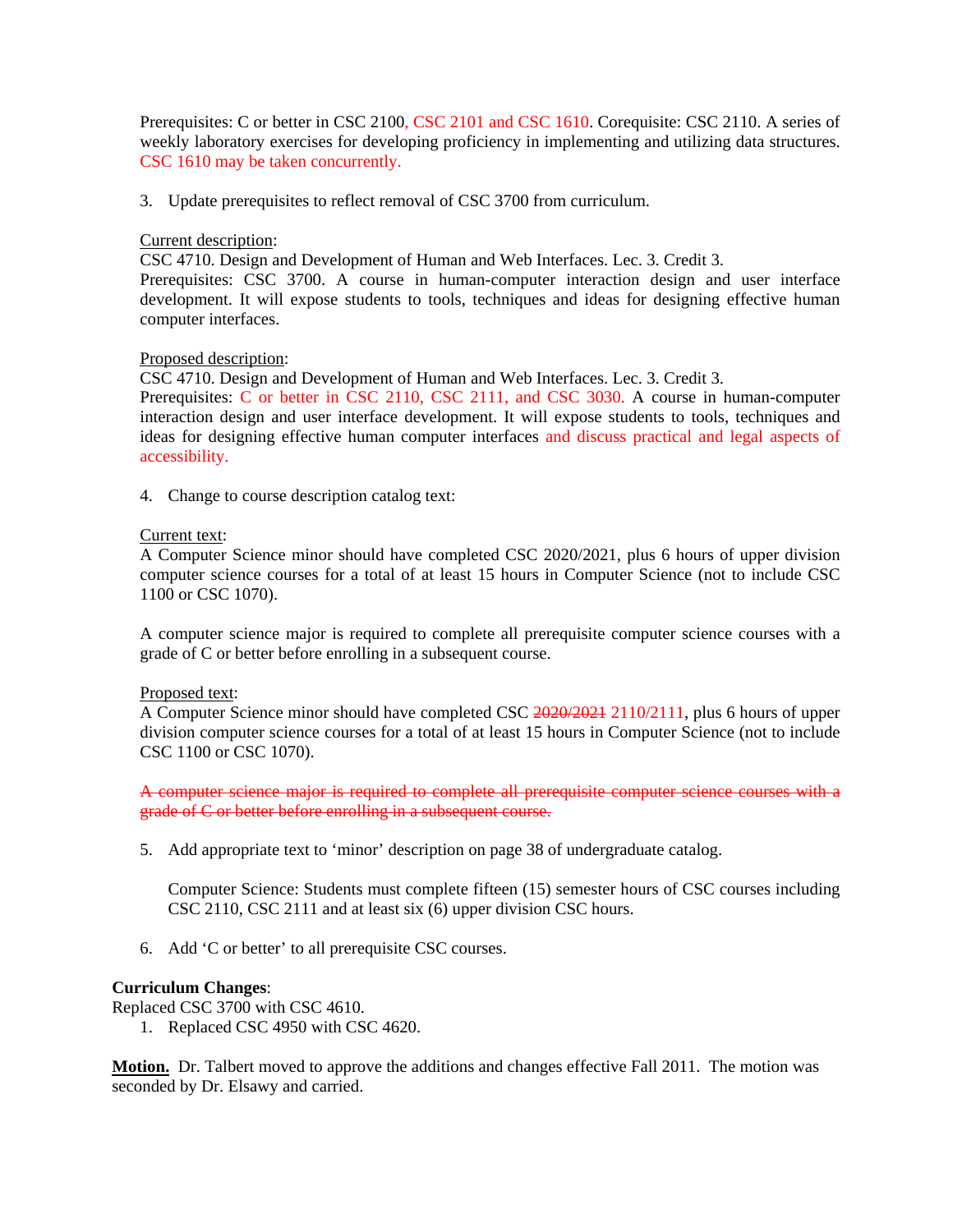Prerequisites: C or better in CSC 2100, CSC 2101 and CSC 1610. Corequisite: CSC 2110. A series of weekly laboratory exercises for developing proficiency in implementing and utilizing data structures. CSC 1610 may be taken concurrently.

3. Update prerequisites to reflect removal of CSC 3700 from curriculum.

<u>Current description</u>:
CSC 4710. Design and Development of Human and Web Interfaces. Lec. 3. Credit 3.
Prerequisites: CSC 3700. A course in human-computer interaction design and user interface development. It will expose students to tools, techniques and ideas for designing effective human computer interfaces.

<u>Proposed description</u>:
CSC 4710. Design and Development of Human and Web Interfaces. Lec. 3. Credit 3.
Prerequisites: C or better in CSC 2110, CSC 2111, and CSC 3030. A course in human-computer interaction design and user interface development. It will expose students to tools, techniques and ideas for designing effective human computer interfaces and discuss practical and legal aspects of accessibility.

4. Change to course description catalog text:

<u>Current text</u>:
A Computer Science minor should have completed CSC 2020/2021, plus 6 hours of upper division computer science courses for a total of at least 15 hours in Computer Science (not to include CSC 1100 or CSC 1070).

A computer science major is required to complete all prerequisite computer science courses with a grade of C or better before enrolling in a subsequent course.

<u>Proposed text</u>:
A Computer Science minor should have completed CSC ~~2020/2021~~ 2110/2111, plus 6 hours of upper division computer science courses for a total of at least 15 hours in Computer Science (not to include CSC 1100 or CSC 1070).

~~A computer science major is required to complete all prerequisite computer science courses with a grade of C or better before enrolling in a subsequent course.~~

5. Add appropriate text to 'minor' description on page 38 of undergraduate catalog.

   Computer Science: Students must complete fifteen (15) semester hours of CSC courses including CSC 2110, CSC 2111 and at least six (6) upper division CSC hours.

6. Add 'C or better' to all prerequisite CSC courses.

**Curriculum Changes**:
Replaced CSC 3700 with CSC 4610.

1. Replaced CSC 4950 with CSC 4620.

**<u>Motion.</u>** Dr. Talbert moved to approve the additions and changes effective Fall 2011. The motion was seconded by Dr. Elsawy and carried.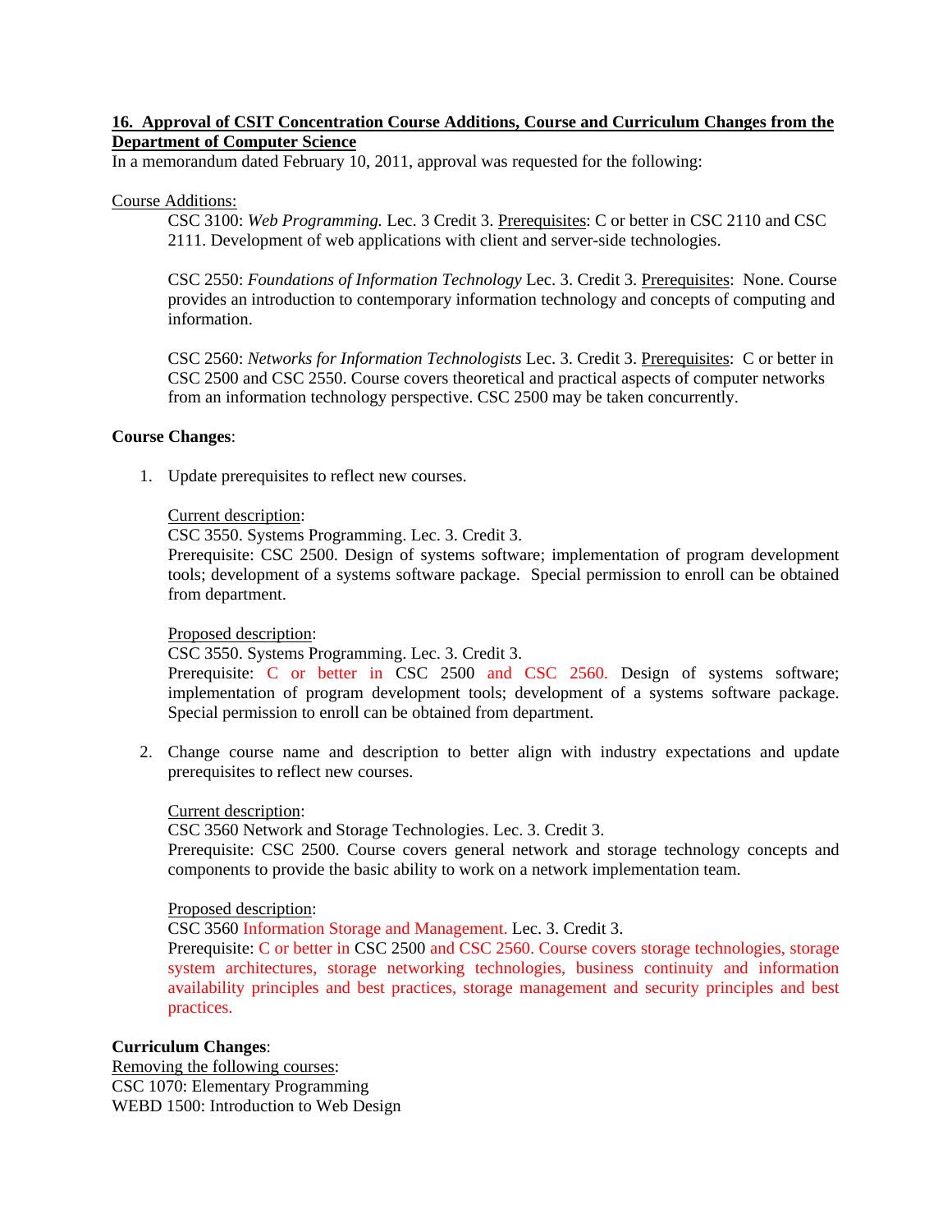**16. Approval of CSIT Concentration Course Additions, Course and Curriculum Changes from the Department of Computer Science**

In a memorandum dated February 10, 2011, approval was requested for the following:

Course Additions:

CSC 3100: *Web Programming.* Lec. 3 Credit 3. Prerequisites: C or better in CSC 2110 and CSC 2111. Development of web applications with client and server-side technologies.

CSC 2550: *Foundations of Information Technology* Lec. 3. Credit 3. Prerequisites: None. Course provides an introduction to contemporary information technology and concepts of computing and information.

CSC 2560: *Networks for Information Technologists* Lec. 3. Credit 3. Prerequisites: C or better in CSC 2500 and CSC 2550. Course covers theoretical and practical aspects of computer networks from an information technology perspective. CSC 2500 may be taken concurrently.

**Course Changes**:

1. Update prerequisites to reflect new courses.

   Current description:
   CSC 3550. Systems Programming. Lec. 3. Credit 3.
   Prerequisite: CSC 2500. Design of systems software; implementation of program development tools; development of a systems software package. Special permission to enroll can be obtained from department.

   Proposed description:
   CSC 3550. Systems Programming. Lec. 3. Credit 3.
   Prerequisite: C or better in CSC 2500 and CSC 2560. Design of systems software; implementation of program development tools; development of a systems software package. Special permission to enroll can be obtained from department.

2. Change course name and description to better align with industry expectations and update prerequisites to reflect new courses.

   Current description:
   CSC 3560 Network and Storage Technologies. Lec. 3. Credit 3.
   Prerequisite: CSC 2500. Course covers general network and storage technology concepts and components to provide the basic ability to work on a network implementation team.

   Proposed description:
   CSC 3560 Information Storage and Management. Lec. 3. Credit 3.
   Prerequisite: C or better in CSC 2500 and CSC 2560. Course covers storage technologies, storage system architectures, storage networking technologies, business continuity and information availability principles and best practices, storage management and security principles and best practices.

**Curriculum Changes**:

Removing the following courses:
CSC 1070: Elementary Programming
WEBD 1500: Introduction to Web Design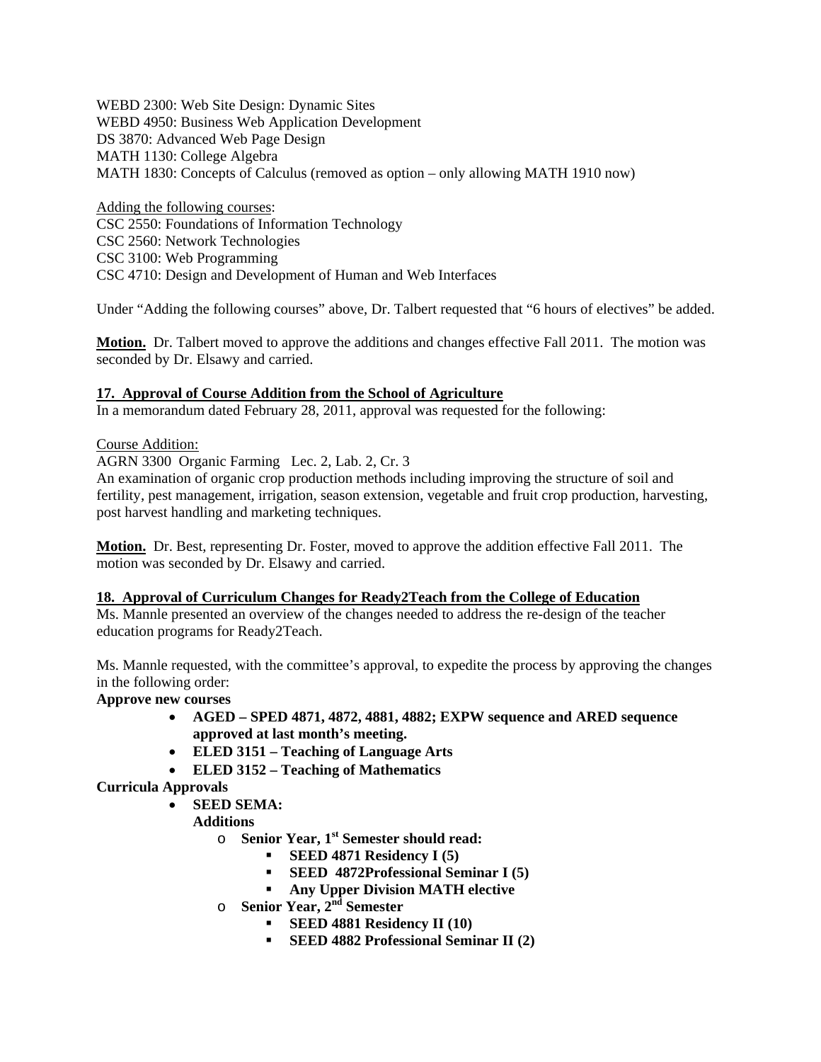WEBD 2300: Web Site Design: Dynamic Sites
WEBD 4950: Business Web Application Development
DS 3870: Advanced Web Page Design
MATH 1130: College Algebra
MATH 1830: Concepts of Calculus (removed as option – only allowing MATH 1910 now)

Adding the following courses:
CSC 2550: Foundations of Information Technology
CSC 2560: Network Technologies
CSC 3100: Web Programming
CSC 4710: Design and Development of Human and Web Interfaces

Under "Adding the following courses" above, Dr. Talbert requested that "6 hours of electives" be added.

**Motion.** Dr. Talbert moved to approve the additions and changes effective Fall 2011. The motion was seconded by Dr. Elsawy and carried.

**17. Approval of Course Addition from the School of Agriculture**

In a memorandum dated February 28, 2011, approval was requested for the following:

Course Addition:
AGRN 3300 Organic Farming Lec. 2, Lab. 2, Cr. 3
An examination of organic crop production methods including improving the structure of soil and fertility, pest management, irrigation, season extension, vegetable and fruit crop production, harvesting, post harvest handling and marketing techniques.

**Motion.** Dr. Best, representing Dr. Foster, moved to approve the addition effective Fall 2011. The motion was seconded by Dr. Elsawy and carried.

**18. Approval of Curriculum Changes for Ready2Teach from the College of Education**

Ms. Mannle presented an overview of the changes needed to address the re-design of the teacher education programs for Ready2Teach.

Ms. Mannle requested, with the committee's approval, to expedite the process by approving the changes in the following order:

**Approve new courses**

- **AGED – SPED 4871, 4872, 4881, 4882; EXPW sequence and ARED sequence approved at last month's meeting.**
- **ELED 3151 – Teaching of Language Arts**
- **ELED 3152 – Teaching of Mathematics**

**Curricula Approvals**

- **SEED SEMA:**
  **Additions**
  - **Senior Year, 1st Semester should read:**
    - **SEED 4871 Residency I (5)**
    - **SEED 4872Professional Seminar I (5)**
    - **Any Upper Division MATH elective**
  - **Senior Year, 2nd Semester**
    - **SEED 4881 Residency II (10)**
    - **SEED 4882 Professional Seminar II (2)**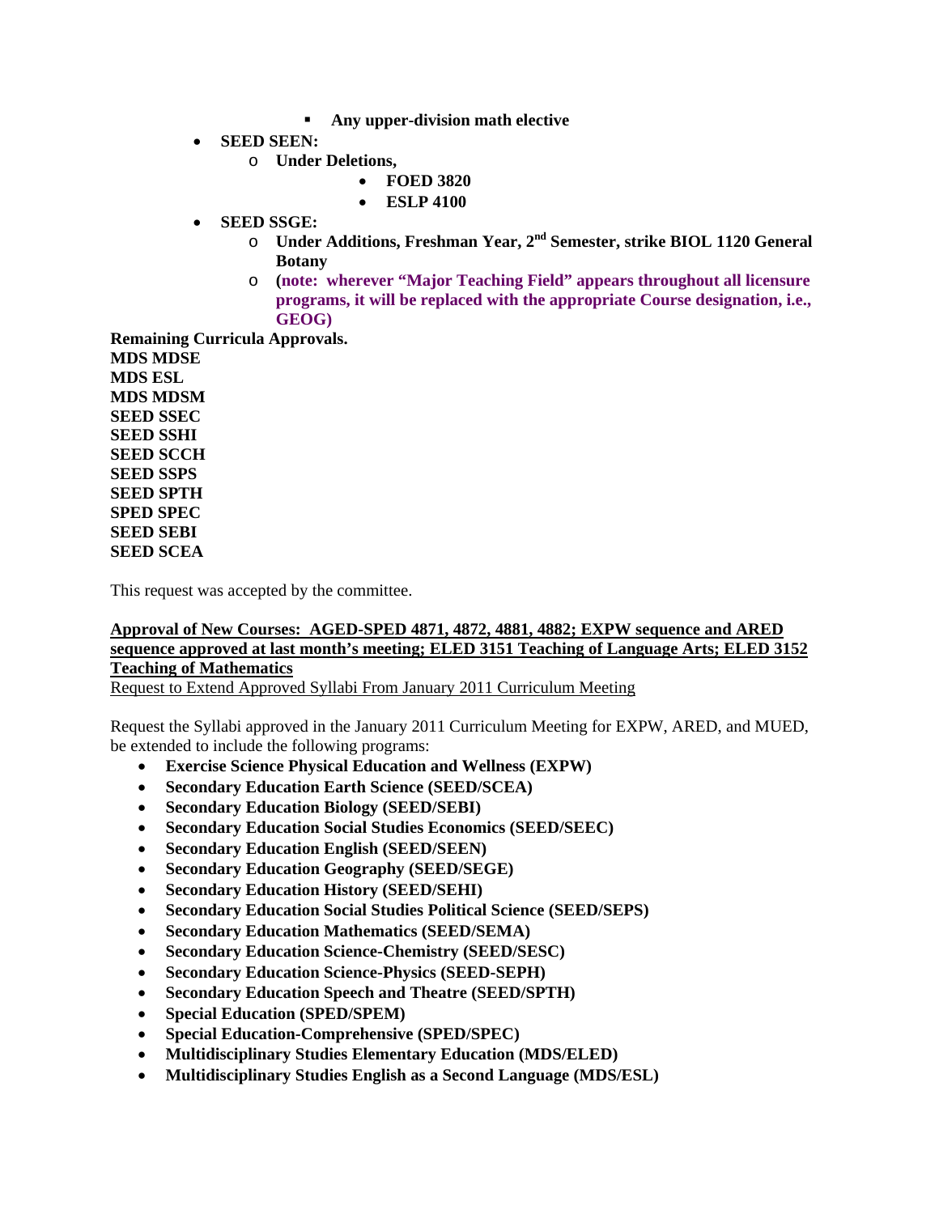- **Any upper-division math elective**
- **SEED SEEN:**
  - **Under Deletions,**
    - **FOED 3820**
    - **ESLP 4100**
- **SEED SSGE:**
  - **Under Additions, Freshman Year, 2nd Semester, strike BIOL 1120 General Botany**
  - **(note: wherever "Major Teaching Field" appears throughout all licensure programs, it will be replaced with the appropriate Course designation, i.e., GEOG)**

**Remaining Curricula Approvals.**
**MDS MDSE**
**MDS ESL**
**MDS MDSM**
**SEED SSEC**
**SEED SSHI**
**SEED SCCH**
**SEED SSPS**
**SEED SPTH**
**SPED SPEC**
**SEED SEBI**
**SEED SCEA**

This request was accepted by the committee.

**Approval of New Courses: AGED-SPED 4871, 4872, 4881, 4882; EXPW sequence and ARED sequence approved at last month's meeting; ELED 3151 Teaching of Language Arts; ELED 3152 Teaching of Mathematics**

Request to Extend Approved Syllabi From January 2011 Curriculum Meeting

Request the Syllabi approved in the January 2011 Curriculum Meeting for EXPW, ARED, and MUED, be extended to include the following programs:

- **Exercise Science Physical Education and Wellness (EXPW)**
- **Secondary Education Earth Science (SEED/SCEA)**
- **Secondary Education Biology (SEED/SEBI)**
- **Secondary Education Social Studies Economics (SEED/SEEC)**
- **Secondary Education English (SEED/SEEN)**
- **Secondary Education Geography (SEED/SEGE)**
- **Secondary Education History (SEED/SEHI)**
- **Secondary Education Social Studies Political Science (SEED/SEPS)**
- **Secondary Education Mathematics (SEED/SEMA)**
- **Secondary Education Science-Chemistry (SEED/SESC)**
- **Secondary Education Science-Physics (SEED-SEPH)**
- **Secondary Education Speech and Theatre (SEED/SPTH)**
- **Special Education (SPED/SPEM)**
- **Special Education-Comprehensive (SPED/SPEC)**
- **Multidisciplinary Studies Elementary Education (MDS/ELED)**
- **Multidisciplinary Studies English as a Second Language (MDS/ESL)**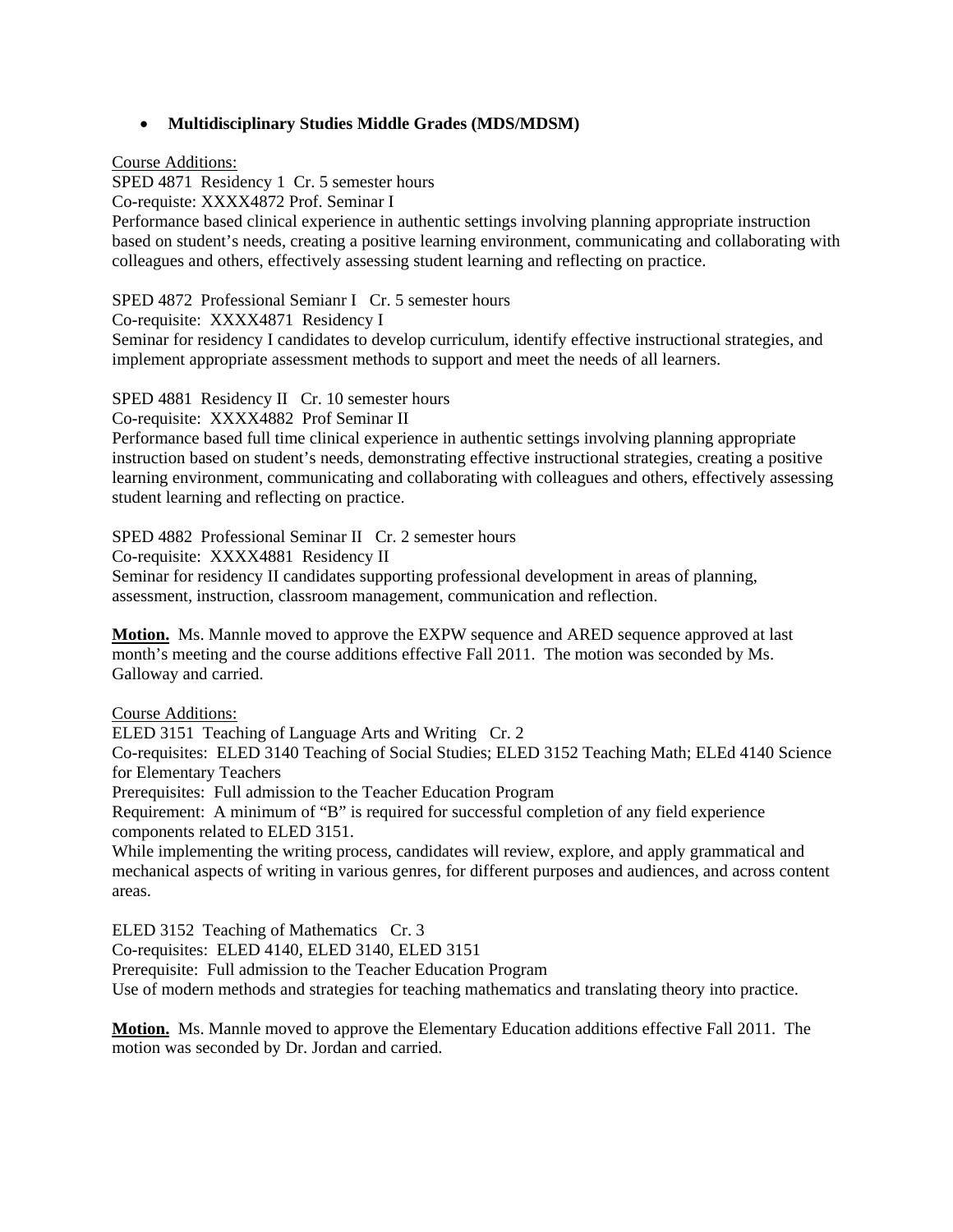- **Multidisciplinary Studies Middle Grades (MDS/MDSM)**

Course Additions:

SPED 4871 Residency 1 Cr. 5 semester hours
Co-requiste: XXXX4872 Prof. Seminar I
Performance based clinical experience in authentic settings involving planning appropriate instruction based on student's needs, creating a positive learning environment, communicating and collaborating with colleagues and others, effectively assessing student learning and reflecting on practice.

SPED 4872 Professional Semianr I Cr. 5 semester hours
Co-requisite: XXXX4871 Residency I
Seminar for residency I candidates to develop curriculum, identify effective instructional strategies, and implement appropriate assessment methods to support and meet the needs of all learners.

SPED 4881 Residency II Cr. 10 semester hours
Co-requisite: XXXX4882 Prof Seminar II
Performance based full time clinical experience in authentic settings involving planning appropriate instruction based on student's needs, demonstrating effective instructional strategies, creating a positive learning environment, communicating and collaborating with colleagues and others, effectively assessing student learning and reflecting on practice.

SPED 4882 Professional Seminar II Cr. 2 semester hours
Co-requisite: XXXX4881 Residency II
Seminar for residency II candidates supporting professional development in areas of planning, assessment, instruction, classroom management, communication and reflection.

**Motion.** Ms. Mannle moved to approve the EXPW sequence and ARED sequence approved at last month's meeting and the course additions effective Fall 2011. The motion was seconded by Ms. Galloway and carried.

Course Additions:

ELED 3151 Teaching of Language Arts and Writing Cr. 2
Co-requisites: ELED 3140 Teaching of Social Studies; ELED 3152 Teaching Math; ELEd 4140 Science for Elementary Teachers
Prerequisites: Full admission to the Teacher Education Program
Requirement: A minimum of "B" is required for successful completion of any field experience components related to ELED 3151.
While implementing the writing process, candidates will review, explore, and apply grammatical and mechanical aspects of writing in various genres, for different purposes and audiences, and across content areas.

ELED 3152 Teaching of Mathematics Cr. 3
Co-requisites: ELED 4140, ELED 3140, ELED 3151
Prerequisite: Full admission to the Teacher Education Program
Use of modern methods and strategies for teaching mathematics and translating theory into practice.

**Motion.** Ms. Mannle moved to approve the Elementary Education additions effective Fall 2011. The motion was seconded by Dr. Jordan and carried.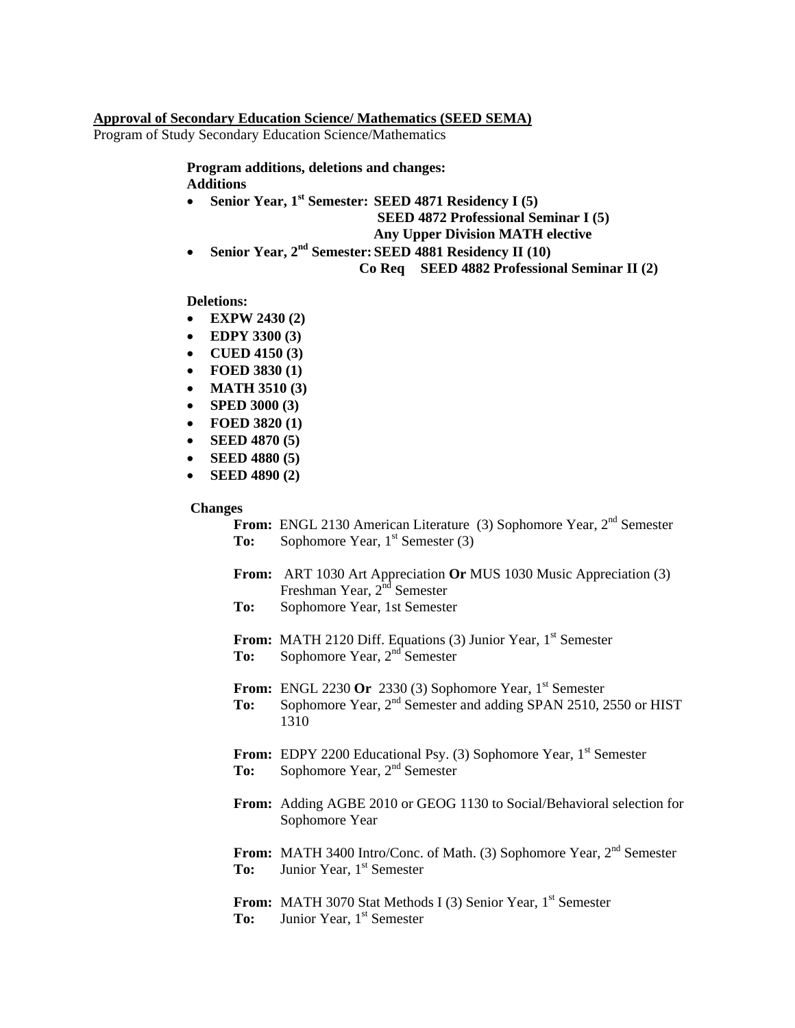**Approval of Secondary Education Science/ Mathematics (SEED SEMA)**

Program of Study Secondary Education Science/Mathematics

**Program additions, deletions and changes:**

**Additions**

- **Senior Year, 1st Semester: SEED 4871 Residency I (5)**
  **SEED 4872 Professional Seminar I (5)**
  **Any Upper Division MATH elective**
- **Senior Year, 2nd Semester: SEED 4881 Residency II (10)**
  **Co Req SEED 4882 Professional Seminar II (2)**

**Deletions:**

- **EXPW 2430 (2)**
- **EDPY 3300 (3)**
- **CUED 4150 (3)**
- **FOED 3830 (1)**
- **MATH 3510 (3)**
- **SPED 3000 (3)**
- **FOED 3820 (1)**
- **SEED 4870 (5)**
- **SEED 4880 (5)**
- **SEED 4890 (2)**

**Changes**

**From:** ENGL 2130 American Literature (3) Sophomore Year, 2nd Semester
**To:** Sophomore Year, 1st Semester (3)

**From:** ART 1030 Art Appreciation **Or** MUS 1030 Music Appreciation (3) Freshman Year, 2nd Semester
**To:** Sophomore Year, 1st Semester

**From:** MATH 2120 Diff. Equations (3) Junior Year, 1st Semester
**To:** Sophomore Year, 2nd Semester

**From:** ENGL 2230 **Or** 2330 (3) Sophomore Year, 1st Semester
**To:** Sophomore Year, 2nd Semester and adding SPAN 2510, 2550 or HIST 1310

**From:** EDPY 2200 Educational Psy. (3) Sophomore Year, 1st Semester
**To:** Sophomore Year, 2nd Semester

**From:** Adding AGBE 2010 or GEOG 1130 to Social/Behavioral selection for Sophomore Year

**From:** MATH 3400 Intro/Conc. of Math. (3) Sophomore Year, 2nd Semester
**To:** Junior Year, 1st Semester

**From:** MATH 3070 Stat Methods I (3) Senior Year, 1st Semester
**To:** Junior Year, 1st Semester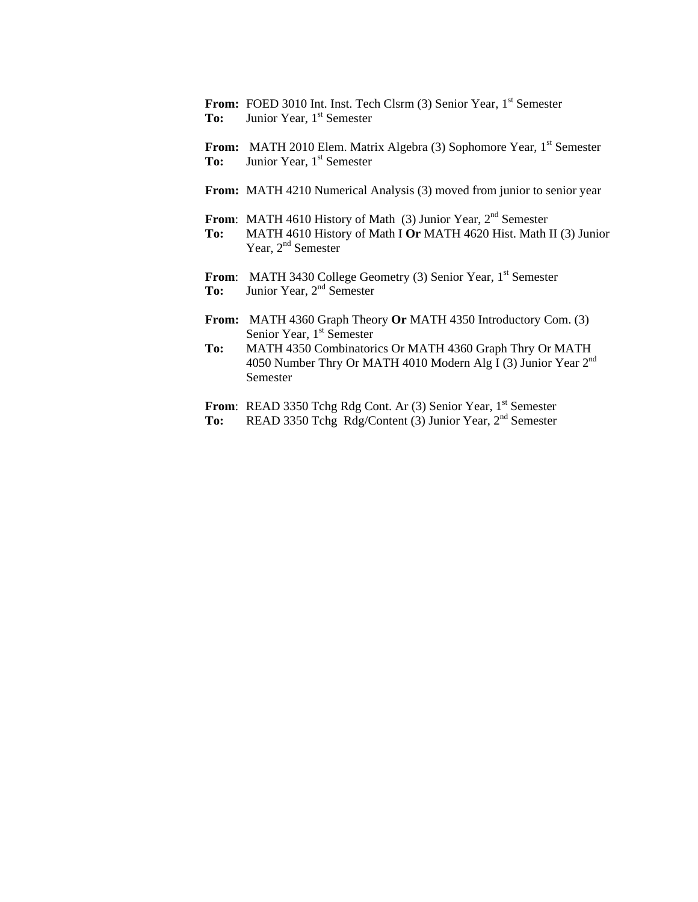**From:** FOED 3010 Int. Inst. Tech Clsrm (3) Senior Year, 1st Semester
**To:** Junior Year, 1st Semester

**From:** MATH 2010 Elem. Matrix Algebra (3) Sophomore Year, 1st Semester
**To:** Junior Year, 1st Semester

**From:** MATH 4210 Numerical Analysis (3) moved from junior to senior year

**From**: MATH 4610 History of Math (3) Junior Year, 2nd Semester
**To:** MATH 4610 History of Math I **Or** MATH 4620 Hist. Math II (3) Junior Year, 2nd Semester

**From**: MATH 3430 College Geometry (3) Senior Year, 1st Semester
**To:** Junior Year, 2nd Semester

**From:** MATH 4360 Graph Theory **Or** MATH 4350 Introductory Com. (3) Senior Year, 1st Semester
**To:** MATH 4350 Combinatorics Or MATH 4360 Graph Thry Or MATH 4050 Number Thry Or MATH 4010 Modern Alg I (3) Junior Year 2nd Semester

**From**: READ 3350 Tchg Rdg Cont. Ar (3) Senior Year, 1st Semester
**To:** READ 3350 Tchg Rdg/Content (3) Junior Year, 2nd Semester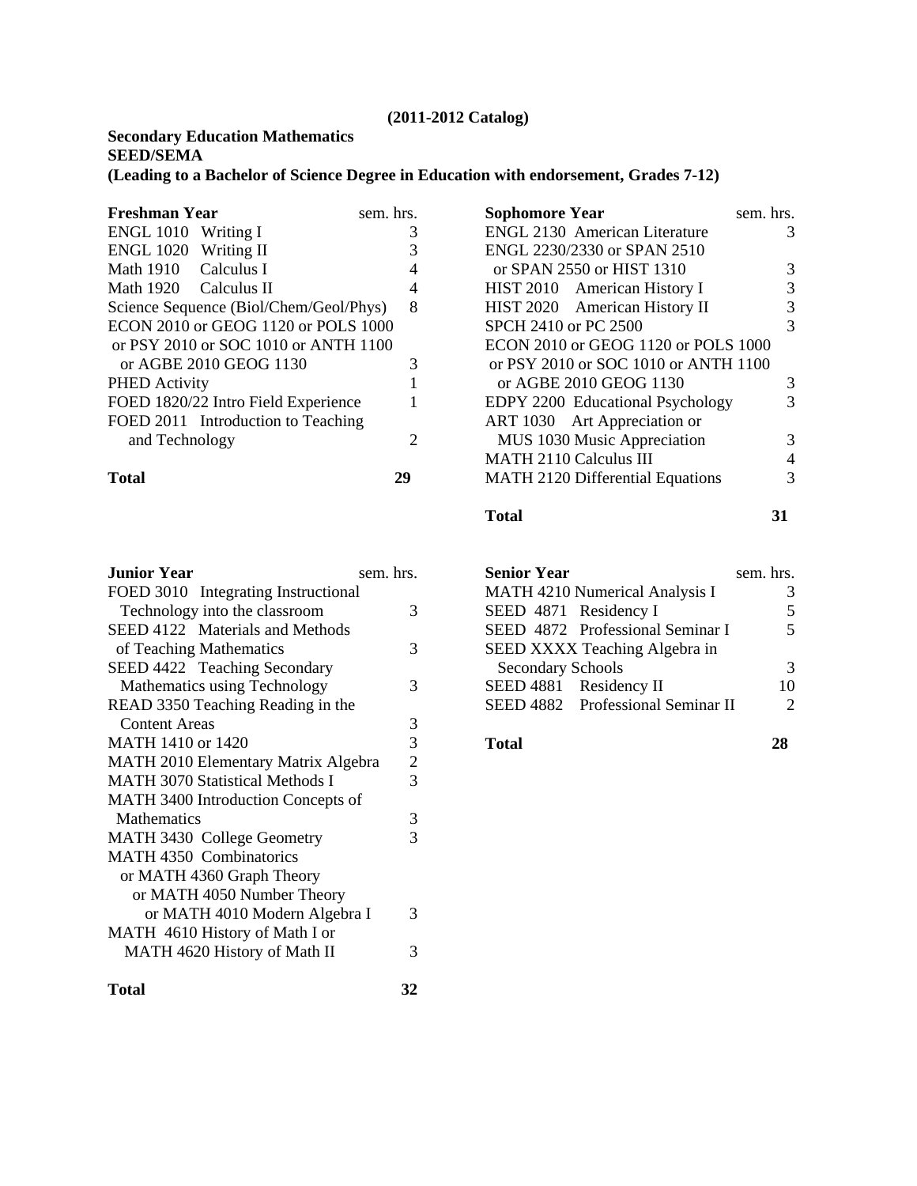**(2011-2012 Catalog)**

**Secondary Education Mathematics**
**SEED/SEMA**
**(Leading to a Bachelor of Science Degree in Education with endorsement, Grades 7-12)**

| **Freshman Year** | sem. hrs. |
|---|---|
| ENGL 1010 Writing I | 3 |
| ENGL 1020 Writing II | 3 |
| Math 1910 Calculus I | 4 |
| Math 1920 Calculus II | 4 |
| Science Sequence (Biol/Chem/Geol/Phys) | 8 |
| ECON 2010 or GEOG 1120 or POLS 1000 or PSY 2010 or SOC 1010 or ANTH 1100 or AGBE 2010 GEOG 1130 | 3 |
| PHED Activity | 1 |
| FOED 1820/22 Intro Field Experience | 1 |
| FOED 2011 Introduction to Teaching and Technology | 2 |
| **Total** | **29** |

| **Sophomore Year** | sem. hrs. |
|---|---|
| ENGL 2130 American Literature | 3 |
| ENGL 2230/2330 or SPAN 2510 or SPAN 2550 or HIST 1310 | 3 |
| HIST 2010 American History I | 3 |
| HIST 2020 American History II | 3 |
| SPCH 2410 or PC 2500 | 3 |
| ECON 2010 or GEOG 1120 or POLS 1000 or PSY 2010 or SOC 1010 or ANTH 1100 or AGBE 2010 GEOG 1130 | 3 |
| EDPY 2200 Educational Psychology | 3 |
| ART 1030 Art Appreciation or MUS 1030 Music Appreciation | 3 |
| MATH 2110 Calculus III | 4 |
| MATH 2120 Differential Equations | 3 |
| **Total** | **31** |

| **Junior Year** | sem. hrs. |
|---|---|
| FOED 3010 Integrating Instructional Technology into the classroom | 3 |
| SEED 4122 Materials and Methods of Teaching Mathematics | 3 |
| SEED 4422 Teaching Secondary Mathematics using Technology | 3 |
| READ 3350 Teaching Reading in the Content Areas | 3 |
| MATH 1410 or 1420 | 3 |
| MATH 2010 Elementary Matrix Algebra | 2 |
| MATH 3070 Statistical Methods I | 3 |
| MATH 3400 Introduction Concepts of Mathematics | 3 |
| MATH 3430 College Geometry | 3 |
| MATH 4350 Combinatorics or MATH 4360 Graph Theory or MATH 4050 Number Theory or MATH 4010 Modern Algebra I | 3 |
| MATH 4610 History of Math I or MATH 4620 History of Math II | 3 |
| **Total** | **32** |

| **Senior Year** | sem. hrs. |
|---|---|
| MATH 4210 Numerical Analysis I | 3 |
| SEED 4871 Residency I | 5 |
| SEED 4872 Professional Seminar I | 5 |
| SEED XXXX Teaching Algebra in Secondary Schools | 3 |
| SEED 4881 Residency II | 10 |
| SEED 4882 Professional Seminar II | 2 |
| **Total** | **28** |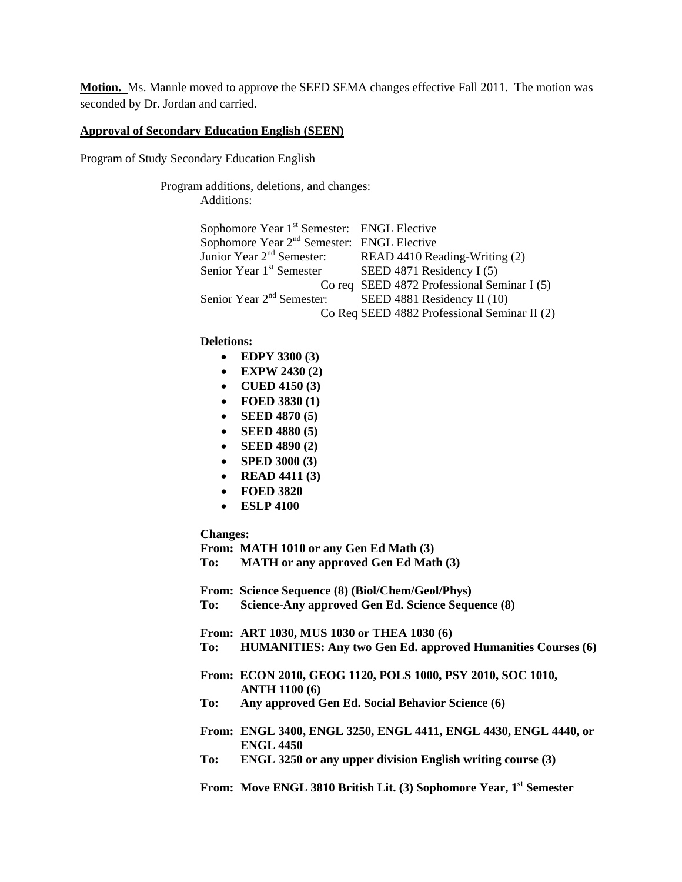**Motion.** Ms. Mannle moved to approve the SEED SEMA changes effective Fall 2011. The motion was seconded by Dr. Jordan and carried.

**Approval of Secondary Education English (SEEN)**

Program of Study Secondary Education English

Program additions, deletions, and changes:

Additions:

| | | |
|---|---|---|
| Sophomore Year 1st Semester: | | ENGL Elective |
| Sophomore Year 2nd Semester: | | ENGL Elective |
| Junior Year 2nd Semester: | | READ 4410 Reading-Writing (2) |
| Senior Year 1st Semester | | SEED 4871 Residency I (5) |
| | Co req | SEED 4872 Professional Seminar I (5) |
| Senior Year 2nd Semester: | | SEED 4881 Residency II (10) |
| | Co Req | SEED 4882 Professional Seminar II (2) |

**Deletions:**

- **EDPY 3300 (3)**
- **EXPW 2430 (2)**
- **CUED 4150 (3)**
- **FOED 3830 (1)**
- **SEED 4870 (5)**
- **SEED 4880 (5)**
- **SEED 4890 (2)**
- **SPED 3000 (3)**
- **READ 4411 (3)**
- **FOED 3820**
- **ESLP 4100**

**Changes:**

**From: MATH 1010 or any Gen Ed Math (3)**
**To: MATH or any approved Gen Ed Math (3)**

**From: Science Sequence (8) (Biol/Chem/Geol/Phys)**
**To: Science-Any approved Gen Ed. Science Sequence (8)**

**From: ART 1030, MUS 1030 or THEA 1030 (6)**
**To: HUMANITIES: Any two Gen Ed. approved Humanities Courses (6)**

**From: ECON 2010, GEOG 1120, POLS 1000, PSY 2010, SOC 1010, ANTH 1100 (6)**
**To: Any approved Gen Ed. Social Behavior Science (6)**

**From: ENGL 3400, ENGL 3250, ENGL 4411, ENGL 4430, ENGL 4440, or ENGL 4450**
**To: ENGL 3250 or any upper division English writing course (3)**

**From: Move ENGL 3810 British Lit. (3) Sophomore Year, 1st Semester**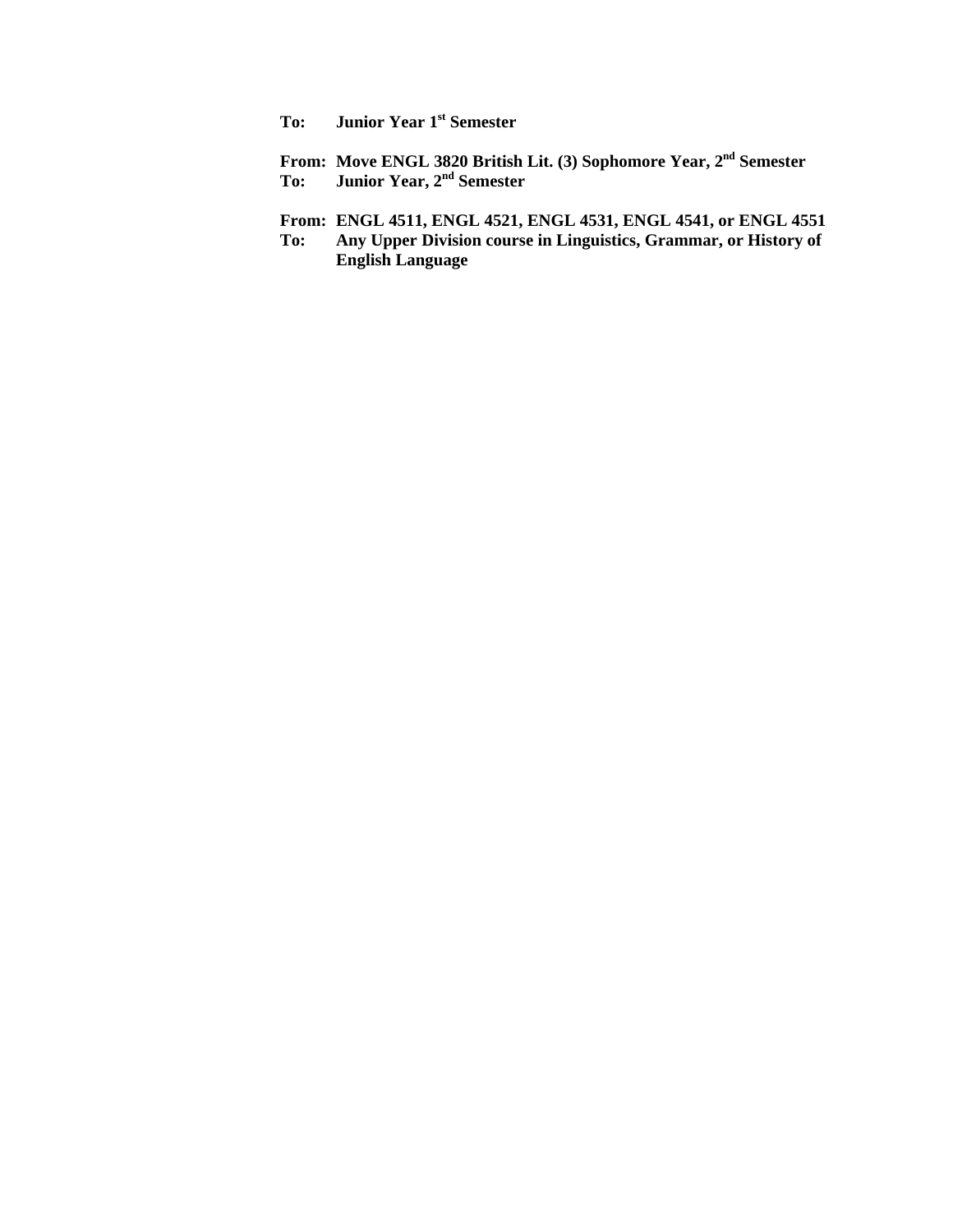**To: Junior Year 1st Semester**

**From: Move ENGL 3820 British Lit. (3) Sophomore Year, 2nd Semester**
**To: Junior Year, 2nd Semester**

**From: ENGL 4511, ENGL 4521, ENGL 4531, ENGL 4541, or ENGL 4551**
**To: Any Upper Division course in Linguistics, Grammar, or History of English Language**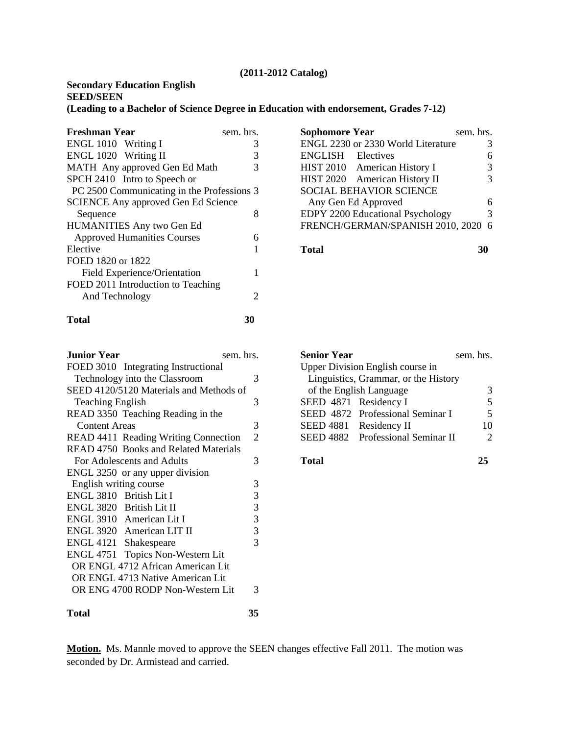**(2011-2012 Catalog)**

**Secondary Education English**
**SEED/SEEN**
**(Leading to a Bachelor of Science Degree in Education with endorsement, Grades 7-12)**

| **Freshman Year** | sem. hrs. |
|---|---|
| ENGL 1010 Writing I | 3 |
| ENGL 1020 Writing II | 3 |
| MATH Any approved Gen Ed Math | 3 |
| SPCH 2410 Intro to Speech or PC 2500 Communicating in the Professions | 3 |
| SCIENCE Any approved Gen Ed Science Sequence | 8 |
| HUMANITIES Any two Gen Ed Approved Humanities Courses | 6 |
| Elective | 1 |
| FOED 1820 or 1822 Field Experience/Orientation | 1 |
| FOED 2011 Introduction to Teaching And Technology | 2 |
| **Total** | **30** |

| **Sophomore Year** | sem. hrs. |
|---|---|
| ENGL 2230 or 2330 World Literature | 3 |
| ENGLISH Electives | 6 |
| HIST 2010 American History I | 3 |
| HIST 2020 American History II | 3 |
| SOCIAL BEHAVIOR SCIENCE Any Gen Ed Approved | 6 |
| EDPY 2200 Educational Psychology | 3 |
| FRENCH/GERMAN/SPANISH 2010, 2020 | 6 |
| **Total** | **30** |

| **Junior Year** | sem. hrs. |
|---|---|
| FOED 3010 Integrating Instructional Technology into the Classroom | 3 |
| SEED 4120/5120 Materials and Methods of Teaching English | 3 |
| READ 3350 Teaching Reading in the Content Areas | 3 |
| READ 4411 Reading Writing Connection | 2 |
| READ 4750 Books and Related Materials For Adolescents and Adults | 3 |
| ENGL 3250 or any upper division English writing course | 3 |
| ENGL 3810 British Lit I | 3 |
| ENGL 3820 British Lit II | 3 |
| ENGL 3910 American Lit I | 3 |
| ENGL 3920 American LIT II | 3 |
| ENGL 4121 Shakespeare | 3 |
| ENGL 4751 Topics Non-Western Lit OR ENGL 4712 African American Lit OR ENGL 4713 Native American Lit OR ENG 4700 RODP Non-Western Lit | 3 |
| **Total** | **35** |

| **Senior Year** | sem. hrs. |
|---|---|
| Upper Division English course in Linguistics, Grammar, or the History of the English Language | 3 |
| SEED 4871 Residency I | 5 |
| SEED 4872 Professional Seminar I | 5 |
| SEED 4881 Residency II | 10 |
| SEED 4882 Professional Seminar II | 2 |
| **Total** | **25** |

**Motion.** Ms. Mannle moved to approve the SEEN changes effective Fall 2011. The motion was seconded by Dr. Armistead and carried.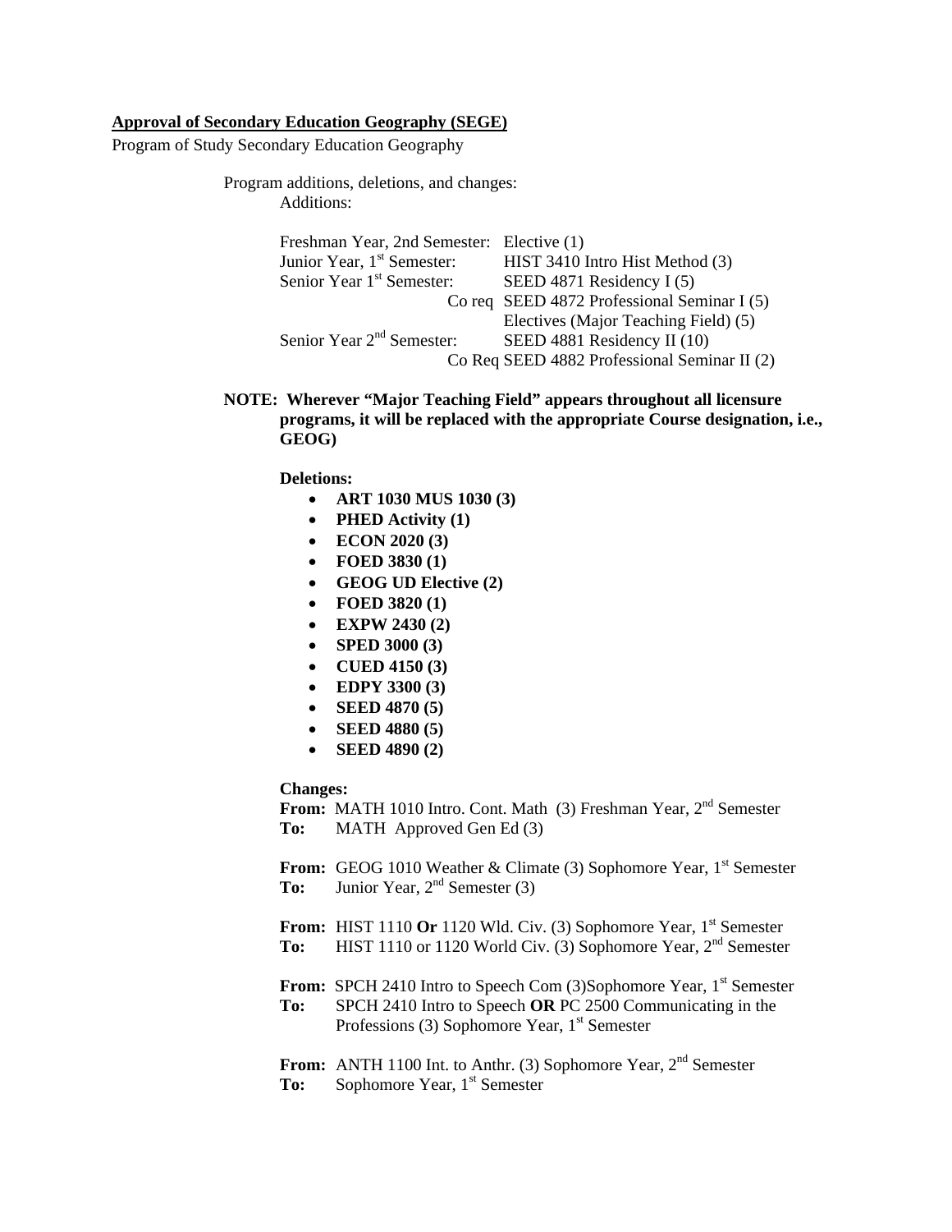**Approval of Secondary Education Geography (SEGE)**

Program of Study Secondary Education Geography

Program additions, deletions, and changes:

Additions:

| | |
|---|---|
| Freshman Year, 2nd Semester: | Elective (1) |
| Junior Year, 1st Semester: | HIST 3410 Intro Hist Method (3) |
| Senior Year 1st Semester: | SEED 4871 Residency I (5) |
| Co req | SEED 4872 Professional Seminar I (5) |
| | Electives (Major Teaching Field) (5) |
| Senior Year 2nd Semester: | SEED 4881 Residency II (10) |
| Co Req | SEED 4882 Professional Seminar II (2) |

**NOTE: Wherever "Major Teaching Field" appears throughout all licensure programs, it will be replaced with the appropriate Course designation, i.e., GEOG)**

**Deletions:**

- **ART 1030 MUS 1030 (3)**
- **PHED Activity (1)**
- **ECON 2020 (3)**
- **FOED 3830 (1)**
- **GEOG UD Elective (2)**
- **FOED 3820 (1)**
- **EXPW 2430 (2)**
- **SPED 3000 (3)**
- **CUED 4150 (3)**
- **EDPY 3300 (3)**
- **SEED 4870 (5)**
- **SEED 4880 (5)**
- **SEED 4890 (2)**

**Changes:**

**From:** MATH 1010 Intro. Cont. Math (3) Freshman Year, 2nd Semester
**To:** MATH Approved Gen Ed (3)

**From:** GEOG 1010 Weather & Climate (3) Sophomore Year, 1st Semester
**To:** Junior Year, 2nd Semester (3)

**From:** HIST 1110 **Or** 1120 Wld. Civ. (3) Sophomore Year, 1st Semester
**To:** HIST 1110 or 1120 World Civ. (3) Sophomore Year, 2nd Semester

**From:** SPCH 2410 Intro to Speech Com (3)Sophomore Year, 1st Semester
**To:** SPCH 2410 Intro to Speech **OR** PC 2500 Communicating in the Professions (3) Sophomore Year, 1st Semester

**From:** ANTH 1100 Int. to Anthr. (3) Sophomore Year, 2nd Semester
**To:** Sophomore Year, 1st Semester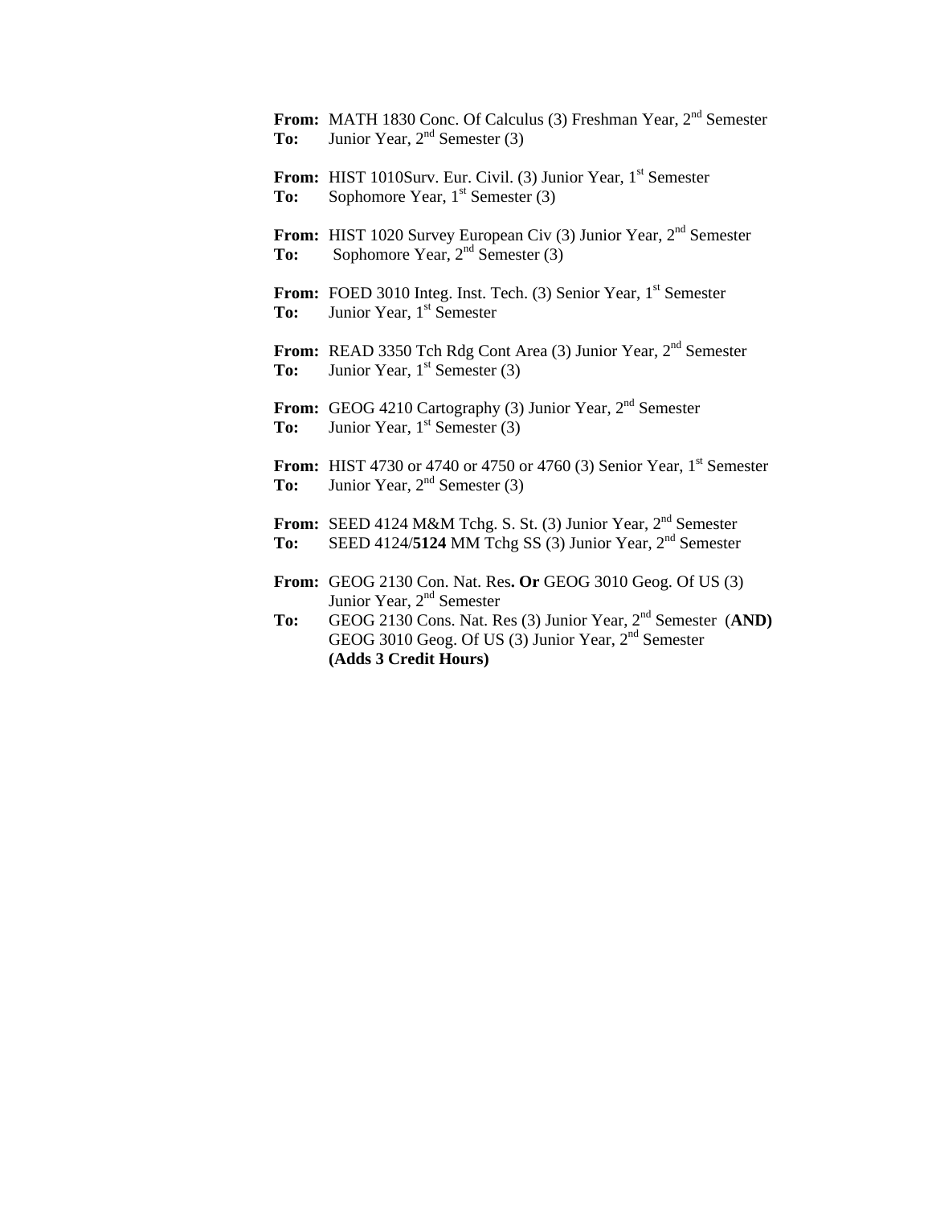**From:** MATH 1830 Conc. Of Calculus (3) Freshman Year, 2nd Semester
**To:** Junior Year, 2nd Semester (3)

**From:** HIST 1010Surv. Eur. Civil. (3) Junior Year, 1st Semester
**To:** Sophomore Year, 1st Semester (3)

**From:** HIST 1020 Survey European Civ (3) Junior Year, 2nd Semester
**To:** Sophomore Year, 2nd Semester (3)

**From:** FOED 3010 Integ. Inst. Tech. (3) Senior Year, 1st Semester
**To:** Junior Year, 1st Semester

**From:** READ 3350 Tch Rdg Cont Area (3) Junior Year, 2nd Semester
**To:** Junior Year, 1st Semester (3)

**From:** GEOG 4210 Cartography (3) Junior Year, 2nd Semester
**To:** Junior Year, 1st Semester (3)

**From:** HIST 4730 or 4740 or 4750 or 4760 (3) Senior Year, 1st Semester
**To:** Junior Year, 2nd Semester (3)

**From:** SEED 4124 M&M Tchg. S. St. (3) Junior Year, 2nd Semester
**To:** SEED 4124/**5124** MM Tchg SS (3) Junior Year, 2nd Semester

**From:** GEOG 2130 Con. Nat. Res**. Or** GEOG 3010 Geog. Of US (3) Junior Year, 2nd Semester
**To:** GEOG 2130 Cons. Nat. Res (3) Junior Year, 2nd Semester (**AND)** GEOG 3010 Geog. Of US (3) Junior Year, 2nd Semester **(Adds 3 Credit Hours)**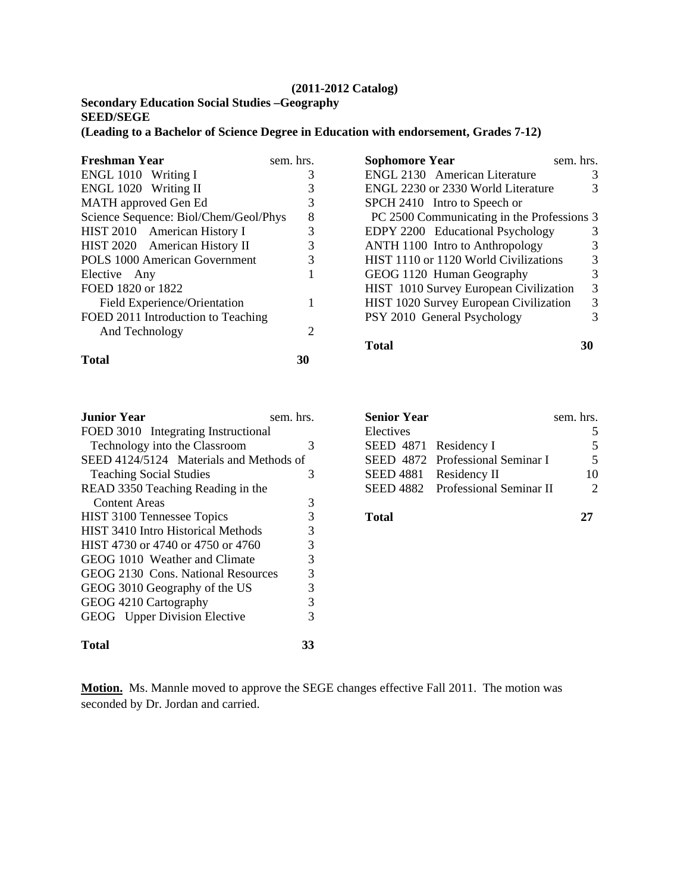**(2011-2012 Catalog)**

**Secondary Education Social Studies –Geography**
**SEED/SEGE**
**(Leading to a Bachelor of Science Degree in Education with endorsement, Grades 7-12)**

| **Freshman Year** | sem. hrs. |
|---|---|
| ENGL 1010 Writing I | 3 |
| ENGL 1020 Writing II | 3 |
| MATH approved Gen Ed | 3 |
| Science Sequence: Biol/Chem/Geol/Phys | 8 |
| HIST 2010 American History I | 3 |
| HIST 2020 American History II | 3 |
| POLS 1000 American Government | 3 |
| Elective Any | 1 |
| FOED 1820 or 1822 Field Experience/Orientation | 1 |
| FOED 2011 Introduction to Teaching And Technology | 2 |
| **Total** | **30** |

| **Sophomore Year** | sem. hrs. |
|---|---|
| ENGL 2130 American Literature | 3 |
| ENGL 2230 or 2330 World Literature | 3 |
| SPCH 2410 Intro to Speech or PC 2500 Communicating in the Professions | 3 |
| EDPY 2200 Educational Psychology | 3 |
| ANTH 1100 Intro to Anthropology | 3 |
| HIST 1110 or 1120 World Civilizations | 3 |
| GEOG 1120 Human Geography | 3 |
| HIST 1010 Survey European Civilization | 3 |
| HIST 1020 Survey European Civilization | 3 |
| PSY 2010 General Psychology | 3 |
| **Total** | **30** |

| **Junior Year** | sem. hrs. |
|---|---|
| FOED 3010 Integrating Instructional Technology into the Classroom | 3 |
| SEED 4124/5124 Materials and Methods of Teaching Social Studies | 3 |
| READ 3350 Teaching Reading in the Content Areas | 3 |
| HIST 3100 Tennessee Topics | 3 |
| HIST 3410 Intro Historical Methods | 3 |
| HIST 4730 or 4740 or 4750 or 4760 | 3 |
| GEOG 1010 Weather and Climate | 3 |
| GEOG 2130 Cons. National Resources | 3 |
| GEOG 3010 Geography of the US | 3 |
| GEOG 4210 Cartography | 3 |
| GEOG Upper Division Elective | 3 |
| **Total** | **33** |

| **Senior Year** | sem. hrs. |
|---|---|
| Electives | 5 |
| SEED 4871 Residency I | 5 |
| SEED 4872 Professional Seminar I | 5 |
| SEED 4881 Residency II | 10 |
| SEED 4882 Professional Seminar II | 2 |
| **Total** | **27** |

**Motion.** Ms. Mannle moved to approve the SEGE changes effective Fall 2011. The motion was seconded by Dr. Jordan and carried.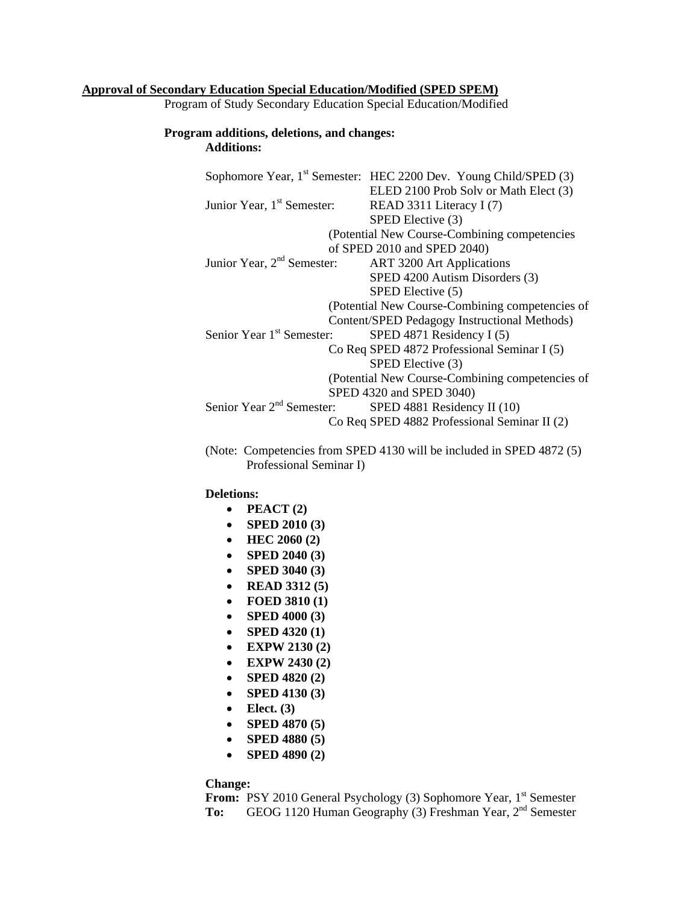**<u>Approval of Secondary Education Special Education/Modified (SPED SPEM)</u>**

Program of Study Secondary Education Special Education/Modified

**Program additions, deletions, and changes:**

**Additions:**

Sophomore Year, 1st Semester: HEC 2200 Dev. Young Child/SPED (3)
ELED 2100 Prob Solv or Math Elect (3)

Junior Year, 1st Semester: READ 3311 Literacy I (7)
SPED Elective (3)
(Potential New Course-Combining competencies of SPED 2010 and SPED 2040)

Junior Year, 2nd Semester: ART 3200 Art Applications
SPED 4200 Autism Disorders (3)
SPED Elective (5)
(Potential New Course-Combining competencies of Content/SPED Pedagogy Instructional Methods)

Senior Year 1st Semester: SPED 4871 Residency I (5)
Co Req SPED 4872 Professional Seminar I (5)
SPED Elective (3)
(Potential New Course-Combining competencies of SPED 4320 and SPED 3040)

Senior Year 2nd Semester: SPED 4881 Residency II (10)
Co Req SPED 4882 Professional Seminar II (2)

(Note: Competencies from SPED 4130 will be included in SPED 4872 (5) Professional Seminar I)

**Deletions:**

- **PEACT (2)**
- **SPED 2010 (3)**
- **HEC 2060 (2)**
- **SPED 2040 (3)**
- **SPED 3040 (3)**
- **READ 3312 (5)**
- **FOED 3810 (1)**
- **SPED 4000 (3)**
- **SPED 4320 (1)**
- **EXPW 2130 (2)**
- **EXPW 2430 (2)**
- **SPED 4820 (2)**
- **SPED 4130 (3)**
- **Elect. (3)**
- **SPED 4870 (5)**
- **SPED 4880 (5)**
- **SPED 4890 (2)**

**Change:**

**From:** PSY 2010 General Psychology (3) Sophomore Year, 1st Semester
**To:** GEOG 1120 Human Geography (3) Freshman Year, 2nd Semester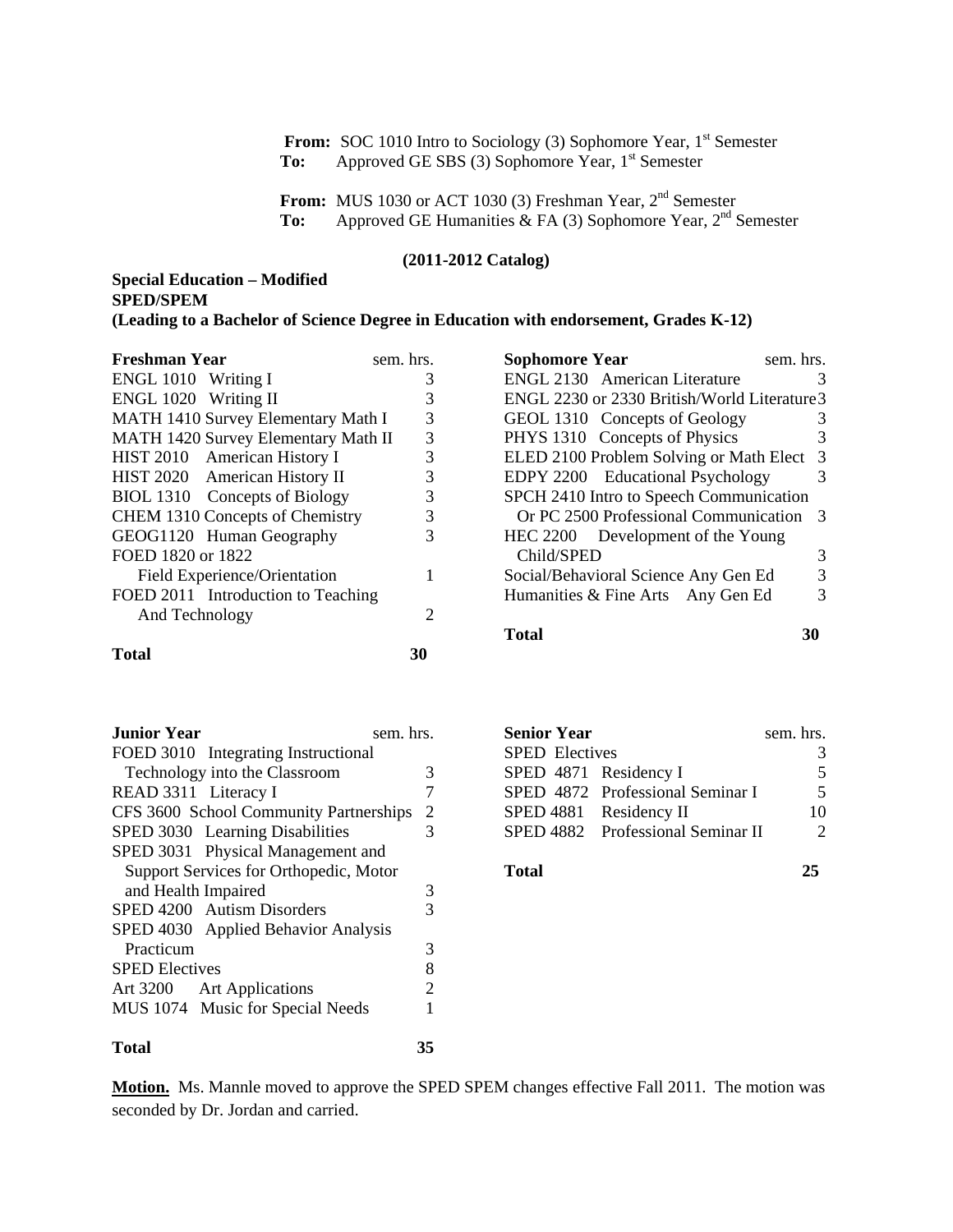**From:** SOC 1010 Intro to Sociology (3) Sophomore Year, 1st Semester
**To:** Approved GE SBS (3) Sophomore Year, 1st Semester

**From:** MUS 1030 or ACT 1030 (3) Freshman Year, 2nd Semester
**To:** Approved GE Humanities & FA (3) Sophomore Year, 2nd Semester

**(2011-2012 Catalog)**

**Special Education – Modified**
**SPED/SPEM**
**(Leading to a Bachelor of Science Degree in Education with endorsement, Grades K-12)**

| **Freshman Year** | sem. hrs. |
|---|---|
| ENGL 1010 Writing I | 3 |
| ENGL 1020 Writing II | 3 |
| MATH 1410 Survey Elementary Math I | 3 |
| MATH 1420 Survey Elementary Math II | 3 |
| HIST 2010 American History I | 3 |
| HIST 2020 American History II | 3 |
| BIOL 1310 Concepts of Biology | 3 |
| CHEM 1310 Concepts of Chemistry | 3 |
| GEOG1120 Human Geography | 3 |
| FOED 1820 or 1822 Field Experience/Orientation | 1 |
| FOED 2011 Introduction to Teaching And Technology | 2 |
| **Total** | **30** |

| **Sophomore Year** | sem. hrs. |
|---|---|
| ENGL 2130 American Literature | 3 |
| ENGL 2230 or 2330 British/World Literature | 3 |
| GEOL 1310 Concepts of Geology | 3 |
| PHYS 1310 Concepts of Physics | 3 |
| ELED 2100 Problem Solving or Math Elect | 3 |
| EDPY 2200 Educational Psychology | 3 |
| SPCH 2410 Intro to Speech Communication Or PC 2500 Professional Communication | 3 |
| HEC 2200 Development of the Young Child/SPED | 3 |
| Social/Behavioral Science Any Gen Ed | 3 |
| Humanities & Fine Arts Any Gen Ed | 3 |
| **Total** | **30** |

| **Junior Year** | sem. hrs. |
|---|---|
| FOED 3010 Integrating Instructional Technology into the Classroom | 3 |
| READ 3311 Literacy I | 7 |
| CFS 3600 School Community Partnerships | 2 |
| SPED 3030 Learning Disabilities | 3 |
| SPED 3031 Physical Management and Support Services for Orthopedic, Motor and Health Impaired | 3 |
| SPED 4200 Autism Disorders | 3 |
| SPED 4030 Applied Behavior Analysis Practicum | 3 |
| SPED Electives | 8 |
| Art 3200 Art Applications | 2 |
| MUS 1074 Music for Special Needs | 1 |
| **Total** | **35** |

| **Senior Year** | sem. hrs. |
|---|---|
| SPED Electives | 3 |
| SPED 4871 Residency I | 5 |
| SPED 4872 Professional Seminar I | 5 |
| SPED 4881 Residency II | 10 |
| SPED 4882 Professional Seminar II | 2 |
| **Total** | **25** |

**Motion.** Ms. Mannle moved to approve the SPED SPEM changes effective Fall 2011. The motion was seconded by Dr. Jordan and carried.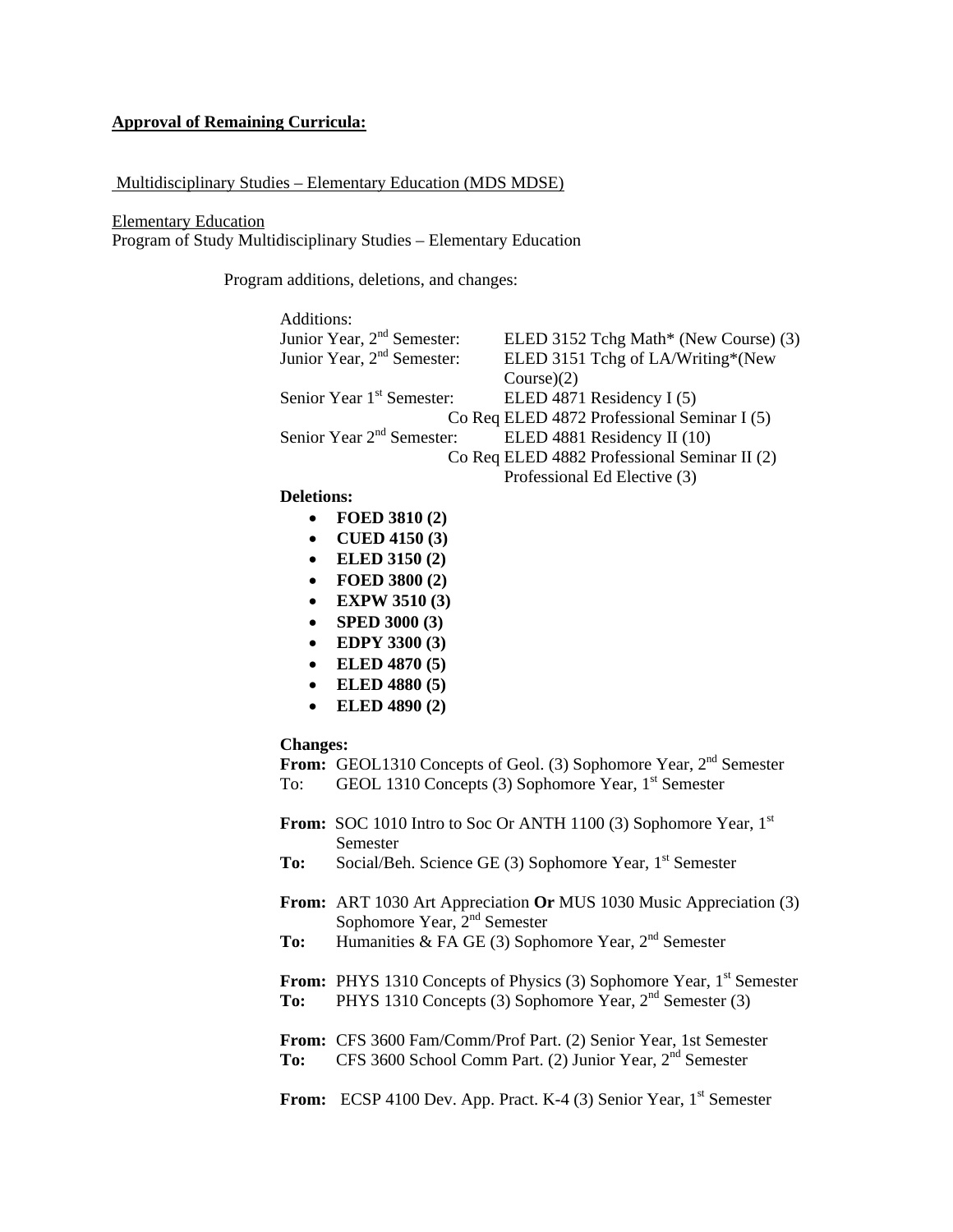**Approval of Remaining Curricula:**

Multidisciplinary Studies – Elementary Education (MDS MDSE)

Elementary Education
Program of Study Multidisciplinary Studies – Elementary Education

Program additions, deletions, and changes:

Additions:

| | |
|---|---|
| Junior Year, 2nd Semester: | ELED 3152 Tchg Math* (New Course) (3) |
| Junior Year, 2nd Semester: | ELED 3151 Tchg of LA/Writing*(New Course)(2) |
| Senior Year 1st Semester: | ELED 4871 Residency I (5) |
| | Co Req ELED 4872 Professional Seminar I (5) |
| Senior Year 2nd Semester: | ELED 4881 Residency II (10) |
| | Co Req ELED 4882 Professional Seminar II (2) |
| | Professional Ed Elective (3) |

**Deletions:**

- **FOED 3810 (2)**
- **CUED 4150 (3)**
- **ELED 3150 (2)**
- **FOED 3800 (2)**
- **EXPW 3510 (3)**
- **SPED 3000 (3)**
- **EDPY 3300 (3)**
- **ELED 4870 (5)**
- **ELED 4880 (5)**
- **ELED 4890 (2)**

**Changes:**

**From:** GEOL1310 Concepts of Geol. (3) Sophomore Year, 2nd Semester
To: GEOL 1310 Concepts (3) Sophomore Year, 1st Semester

**From:** SOC 1010 Intro to Soc Or ANTH 1100 (3) Sophomore Year, 1st Semester
**To:** Social/Beh. Science GE (3) Sophomore Year, 1st Semester

**From:** ART 1030 Art Appreciation **Or** MUS 1030 Music Appreciation (3) Sophomore Year, 2nd Semester
**To:** Humanities & FA GE (3) Sophomore Year, 2nd Semester

**From:** PHYS 1310 Concepts of Physics (3) Sophomore Year, 1st Semester
**To:** PHYS 1310 Concepts (3) Sophomore Year, 2nd Semester (3)

**From:** CFS 3600 Fam/Comm/Prof Part. (2) Senior Year, 1st Semester
**To:** CFS 3600 School Comm Part. (2) Junior Year, 2nd Semester

**From:** ECSP 4100 Dev. App. Pract. K-4 (3) Senior Year, 1st Semester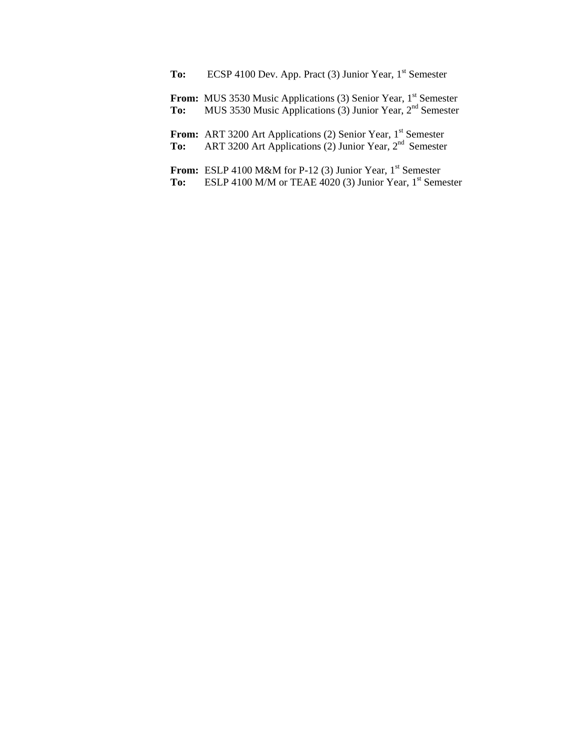**To:** ECSP 4100 Dev. App. Pract (3) Junior Year, 1st Semester

**From:** MUS 3530 Music Applications (3) Senior Year, 1st Semester
**To:** MUS 3530 Music Applications (3) Junior Year, 2nd Semester

**From:** ART 3200 Art Applications (2) Senior Year, 1st Semester
**To:** ART 3200 Art Applications (2) Junior Year, 2nd Semester

**From:** ESLP 4100 M&M for P-12 (3) Junior Year, 1st Semester
**To:** ESLP 4100 M/M or TEAE 4020 (3) Junior Year, 1st Semester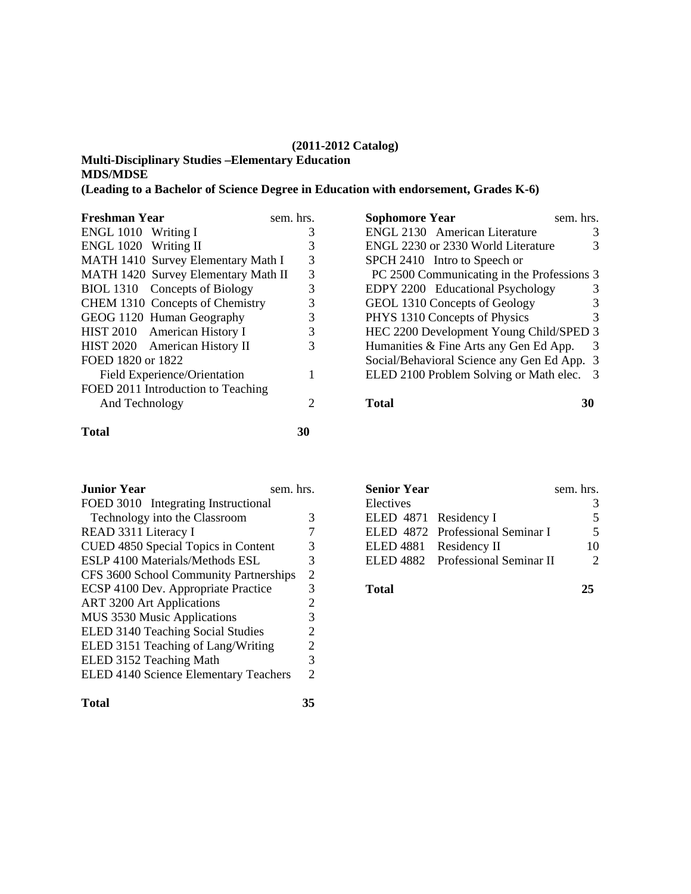**(2011-2012 Catalog)**

**Multi-Disciplinary Studies –Elementary Education**
**MDS/MDSE**
**(Leading to a Bachelor of Science Degree in Education with endorsement, Grades K-6)**

| **Freshman Year** | sem. hrs. |
|---|---|
| ENGL 1010 Writing I | 3 |
| ENGL 1020 Writing II | 3 |
| MATH 1410 Survey Elementary Math I | 3 |
| MATH 1420 Survey Elementary Math II | 3 |
| BIOL 1310 Concepts of Biology | 3 |
| CHEM 1310 Concepts of Chemistry | 3 |
| GEOG 1120 Human Geography | 3 |
| HIST 2010 American History I | 3 |
| HIST 2020 American History II | 3 |
| FOED 1820 or 1822 Field Experience/Orientation | 1 |
| FOED 2011 Introduction to Teaching And Technology | 2 |
| **Total** | **30** |

| **Sophomore Year** | sem. hrs. |
|---|---|
| ENGL 2130 American Literature | 3 |
| ENGL 2230 or 2330 World Literature | 3 |
| SPCH 2410 Intro to Speech or PC 2500 Communicating in the Professions | 3 |
| EDPY 2200 Educational Psychology | 3 |
| GEOL 1310 Concepts of Geology | 3 |
| PHYS 1310 Concepts of Physics | 3 |
| HEC 2200 Development Young Child/SPED | 3 |
| Humanities & Fine Arts any Gen Ed App. | 3 |
| Social/Behavioral Science any Gen Ed App. | 3 |
| ELED 2100 Problem Solving or Math elec. | 3 |
| **Total** | **30** |

| **Junior Year** | sem. hrs. |
|---|---|
| FOED 3010 Integrating Instructional Technology into the Classroom | 3 |
| READ 3311 Literacy I | 7 |
| CUED 4850 Special Topics in Content | 3 |
| ESLP 4100 Materials/Methods ESL | 3 |
| CFS 3600 School Community Partnerships | 2 |
| ECSP 4100 Dev. Appropriate Practice | 3 |
| ART 3200 Art Applications | 2 |
| MUS 3530 Music Applications | 3 |
| ELED 3140 Teaching Social Studies | 2 |
| ELED 3151 Teaching of Lang/Writing | 2 |
| ELED 3152 Teaching Math | 3 |
| ELED 4140 Science Elementary Teachers | 2 |
| **Total** | **35** |

| **Senior Year** | sem. hrs. |
|---|---|
| Electives | 3 |
| ELED 4871 Residency I | 5 |
| ELED 4872 Professional Seminar I | 5 |
| ELED 4881 Residency II | 10 |
| ELED 4882 Professional Seminar II | 2 |
| **Total** | **25** |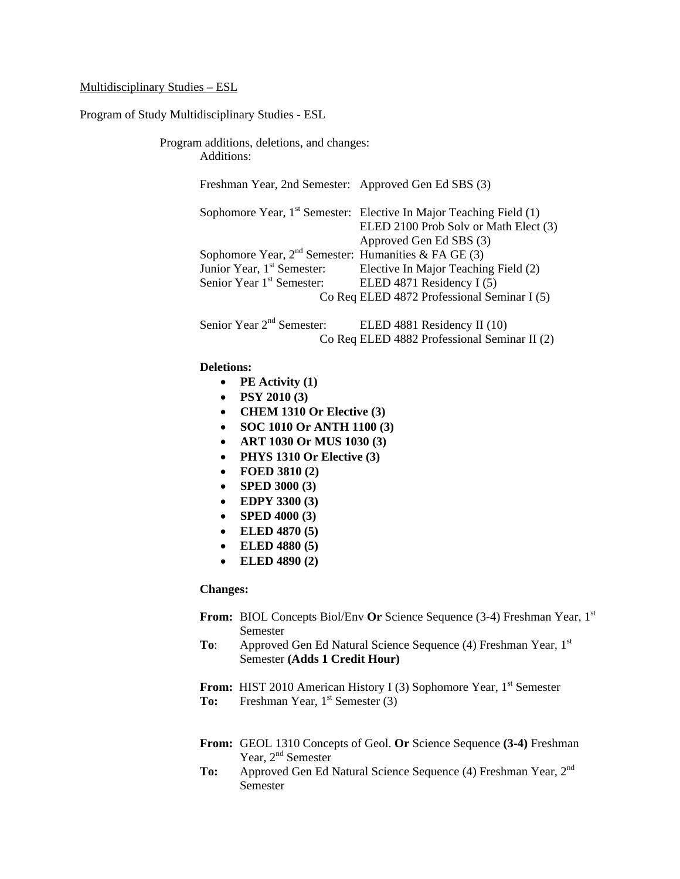Multidisciplinary Studies – ESL

Program of Study Multidisciplinary Studies - ESL

Program additions, deletions, and changes:

Additions:

| | |
|---|---|
| Freshman Year, 2nd Semester: | Approved Gen Ed SBS (3) |
| Sophomore Year, 1st Semester: | Elective In Major Teaching Field (1) |
| | ELED 2100 Prob Solv or Math Elect (3) |
| | Approved Gen Ed SBS (3) |
| Sophomore Year, 2nd Semester: | Humanities & FA GE (3) |
| Junior Year, 1st Semester: | Elective In Major Teaching Field (2) |
| Senior Year 1st Semester: | ELED 4871 Residency I (5) |
| | Co Req ELED 4872 Professional Seminar I (5) |
| Senior Year 2nd Semester: | ELED 4881 Residency II (10) |
| | Co Req ELED 4882 Professional Seminar II (2) |

**Deletions:**

- **PE Activity (1)**
- **PSY 2010 (3)**
- **CHEM 1310 Or Elective (3)**
- **SOC 1010 Or ANTH 1100 (3)**
- **ART 1030 Or MUS 1030 (3)**
- **PHYS 1310 Or Elective (3)**
- **FOED 3810 (2)**
- **SPED 3000 (3)**
- **EDPY 3300 (3)**
- **SPED 4000 (3)**
- **ELED 4870 (5)**
- **ELED 4880 (5)**
- **ELED 4890 (2)**

**Changes:**

**From:** BIOL Concepts Biol/Env **Or** Science Sequence (3-4) Freshman Year, 1st Semester
**To**: Approved Gen Ed Natural Science Sequence (4) Freshman Year, 1st Semester **(Adds 1 Credit Hour)**

**From:** HIST 2010 American History I (3) Sophomore Year, 1st Semester
**To:** Freshman Year, 1st Semester (3)

**From:** GEOL 1310 Concepts of Geol. **Or** Science Sequence **(3-4)** Freshman Year, 2nd Semester
**To:** Approved Gen Ed Natural Science Sequence (4) Freshman Year, 2nd Semester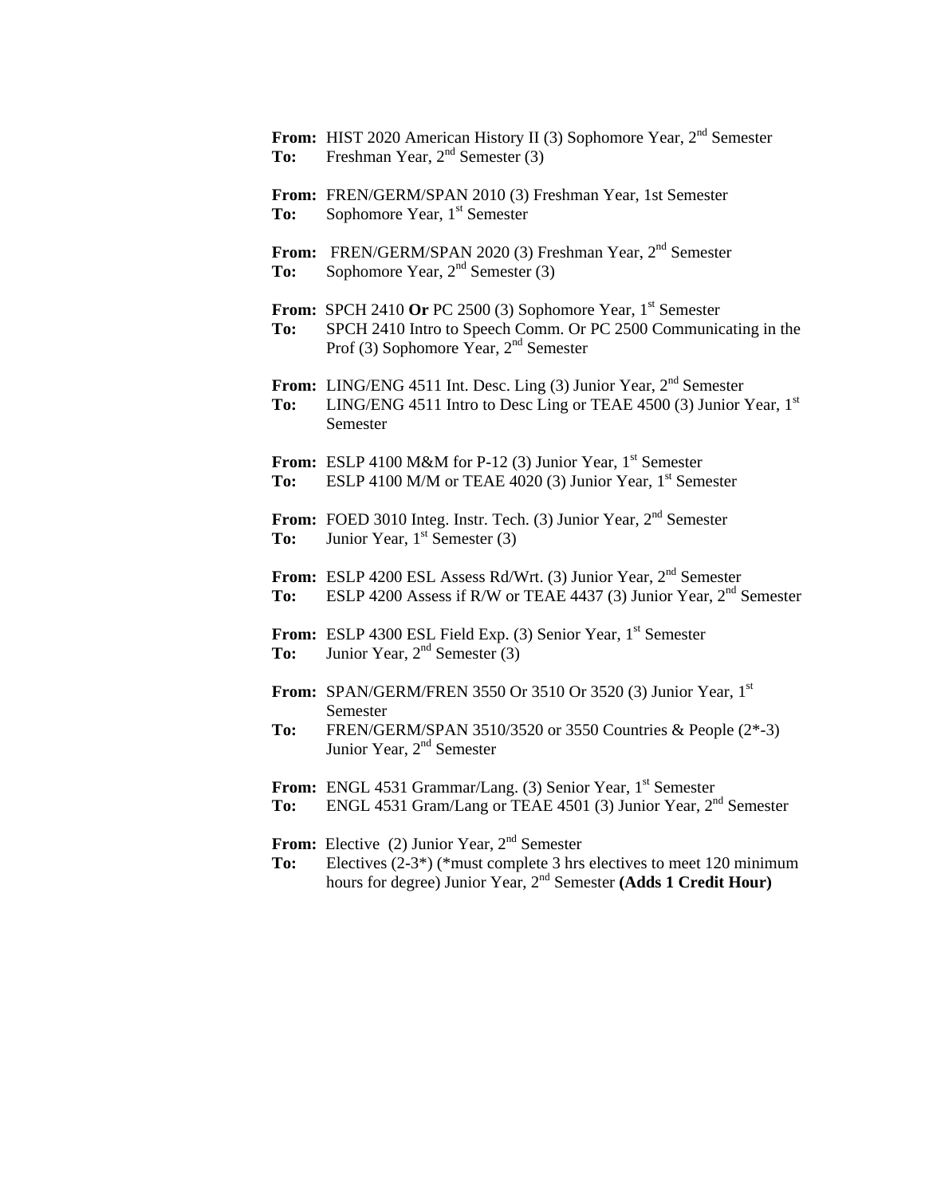**From:** HIST 2020 American History II (3) Sophomore Year, 2nd Semester
**To:** Freshman Year, 2nd Semester (3)

**From:** FREN/GERM/SPAN 2010 (3) Freshman Year, 1st Semester
**To:** Sophomore Year, 1st Semester

**From:** FREN/GERM/SPAN 2020 (3) Freshman Year, 2nd Semester
**To:** Sophomore Year, 2nd Semester (3)

**From:** SPCH 2410 **Or** PC 2500 (3) Sophomore Year, 1st Semester
**To:** SPCH 2410 Intro to Speech Comm. Or PC 2500 Communicating in the Prof (3) Sophomore Year, 2nd Semester

**From:** LING/ENG 4511 Int. Desc. Ling (3) Junior Year, 2nd Semester
**To:** LING/ENG 4511 Intro to Desc Ling or TEAE 4500 (3) Junior Year, 1st Semester

**From:** ESLP 4100 M&M for P-12 (3) Junior Year, 1st Semester
**To:** ESLP 4100 M/M or TEAE 4020 (3) Junior Year, 1st Semester

**From:** FOED 3010 Integ. Instr. Tech. (3) Junior Year, 2nd Semester
**To:** Junior Year, 1st Semester (3)

**From:** ESLP 4200 ESL Assess Rd/Wrt. (3) Junior Year, 2nd Semester
**To:** ESLP 4200 Assess if R/W or TEAE 4437 (3) Junior Year, 2nd Semester

**From:** ESLP 4300 ESL Field Exp. (3) Senior Year, 1st Semester
**To:** Junior Year, 2nd Semester (3)

**From:** SPAN/GERM/FREN 3550 Or 3510 Or 3520 (3) Junior Year, 1st Semester
**To:** FREN/GERM/SPAN 3510/3520 or 3550 Countries & People (2*-3) Junior Year, 2nd Semester

**From:** ENGL 4531 Grammar/Lang. (3) Senior Year, 1st Semester
**To:** ENGL 4531 Gram/Lang or TEAE 4501 (3) Junior Year, 2nd Semester

**From:** Elective (2) Junior Year, 2nd Semester
**To:** Electives (2-3*) (*must complete 3 hrs electives to meet 120 minimum hours for degree) Junior Year, 2nd Semester **(Adds 1 Credit Hour)**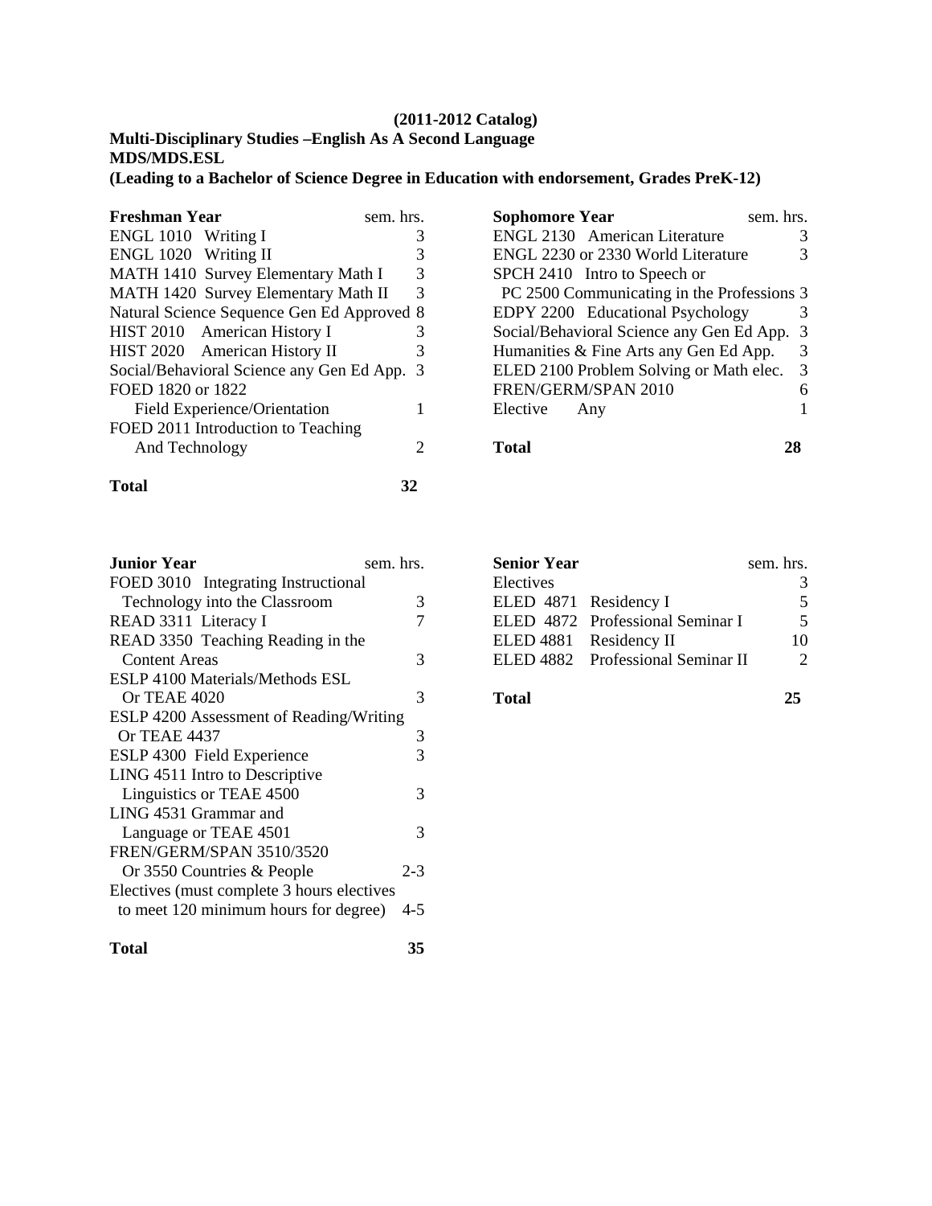**(2011-2012 Catalog)**

**Multi-Disciplinary Studies –English As A Second Language**

**MDS/MDS.ESL**

**(Leading to a Bachelor of Science Degree in Education with endorsement, Grades PreK-12)**

| **Freshman Year** | sem. hrs. |
|---|---|
| ENGL 1010 Writing I | 3 |
| ENGL 1020 Writing II | 3 |
| MATH 1410 Survey Elementary Math I | 3 |
| MATH 1420 Survey Elementary Math II | 3 |
| Natural Science Sequence Gen Ed Approved | 8 |
| HIST 2010 American History I | 3 |
| HIST 2020 American History II | 3 |
| Social/Behavioral Science any Gen Ed App. | 3 |
| FOED 1820 or 1822 Field Experience/Orientation | 1 |
| FOED 2011 Introduction to Teaching And Technology | 2 |
| **Total** | **32** |

| **Sophomore Year** | sem. hrs. |
|---|---|
| ENGL 2130 American Literature | 3 |
| ENGL 2230 or 2330 World Literature | 3 |
| SPCH 2410 Intro to Speech or PC 2500 Communicating in the Professions | 3 |
| EDPY 2200 Educational Psychology | 3 |
| Social/Behavioral Science any Gen Ed App. | 3 |
| Humanities & Fine Arts any Gen Ed App. | 3 |
| ELED 2100 Problem Solving or Math elec. | 3 |
| FREN/GERM/SPAN 2010 | 6 |
| Elective Any | 1 |
| **Total** | **28** |

| **Junior Year** | sem. hrs. |
|---|---|
| FOED 3010 Integrating Instructional Technology into the Classroom | 3 |
| READ 3311 Literacy I | 7 |
| READ 3350 Teaching Reading in the Content Areas | 3 |
| ESLP 4100 Materials/Methods ESL Or TEAE 4020 | 3 |
| ESLP 4200 Assessment of Reading/Writing Or TEAE 4437 | 3 |
| ESLP 4300 Field Experience | 3 |
| LING 4511 Intro to Descriptive Linguistics or TEAE 4500 | 3 |
| LING 4531 Grammar and Language or TEAE 4501 | 3 |
| FREN/GERM/SPAN 3510/3520 Or 3550 Countries & People | 2-3 |
| Electives (must complete 3 hours electives to meet 120 minimum hours for degree) | 4-5 |
| **Total** | **35** |

| **Senior Year** | sem. hrs. |
|---|---|
| Electives | 3 |
| ELED 4871 Residency I | 5 |
| ELED 4872 Professional Seminar I | 5 |
| ELED 4881 Residency II | 10 |
| ELED 4882 Professional Seminar II | 2 |
| **Total** | **25** |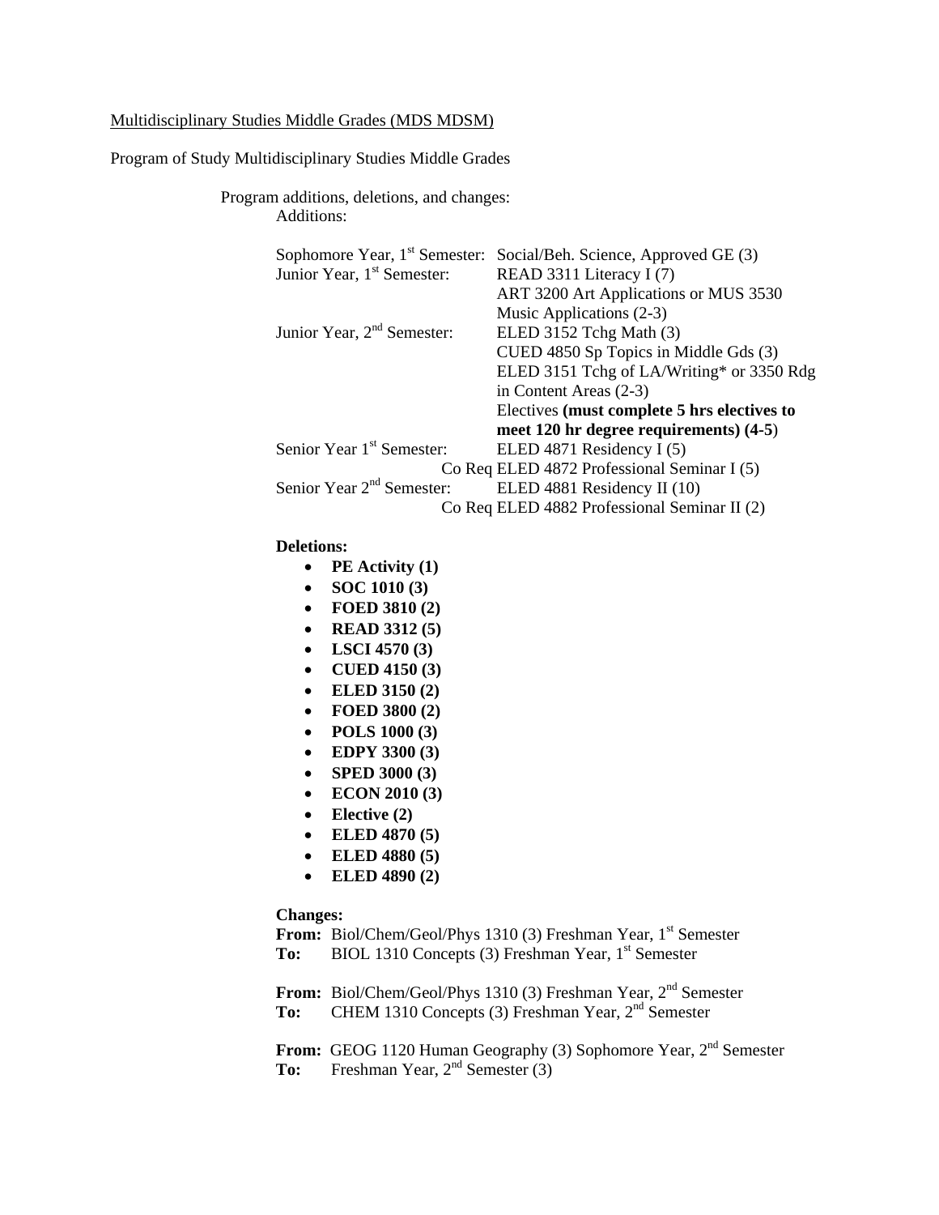Multidisciplinary Studies Middle Grades (MDS MDSM)

Program of Study Multidisciplinary Studies Middle Grades

Program additions, deletions, and changes:

Additions:

| | |
|---|---|
| Sophomore Year, 1st Semester: | Social/Beh. Science, Approved GE (3) |
| Junior Year, 1st Semester: | READ 3311 Literacy I (7) |
| | ART 3200 Art Applications or MUS 3530 Music Applications (2-3) |
| Junior Year, 2nd Semester: | ELED 3152 Tchg Math (3) |
| | CUED 4850 Sp Topics in Middle Gds (3) |
| | ELED 3151 Tchg of LA/Writing* or 3350 Rdg in Content Areas (2-3) |
| | Electives **(must complete 5 hrs electives to meet 120 hr degree requirements) (4-5**) |
| Senior Year 1st Semester: | ELED 4871 Residency I (5) |
| | Co Req ELED 4872 Professional Seminar I (5) |
| Senior Year 2nd Semester: | ELED 4881 Residency II (10) |
| | Co Req ELED 4882 Professional Seminar II (2) |

**Deletions:**

- **PE Activity (1)**
- **SOC 1010 (3)**
- **FOED 3810 (2)**
- **READ 3312 (5)**
- **LSCI 4570 (3)**
- **CUED 4150 (3)**
- **ELED 3150 (2)**
- **FOED 3800 (2)**
- **POLS 1000 (3)**
- **EDPY 3300 (3)**
- **SPED 3000 (3)**
- **ECON 2010 (3)**
- **Elective (2)**
- **ELED 4870 (5)**
- **ELED 4880 (5)**
- **ELED 4890 (2)**

**Changes:**

**From:** Biol/Chem/Geol/Phys 1310 (3) Freshman Year, 1st Semester
**To:** BIOL 1310 Concepts (3) Freshman Year, 1st Semester

**From:** Biol/Chem/Geol/Phys 1310 (3) Freshman Year, 2nd Semester
**To:** CHEM 1310 Concepts (3) Freshman Year, 2nd Semester

**From:** GEOG 1120 Human Geography (3) Sophomore Year, 2nd Semester
**To:** Freshman Year, 2nd Semester (3)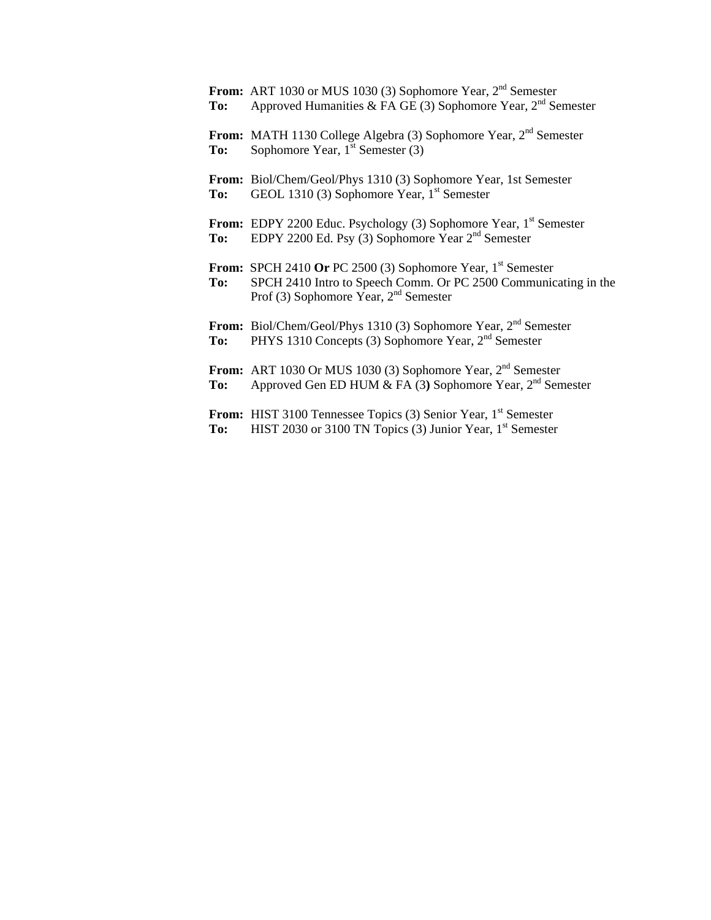**From:** ART 1030 or MUS 1030 (3) Sophomore Year, 2nd Semester
**To:** Approved Humanities & FA GE (3) Sophomore Year, 2nd Semester

**From:** MATH 1130 College Algebra (3) Sophomore Year, 2nd Semester
**To:** Sophomore Year, 1st Semester (3)

**From:** Biol/Chem/Geol/Phys 1310 (3) Sophomore Year, 1st Semester
**To:** GEOL 1310 (3) Sophomore Year, 1st Semester

**From:** EDPY 2200 Educ. Psychology (3) Sophomore Year, 1st Semester
**To:** EDPY 2200 Ed. Psy (3) Sophomore Year 2nd Semester

**From:** SPCH 2410 **Or** PC 2500 (3) Sophomore Year, 1st Semester
**To:** SPCH 2410 Intro to Speech Comm. Or PC 2500 Communicating in the Prof (3) Sophomore Year, 2nd Semester

**From:** Biol/Chem/Geol/Phys 1310 (3) Sophomore Year, 2nd Semester
**To:** PHYS 1310 Concepts (3) Sophomore Year, 2nd Semester

**From:** ART 1030 Or MUS 1030 (3) Sophomore Year, 2nd Semester
**To:** Approved Gen ED HUM & FA (3**)** Sophomore Year, 2nd Semester

**From:** HIST 3100 Tennessee Topics (3) Senior Year, 1st Semester
**To:** HIST 2030 or 3100 TN Topics (3) Junior Year, 1st Semester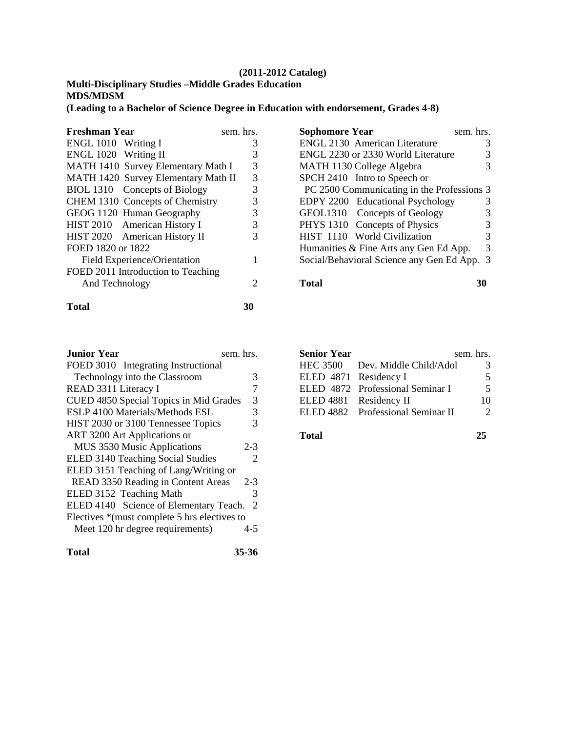**(2011-2012 Catalog)**

**Multi-Disciplinary Studies –Middle Grades Education**
**MDS/MDSM**
**(Leading to a Bachelor of Science Degree in Education with endorsement, Grades 4-8)**

| **Freshman Year** | sem. hrs. |
|---|---|
| ENGL 1010 Writing I | 3 |
| ENGL 1020 Writing II | 3 |
| MATH 1410 Survey Elementary Math I | 3 |
| MATH 1420 Survey Elementary Math II | 3 |
| BIOL 1310 Concepts of Biology | 3 |
| CHEM 1310 Concepts of Chemistry | 3 |
| GEOG 1120 Human Geography | 3 |
| HIST 2010 American History I | 3 |
| HIST 2020 American History II | 3 |
| FOED 1820 or 1822 Field Experience/Orientation | 1 |
| FOED 2011 Introduction to Teaching And Technology | 2 |
| **Total** | **30** |

| **Sophomore Year** | sem. hrs. |
|---|---|
| ENGL 2130 American Literature | 3 |
| ENGL 2230 or 2330 World Literature | 3 |
| MATH 1130 College Algebra | 3 |
| SPCH 2410 Intro to Speech or PC 2500 Communicating in the Professions | 3 |
| EDPY 2200 Educational Psychology | 3 |
| GEOL1310 Concepts of Geology | 3 |
| PHYS 1310 Concepts of Physics | 3 |
| HIST 1110 World Civilization | 3 |
| Humanities & Fine Arts any Gen Ed App. | 3 |
| Social/Behavioral Science any Gen Ed App. | 3 |
| **Total** | **30** |

| **Junior Year** | sem. hrs. |
|---|---|
| FOED 3010 Integrating Instructional Technology into the Classroom | 3 |
| READ 3311 Literacy I | 7 |
| CUED 4850 Special Topics in Mid Grades | 3 |
| ESLP 4100 Materials/Methods ESL | 3 |
| HIST 2030 or 3100 Tennessee Topics | 3 |
| ART 3200 Art Applications or MUS 3530 Music Applications | 2-3 |
| ELED 3140 Teaching Social Studies | 2 |
| ELED 3151 Teaching of Lang/Writing or READ 3350 Reading in Content Areas | 2-3 |
| ELED 3152 Teaching Math | 3 |
| ELED 4140 Science of Elementary Teach. | 2 |
| Electives *(must complete 5 hrs electives to Meet 120 hr degree requirements) | 4-5 |
| **Total** | **35-36** |

| **Senior Year** | | sem. hrs. |
|---|---|---|
| HEC 3500 | Dev. Middle Child/Adol | 3 |
| ELED 4871 | Residency I | 5 |
| ELED 4872 | Professional Seminar I | 5 |
| ELED 4881 | Residency II | 10 |
| ELED 4882 | Professional Seminar II | 2 |
| **Total** | | **25** |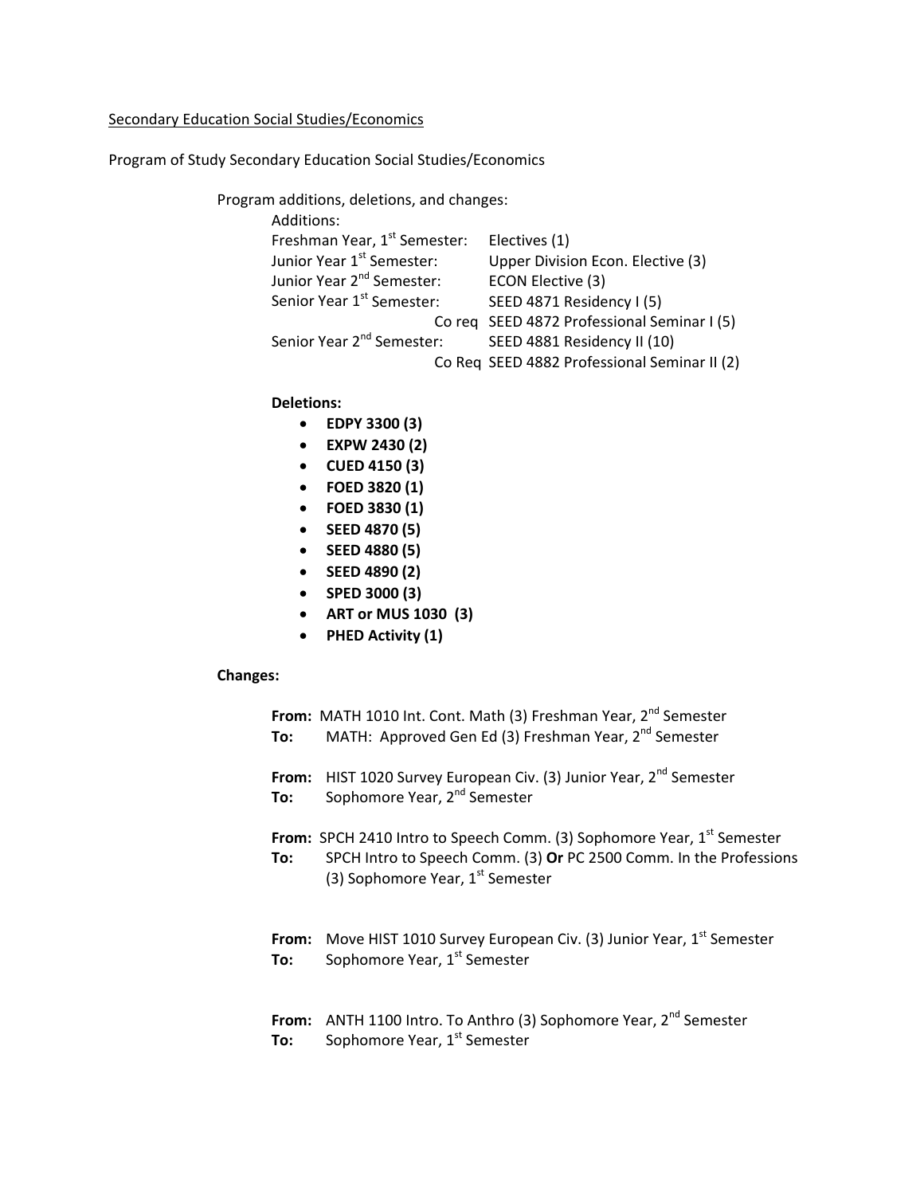Secondary Education Social Studies/Economics

Program of Study Secondary Education Social Studies/Economics

Program additions, deletions, and changes:

Additions:

| | | |
|---|---|---|
| Freshman Year, 1st Semester: | | Electives (1) |
| Junior Year 1st Semester: | | Upper Division Econ. Elective (3) |
| Junior Year 2nd Semester: | | ECON Elective (3) |
| Senior Year 1st Semester: | | SEED 4871 Residency I (5) |
| | Co req | SEED 4872 Professional Seminar I (5) |
| Senior Year 2nd Semester: | | SEED 4881 Residency II (10) |
| | Co Req | SEED 4882 Professional Seminar II (2) |

**Deletions:**

- **EDPY 3300 (3)**
- **EXPW 2430 (2)**
- **CUED 4150 (3)**
- **FOED 3820 (1)**
- **FOED 3830 (1)**
- **SEED 4870 (5)**
- **SEED 4880 (5)**
- **SEED 4890 (2)**
- **SPED 3000 (3)**
- **ART or MUS 1030 (3)**
- **PHED Activity (1)**

**Changes:**

**From:** MATH 1010 Int. Cont. Math (3) Freshman Year, 2nd Semester
**To:** MATH: Approved Gen Ed (3) Freshman Year, 2nd Semester

**From:** HIST 1020 Survey European Civ. (3) Junior Year, 2nd Semester
**To:** Sophomore Year, 2nd Semester

**From:** SPCH 2410 Intro to Speech Comm. (3) Sophomore Year, 1st Semester
**To:** SPCH Intro to Speech Comm. (3) **Or** PC 2500 Comm. In the Professions (3) Sophomore Year, 1st Semester

**From:** Move HIST 1010 Survey European Civ. (3) Junior Year, 1st Semester
**To:** Sophomore Year, 1st Semester

**From:** ANTH 1100 Intro. To Anthro (3) Sophomore Year, 2nd Semester
**To:** Sophomore Year, 1st Semester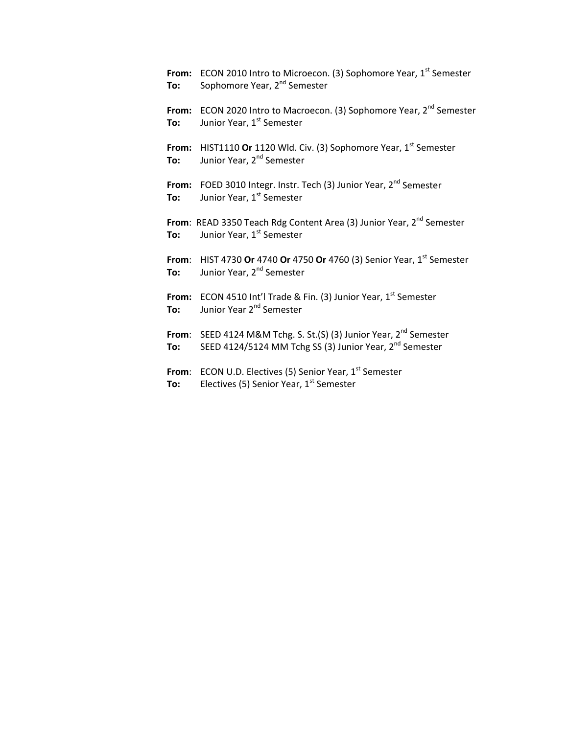**From:** ECON 2010 Intro to Microecon. (3) Sophomore Year, 1st Semester
**To:** Sophomore Year, 2nd Semester

**From:** ECON 2020 Intro to Macroecon. (3) Sophomore Year, 2nd Semester
**To:** Junior Year, 1st Semester

**From:** HIST1110 **Or** 1120 Wld. Civ. (3) Sophomore Year, 1st Semester
**To:** Junior Year, 2nd Semester

**From:** FOED 3010 Integr. Instr. Tech (3) Junior Year, 2nd Semester
**To:** Junior Year, 1st Semester

**From**: READ 3350 Teach Rdg Content Area (3) Junior Year, 2nd Semester
**To:** Junior Year, 1st Semester

**From**: HIST 4730 **Or** 4740 **Or** 4750 **Or** 4760 (3) Senior Year, 1st Semester
**To:** Junior Year, 2nd Semester

**From:** ECON 4510 Int'l Trade & Fin. (3) Junior Year, 1st Semester
**To:** Junior Year 2nd Semester

**From**: SEED 4124 M&M Tchg. S. St.(S) (3) Junior Year, 2nd Semester
**To:** SEED 4124/5124 MM Tchg SS (3) Junior Year, 2nd Semester

**From**: ECON U.D. Electives (5) Senior Year, 1st Semester
**To:** Electives (5) Senior Year, 1st Semester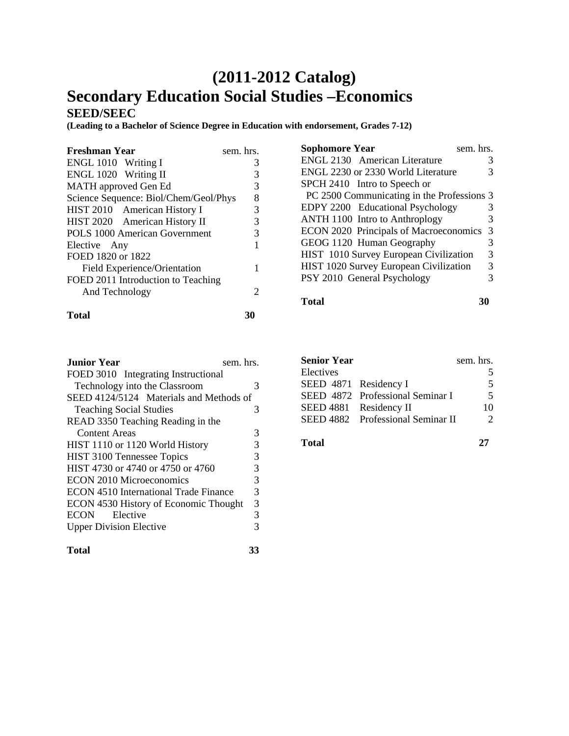# (2011-2012 Catalog)

# Secondary Education Social Studies –Economics

### SEED/SEEC

**(Leading to a Bachelor of Science Degree in Education with endorsement, Grades 7-12)**

| **Freshman Year** | sem. hrs. |
|---|---|
| ENGL 1010 Writing I | 3 |
| ENGL 1020 Writing II | 3 |
| MATH approved Gen Ed | 3 |
| Science Sequence: Biol/Chem/Geol/Phys | 8 |
| HIST 2010 American History I | 3 |
| HIST 2020 American History II | 3 |
| POLS 1000 American Government | 3 |
| Elective Any | 1 |
| FOED 1820 or 1822 Field Experience/Orientation | 1 |
| FOED 2011 Introduction to Teaching And Technology | 2 |
| **Total** | **30** |

| **Sophomore Year** | sem. hrs. |
|---|---|
| ENGL 2130 American Literature | 3 |
| ENGL 2230 or 2330 World Literature | 3 |
| SPCH 2410 Intro to Speech or PC 2500 Communicating in the Professions | 3 |
| EDPY 2200 Educational Psychology | 3 |
| ANTH 1100 Intro to Anthroplogy | 3 |
| ECON 2020 Principals of Macroeconomics | 3 |
| GEOG 1120 Human Geography | 3 |
| HIST 1010 Survey European Civilization | 3 |
| HIST 1020 Survey European Civilization | 3 |
| PSY 2010 General Psychology | 3 |
| **Total** | **30** |

| **Junior Year** | sem. hrs. |
|---|---|
| FOED 3010 Integrating Instructional Technology into the Classroom | 3 |
| SEED 4124/5124 Materials and Methods of Teaching Social Studies | 3 |
| READ 3350 Teaching Reading in the Content Areas | 3 |
| HIST 1110 or 1120 World History | 3 |
| HIST 3100 Tennessee Topics | 3 |
| HIST 4730 or 4740 or 4750 or 4760 | 3 |
| ECON 2010 Microeconomics | 3 |
| ECON 4510 International Trade Finance | 3 |
| ECON 4530 History of Economic Thought | 3 |
| ECON Elective | 3 |
| Upper Division Elective | 3 |
| **Total** | **33** |

| **Senior Year** | sem. hrs. |
|---|---|
| Electives | 5 |
| SEED 4871 Residency I | 5 |
| SEED 4872 Professional Seminar I | 5 |
| SEED 4881 Residency II | 10 |
| SEED 4882 Professional Seminar II | 2 |
| **Total** | **27** |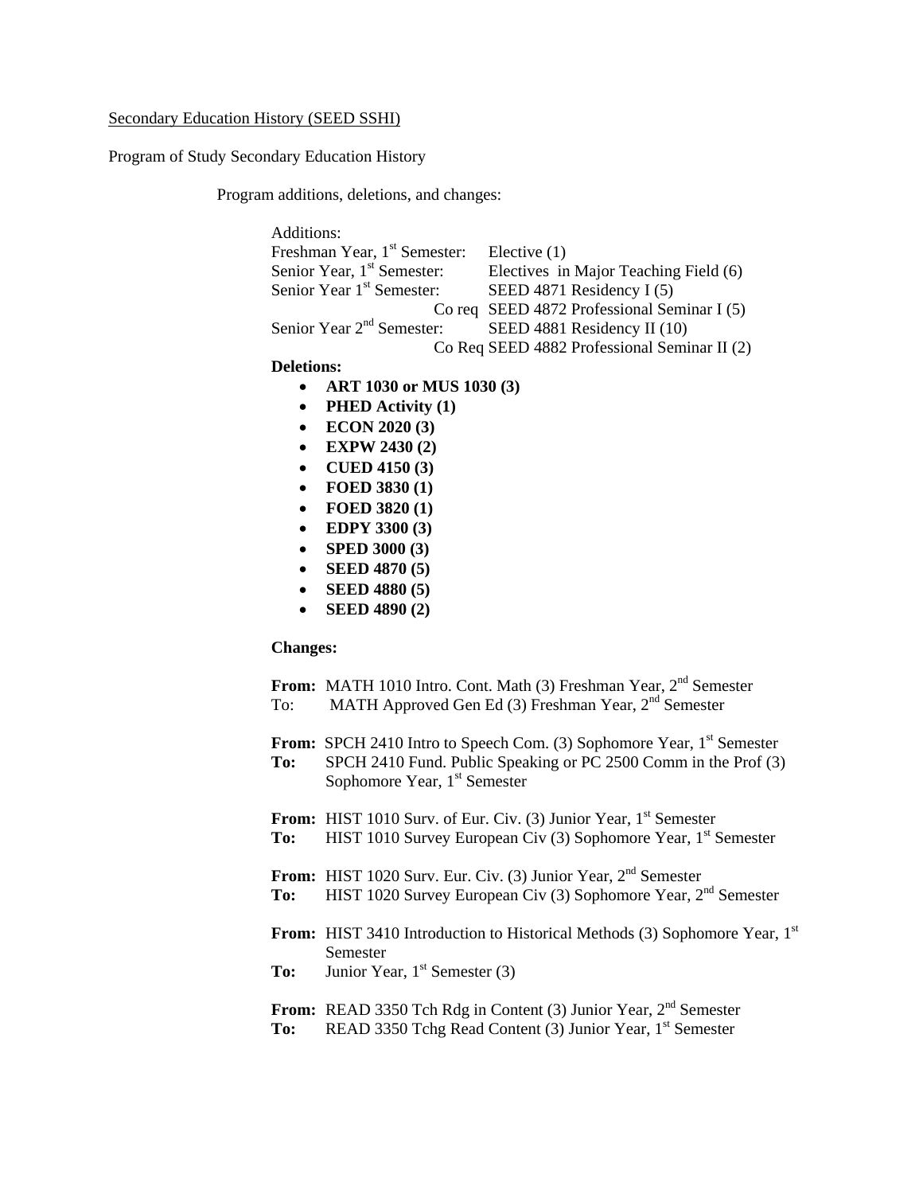Secondary Education History (SEED SSHI)

Program of Study Secondary Education History

Program additions, deletions, and changes:

Additions:

| | | |
|---|---|---|
| Freshman Year, 1st Semester: | | Elective (1) |
| Senior Year, 1st Semester: | | Electives in Major Teaching Field (6) |
| Senior Year 1st Semester: | | SEED 4871 Residency I (5) |
| | Co req | SEED 4872 Professional Seminar I (5) |
| Senior Year 2nd Semester: | | SEED 4881 Residency II (10) |
| | Co Req | SEED 4882 Professional Seminar II (2) |

**Deletions:**

- **ART 1030 or MUS 1030 (3)**
- **PHED Activity (1)**
- **ECON 2020 (3)**
- **EXPW 2430 (2)**
- **CUED 4150 (3)**
- **FOED 3830 (1)**
- **FOED 3820 (1)**
- **EDPY 3300 (3)**
- **SPED 3000 (3)**
- **SEED 4870 (5)**
- **SEED 4880 (5)**
- **SEED 4890 (2)**

**Changes:**

**From:** MATH 1010 Intro. Cont. Math (3) Freshman Year, 2nd Semester
To: MATH Approved Gen Ed (3) Freshman Year, 2nd Semester

**From:** SPCH 2410 Intro to Speech Com. (3) Sophomore Year, 1st Semester
**To:** SPCH 2410 Fund. Public Speaking or PC 2500 Comm in the Prof (3) Sophomore Year, 1st Semester

**From:** HIST 1010 Surv. of Eur. Civ. (3) Junior Year, 1st Semester
**To:** HIST 1010 Survey European Civ (3) Sophomore Year, 1st Semester

**From:** HIST 1020 Surv. Eur. Civ. (3) Junior Year, 2nd Semester
**To:** HIST 1020 Survey European Civ (3) Sophomore Year, 2nd Semester

**From:** HIST 3410 Introduction to Historical Methods (3) Sophomore Year, 1st Semester
**To:** Junior Year, 1st Semester (3)

**From:** READ 3350 Tch Rdg in Content (3) Junior Year, 2nd Semester
**To:** READ 3350 Tchg Read Content (3) Junior Year, 1st Semester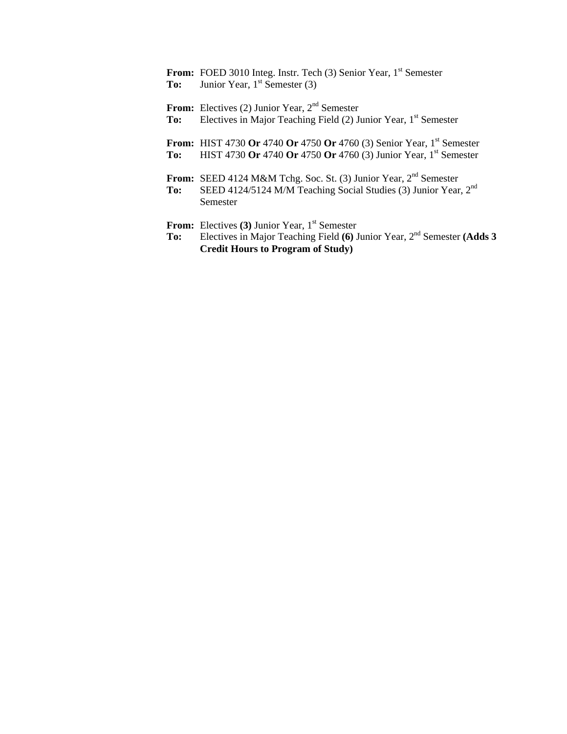**From:** FOED 3010 Integ. Instr. Tech (3) Senior Year, 1st Semester
**To:** Junior Year, 1st Semester (3)

**From:** Electives (2) Junior Year, 2nd Semester
**To:** Electives in Major Teaching Field (2) Junior Year, 1st Semester

**From:** HIST 4730 **Or** 4740 **Or** 4750 **Or** 4760 (3) Senior Year, 1st Semester
**To:** HIST 4730 **Or** 4740 **Or** 4750 **Or** 4760 (3) Junior Year, 1st Semester

**From:** SEED 4124 M&M Tchg. Soc. St. (3) Junior Year, 2nd Semester
**To:** SEED 4124/5124 M/M Teaching Social Studies (3) Junior Year, 2nd Semester

**From:** Electives **(3)** Junior Year, 1st Semester
**To:** Electives in Major Teaching Field **(6)** Junior Year, 2nd Semester **(Adds 3 Credit Hours to Program of Study)**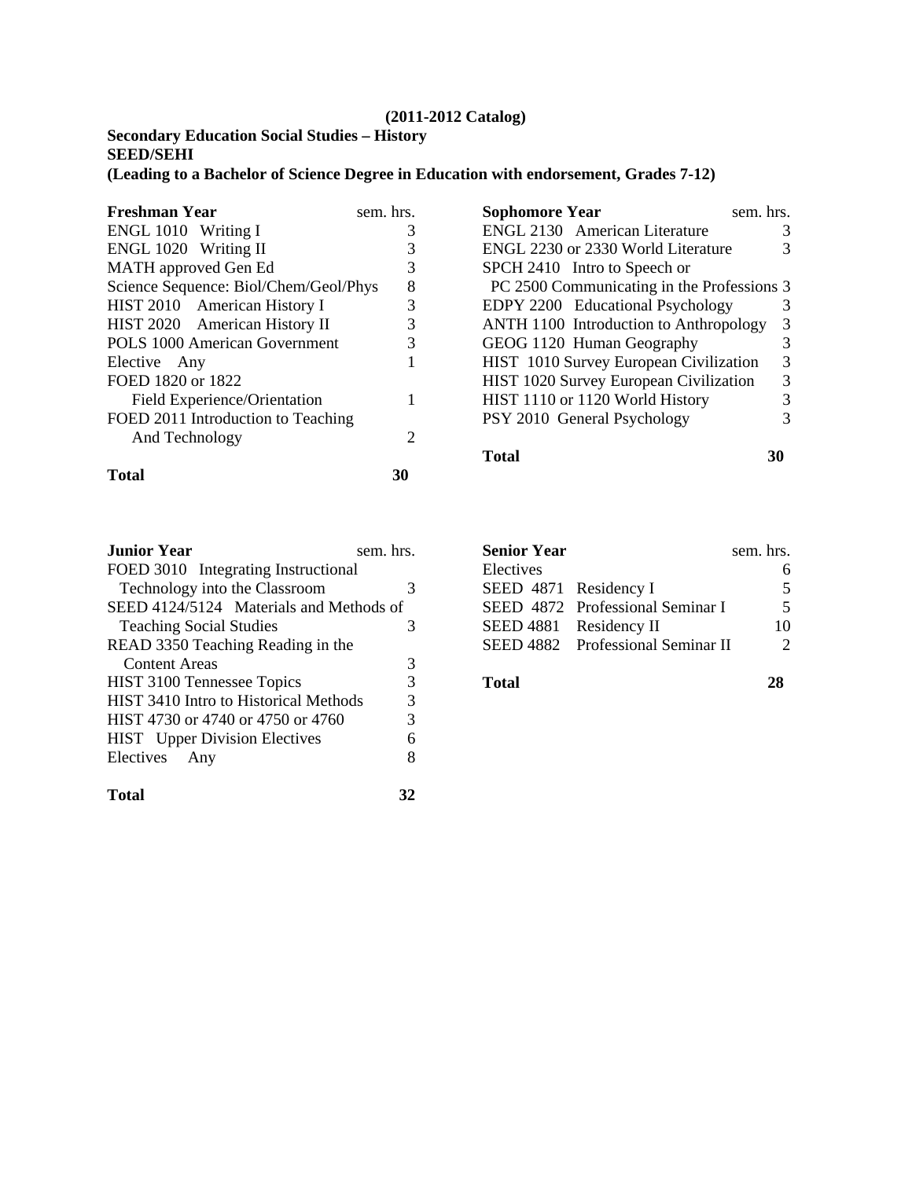**(2011-2012 Catalog)**

**Secondary Education Social Studies – History**
**SEED/SEHI**
**(Leading to a Bachelor of Science Degree in Education with endorsement, Grades 7-12)**

| **Freshman Year** | sem. hrs. |
|---|---|
| ENGL 1010 Writing I | 3 |
| ENGL 1020 Writing II | 3 |
| MATH approved Gen Ed | 3 |
| Science Sequence: Biol/Chem/Geol/Phys | 8 |
| HIST 2010 American History I | 3 |
| HIST 2020 American History II | 3 |
| POLS 1000 American Government | 3 |
| Elective Any | 1 |
| FOED 1820 or 1822 Field Experience/Orientation | 1 |
| FOED 2011 Introduction to Teaching And Technology | 2 |
| **Total** | **30** |

| **Sophomore Year** | sem. hrs. |
|---|---|
| ENGL 2130 American Literature | 3 |
| ENGL 2230 or 2330 World Literature | 3 |
| SPCH 2410 Intro to Speech or PC 2500 Communicating in the Professions | 3 |
| EDPY 2200 Educational Psychology | 3 |
| ANTH 1100 Introduction to Anthropology | 3 |
| GEOG 1120 Human Geography | 3 |
| HIST 1010 Survey European Civilization | 3 |
| HIST 1020 Survey European Civilization | 3 |
| HIST 1110 or 1120 World History | 3 |
| PSY 2010 General Psychology | 3 |
| **Total** | **30** |

| **Junior Year** | sem. hrs. |
|---|---|
| FOED 3010 Integrating Instructional Technology into the Classroom | 3 |
| SEED 4124/5124 Materials and Methods of Teaching Social Studies | 3 |
| READ 3350 Teaching Reading in the Content Areas | 3 |
| HIST 3100 Tennessee Topics | 3 |
| HIST 3410 Intro to Historical Methods | 3 |
| HIST 4730 or 4740 or 4750 or 4760 | 3 |
| HIST Upper Division Electives | 6 |
| Electives Any | 8 |
| **Total** | **32** |

| **Senior Year** | sem. hrs. |
|---|---|
| Electives | 6 |
| SEED 4871 Residency I | 5 |
| SEED 4872 Professional Seminar I | 5 |
| SEED 4881 Residency II | 10 |
| SEED 4882 Professional Seminar II | 2 |
| **Total** | **28** |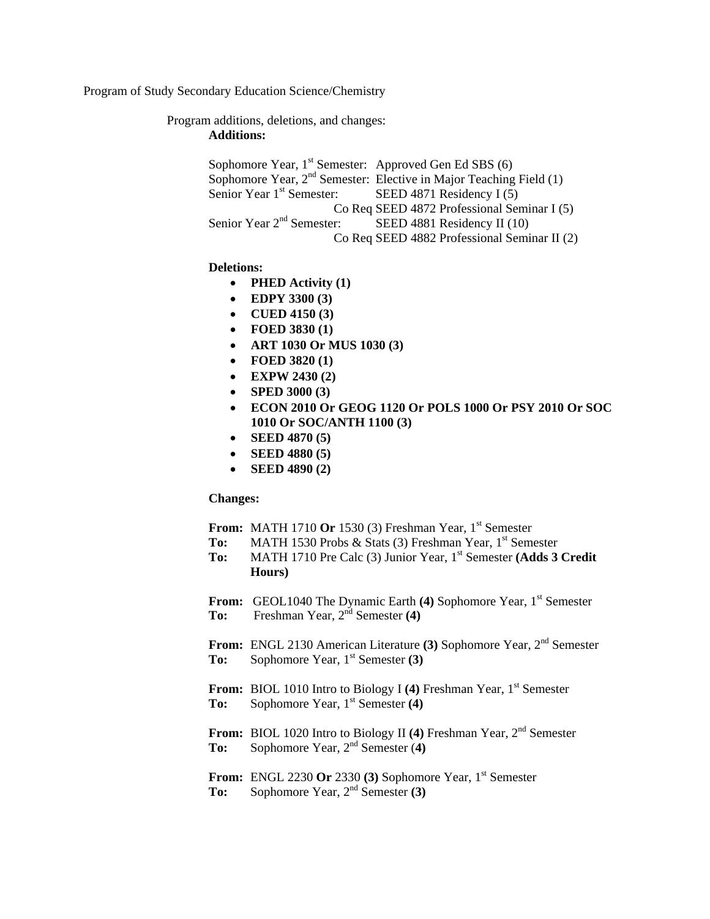Program of Study Secondary Education Science/Chemistry

Program additions, deletions, and changes:

**Additions:**

Sophomore Year, 1st Semester: Approved Gen Ed SBS (6)
Sophomore Year, 2nd Semester: Elective in Major Teaching Field (1)
Senior Year 1st Semester: SEED 4871 Residency I (5)
Co Req SEED 4872 Professional Seminar I (5)
Senior Year 2nd Semester: SEED 4881 Residency II (10)
Co Req SEED 4882 Professional Seminar II (2)

**Deletions:**

- **PHED Activity (1)**
- **EDPY 3300 (3)**
- **CUED 4150 (3)**
- **FOED 3830 (1)**
- **ART 1030 Or MUS 1030 (3)**
- **FOED 3820 (1)**
- **EXPW 2430 (2)**
- **SPED 3000 (3)**
- **ECON 2010 Or GEOG 1120 Or POLS 1000 Or PSY 2010 Or SOC 1010 Or SOC/ANTH 1100 (3)**
- **SEED 4870 (5)**
- **SEED 4880 (5)**
- **SEED 4890 (2)**

**Changes:**

**From:** MATH 1710 **Or** 1530 (3) Freshman Year, 1st Semester
**To:** MATH 1530 Probs & Stats (3) Freshman Year, 1st Semester
**To:** MATH 1710 Pre Calc (3) Junior Year, 1st Semester **(Adds 3 Credit Hours)**

**From:** GEOL1040 The Dynamic Earth **(4)** Sophomore Year, 1st Semester
**To:** Freshman Year, 2nd Semester **(4)**

**From:** ENGL 2130 American Literature **(3)** Sophomore Year, 2nd Semester
**To:** Sophomore Year, 1st Semester **(3)**

**From:** BIOL 1010 Intro to Biology I **(4)** Freshman Year, 1st Semester
**To:** Sophomore Year, 1st Semester **(4)**

**From:** BIOL 1020 Intro to Biology II **(4)** Freshman Year, 2nd Semester
**To:** Sophomore Year, 2nd Semester (**4)**

**From:** ENGL 2230 **Or** 2330 **(3)** Sophomore Year, 1st Semester
**To:** Sophomore Year, 2nd Semester **(3)**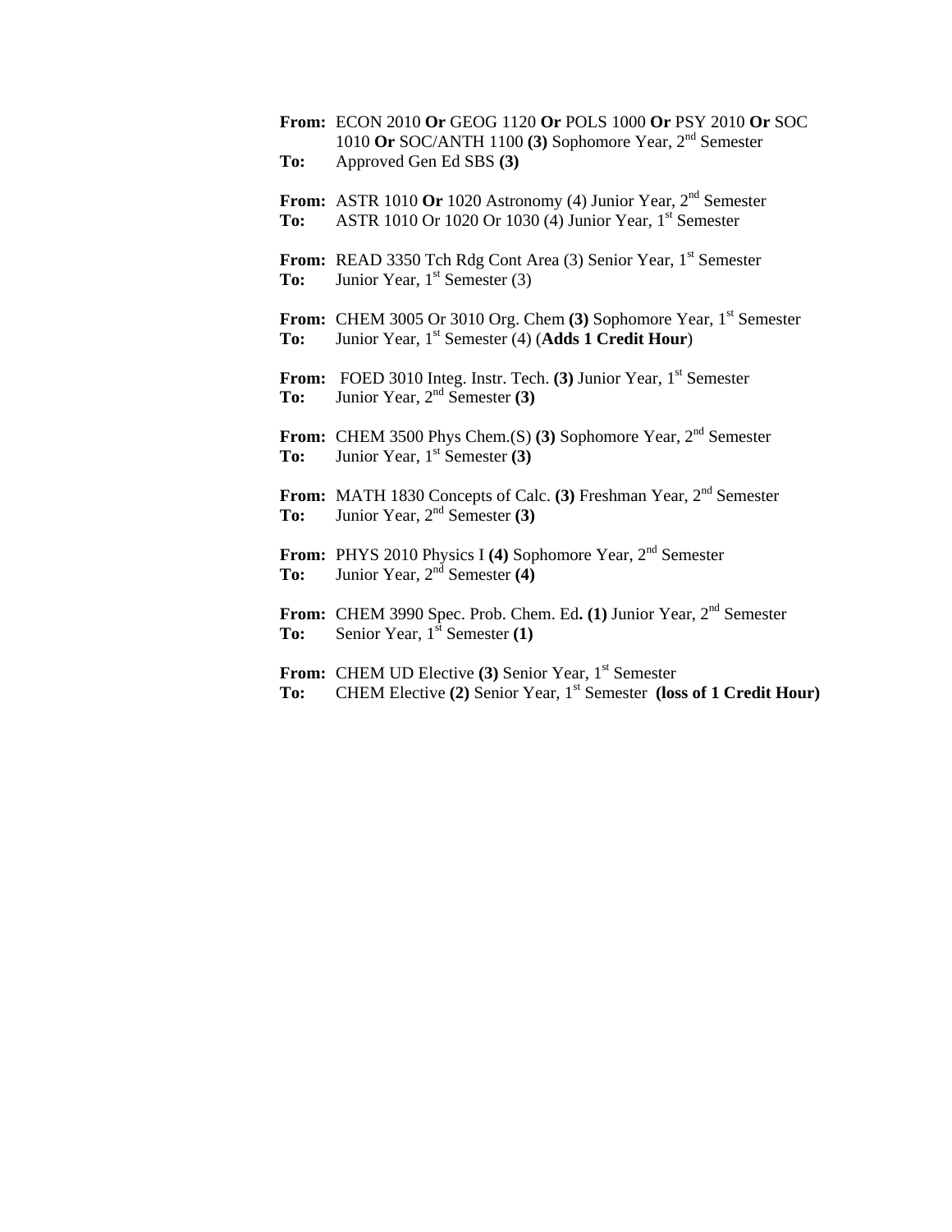**From:** ECON 2010 **Or** GEOG 1120 **Or** POLS 1000 **Or** PSY 2010 **Or** SOC 1010 **Or** SOC/ANTH 1100 **(3)** Sophomore Year, 2nd Semester
**To:** Approved Gen Ed SBS **(3)**

**From:** ASTR 1010 **Or** 1020 Astronomy (4) Junior Year, 2nd Semester
**To:** ASTR 1010 Or 1020 Or 1030 (4) Junior Year, 1st Semester

**From:** READ 3350 Tch Rdg Cont Area (3) Senior Year, 1st Semester
**To:** Junior Year, 1st Semester (3)

**From:** CHEM 3005 Or 3010 Org. Chem **(3)** Sophomore Year, 1st Semester
**To:** Junior Year, 1st Semester (4) (**Adds 1 Credit Hour**)

**From:** FOED 3010 Integ. Instr. Tech. **(3)** Junior Year, 1st Semester
**To:** Junior Year, 2nd Semester **(3)**

**From:** CHEM 3500 Phys Chem.(S) **(3)** Sophomore Year, 2nd Semester
**To:** Junior Year, 1st Semester **(3)**

**From:** MATH 1830 Concepts of Calc. **(3)** Freshman Year, 2nd Semester
**To:** Junior Year, 2nd Semester **(3)**

**From:** PHYS 2010 Physics I **(4)** Sophomore Year, 2nd Semester
**To:** Junior Year, 2nd Semester **(4)**

**From:** CHEM 3990 Spec. Prob. Chem. Ed**. (1)** Junior Year, 2nd Semester
**To:** Senior Year, 1st Semester **(1)**

**From:** CHEM UD Elective **(3)** Senior Year, 1st Semester
**To:** CHEM Elective **(2)** Senior Year, 1st Semester **(loss of 1 Credit Hour)**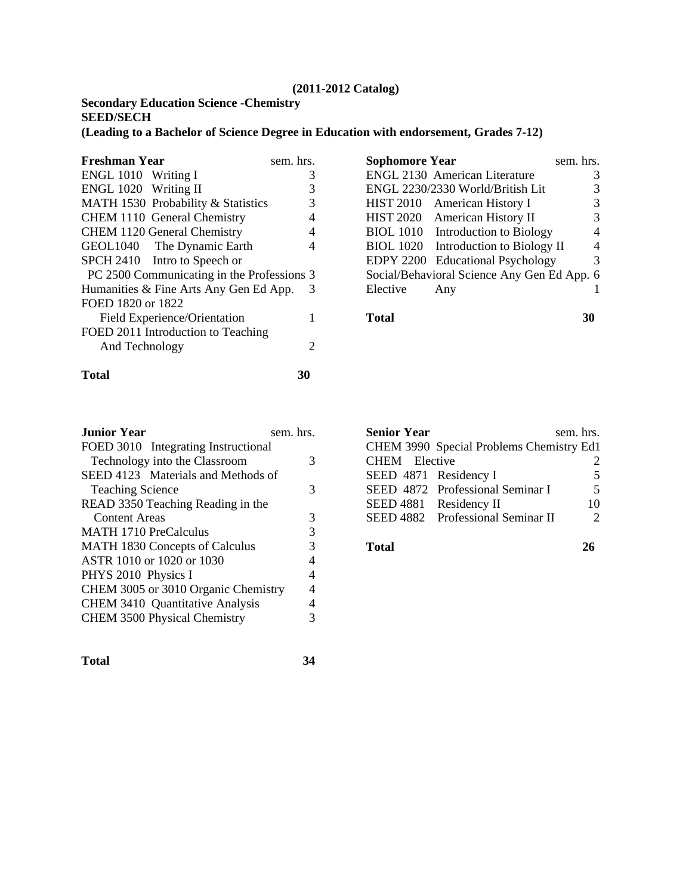**(2011-2012 Catalog)**

**Secondary Education Science -Chemistry**
**SEED/SECH**
**(Leading to a Bachelor of Science Degree in Education with endorsement, Grades 7-12)**

| Freshman Year | sem. hrs. |
|---|---|
| ENGL 1010 Writing I | 3 |
| ENGL 1020 Writing II | 3 |
| MATH 1530 Probability & Statistics | 3 |
| CHEM 1110 General Chemistry | 4 |
| CHEM 1120 General Chemistry | 4 |
| GEOL1040 The Dynamic Earth | 4 |
| SPCH 2410 Intro to Speech or PC 2500 Communicating in the Professions | 3 |
| Humanities & Fine Arts Any Gen Ed App. | 3 |
| FOED 1820 or 1822 Field Experience/Orientation | 1 |
| FOED 2011 Introduction to Teaching And Technology | 2 |
| **Total** | **30** |

| Sophomore Year | sem. hrs. |
|---|---|
| ENGL 2130 American Literature | 3 |
| ENGL 2230/2330 World/British Lit | 3 |
| HIST 2010 American History I | 3 |
| HIST 2020 American History II | 3 |
| BIOL 1010 Introduction to Biology | 4 |
| BIOL 1020 Introduction to Biology II | 4 |
| EDPY 2200 Educational Psychology | 3 |
| Social/Behavioral Science Any Gen Ed App. | 6 |
| Elective Any | 1 |
| **Total** | **30** |

| Junior Year | sem. hrs. |
|---|---|
| FOED 3010 Integrating Instructional Technology into the Classroom | 3 |
| SEED 4123 Materials and Methods of Teaching Science | 3 |
| READ 3350 Teaching Reading in the Content Areas | 3 |
| MATH 1710 PreCalculus | 3 |
| MATH 1830 Concepts of Calculus | 3 |
| ASTR 1010 or 1020 or 1030 | 4 |
| PHYS 2010 Physics I | 4 |
| CHEM 3005 or 3010 Organic Chemistry | 4 |
| CHEM 3410 Quantitative Analysis | 4 |
| CHEM 3500 Physical Chemistry | 3 |
| **Total** | **34** |

| Senior Year | sem. hrs. |
|---|---|
| CHEM 3990 Special Problems Chemistry Ed | 1 |
| CHEM Elective | 2 |
| SEED 4871 Residency I | 5 |
| SEED 4872 Professional Seminar I | 5 |
| SEED 4881 Residency II | 10 |
| SEED 4882 Professional Seminar II | 2 |
| **Total** | **26** |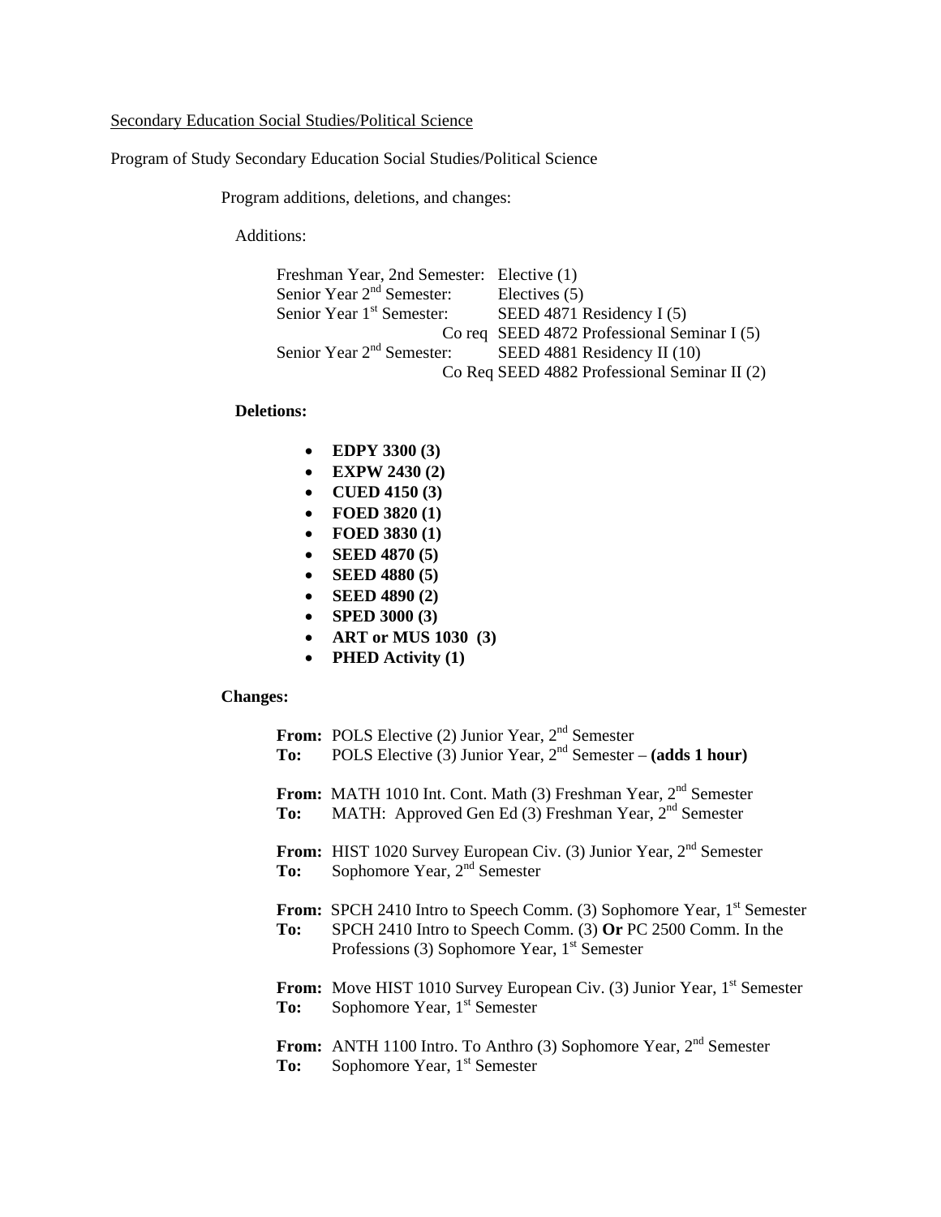Secondary Education Social Studies/Political Science

Program of Study Secondary Education Social Studies/Political Science

Program additions, deletions, and changes:

Additions:

| | |
|---|---|
| Freshman Year, 2nd Semester: | Elective (1) |
| Senior Year 2nd Semester: | Electives (5) |
| Senior Year 1st Semester: | SEED 4871 Residency I (5) |
| Co req | SEED 4872 Professional Seminar I (5) |
| Senior Year 2nd Semester: | SEED 4881 Residency II (10) |
| Co Req | SEED 4882 Professional Seminar II (2) |

**Deletions:**

- **EDPY 3300 (3)**
- **EXPW 2430 (2)**
- **CUED 4150 (3)**
- **FOED 3820 (1)**
- **FOED 3830 (1)**
- **SEED 4870 (5)**
- **SEED 4880 (5)**
- **SEED 4890 (2)**
- **SPED 3000 (3)**
- **ART or MUS 1030 (3)**
- **PHED Activity (1)**

**Changes:**

**From:** POLS Elective (2) Junior Year, 2nd Semester
**To:** POLS Elective (3) Junior Year, 2nd Semester – **(adds 1 hour)**

**From:** MATH 1010 Int. Cont. Math (3) Freshman Year, 2nd Semester
**To:** MATH: Approved Gen Ed (3) Freshman Year, 2nd Semester

**From:** HIST 1020 Survey European Civ. (3) Junior Year, 2nd Semester
**To:** Sophomore Year, 2nd Semester

**From:** SPCH 2410 Intro to Speech Comm. (3) Sophomore Year, 1st Semester
**To:** SPCH 2410 Intro to Speech Comm. (3) **Or** PC 2500 Comm. In the Professions (3) Sophomore Year, 1st Semester

**From:** Move HIST 1010 Survey European Civ. (3) Junior Year, 1st Semester
**To:** Sophomore Year, 1st Semester

**From:** ANTH 1100 Intro. To Anthro (3) Sophomore Year, 2nd Semester
**To:** Sophomore Year, 1st Semester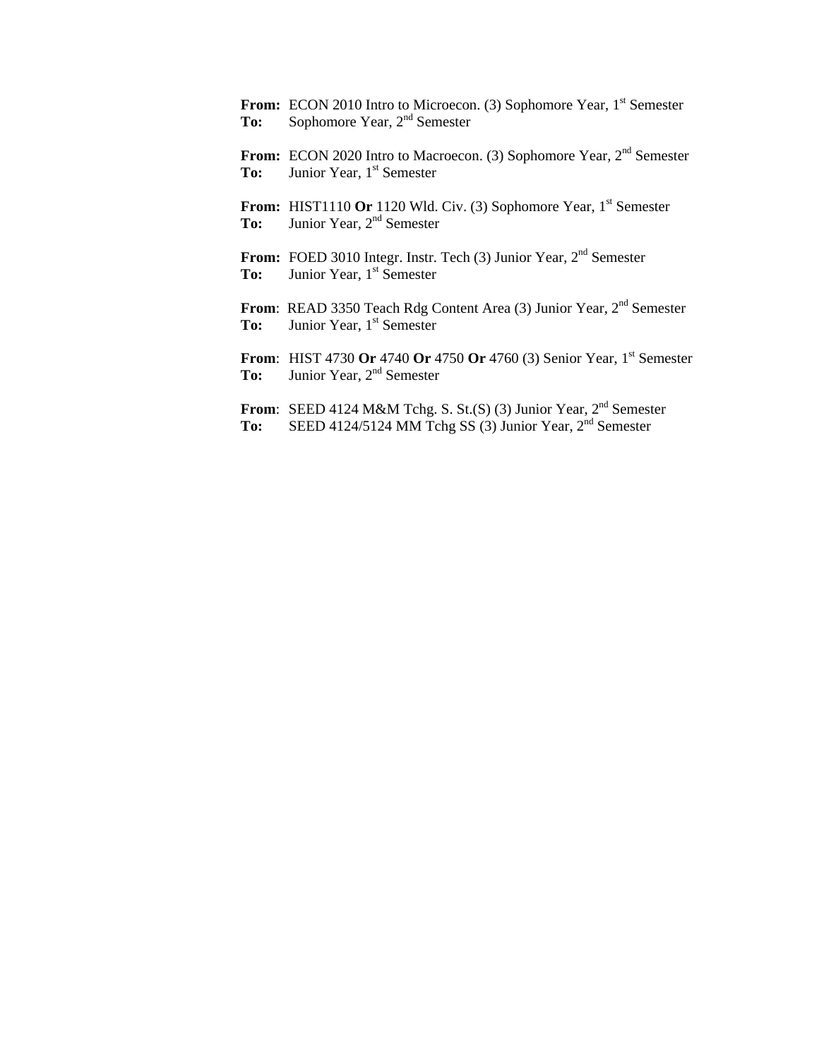**From:** ECON 2010 Intro to Microecon. (3) Sophomore Year, 1st Semester
**To:** Sophomore Year, 2nd Semester

**From:** ECON 2020 Intro to Macroecon. (3) Sophomore Year, 2nd Semester
**To:** Junior Year, 1st Semester

**From:** HIST1110 **Or** 1120 Wld. Civ. (3) Sophomore Year, 1st Semester
**To:** Junior Year, 2nd Semester

**From:** FOED 3010 Integr. Instr. Tech (3) Junior Year, 2nd Semester
**To:** Junior Year, 1st Semester

**From**: READ 3350 Teach Rdg Content Area (3) Junior Year, 2nd Semester
**To:** Junior Year, 1st Semester

**From**: HIST 4730 **Or** 4740 **Or** 4750 **Or** 4760 (3) Senior Year, 1st Semester
**To:** Junior Year, 2nd Semester

**From**: SEED 4124 M&M Tchg. S. St.(S) (3) Junior Year, 2nd Semester
**To:** SEED 4124/5124 MM Tchg SS (3) Junior Year, 2nd Semester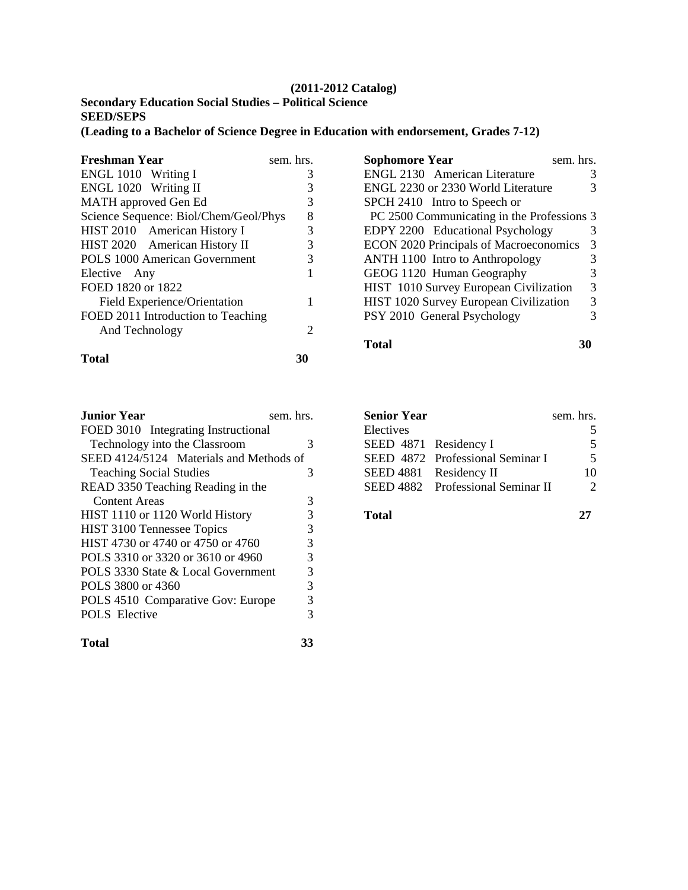**(2011-2012 Catalog)**

**Secondary Education Social Studies – Political Science**

**SEED/SEPS**

**(Leading to a Bachelor of Science Degree in Education with endorsement, Grades 7-12)**

| **Freshman Year** | sem. hrs. |
|---|---|
| ENGL 1010 Writing I | 3 |
| ENGL 1020 Writing II | 3 |
| MATH approved Gen Ed | 3 |
| Science Sequence: Biol/Chem/Geol/Phys | 8 |
| HIST 2010 American History I | 3 |
| HIST 2020 American History II | 3 |
| POLS 1000 American Government | 3 |
| Elective Any | 1 |
| FOED 1820 or 1822 Field Experience/Orientation | 1 |
| FOED 2011 Introduction to Teaching And Technology | 2 |
| **Total** | **30** |

| **Sophomore Year** | sem. hrs. |
|---|---|
| ENGL 2130 American Literature | 3 |
| ENGL 2230 or 2330 World Literature | 3 |
| SPCH 2410 Intro to Speech or PC 2500 Communicating in the Professions | 3 |
| EDPY 2200 Educational Psychology | 3 |
| ECON 2020 Principals of Macroeconomics | 3 |
| ANTH 1100 Intro to Anthropology | 3 |
| GEOG 1120 Human Geography | 3 |
| HIST 1010 Survey European Civilization | 3 |
| HIST 1020 Survey European Civilization | 3 |
| PSY 2010 General Psychology | 3 |
| **Total** | **30** |

| **Junior Year** | sem. hrs. |
|---|---|
| FOED 3010 Integrating Instructional Technology into the Classroom | 3 |
| SEED 4124/5124 Materials and Methods of Teaching Social Studies | 3 |
| READ 3350 Teaching Reading in the Content Areas | 3 |
| HIST 1110 or 1120 World History | 3 |
| HIST 3100 Tennessee Topics | 3 |
| HIST 4730 or 4740 or 4750 or 4760 | 3 |
| POLS 3310 or 3320 or 3610 or 4960 | 3 |
| POLS 3330 State & Local Government | 3 |
| POLS 3800 or 4360 | 3 |
| POLS 4510 Comparative Gov: Europe | 3 |
| POLS Elective | 3 |
| **Total** | **33** |

| **Senior Year** | sem. hrs. |
|---|---|
| Electives | 5 |
| SEED 4871 Residency I | 5 |
| SEED 4872 Professional Seminar I | 5 |
| SEED 4881 Residency II | 10 |
| SEED 4882 Professional Seminar II | 2 |
| **Total** | **27** |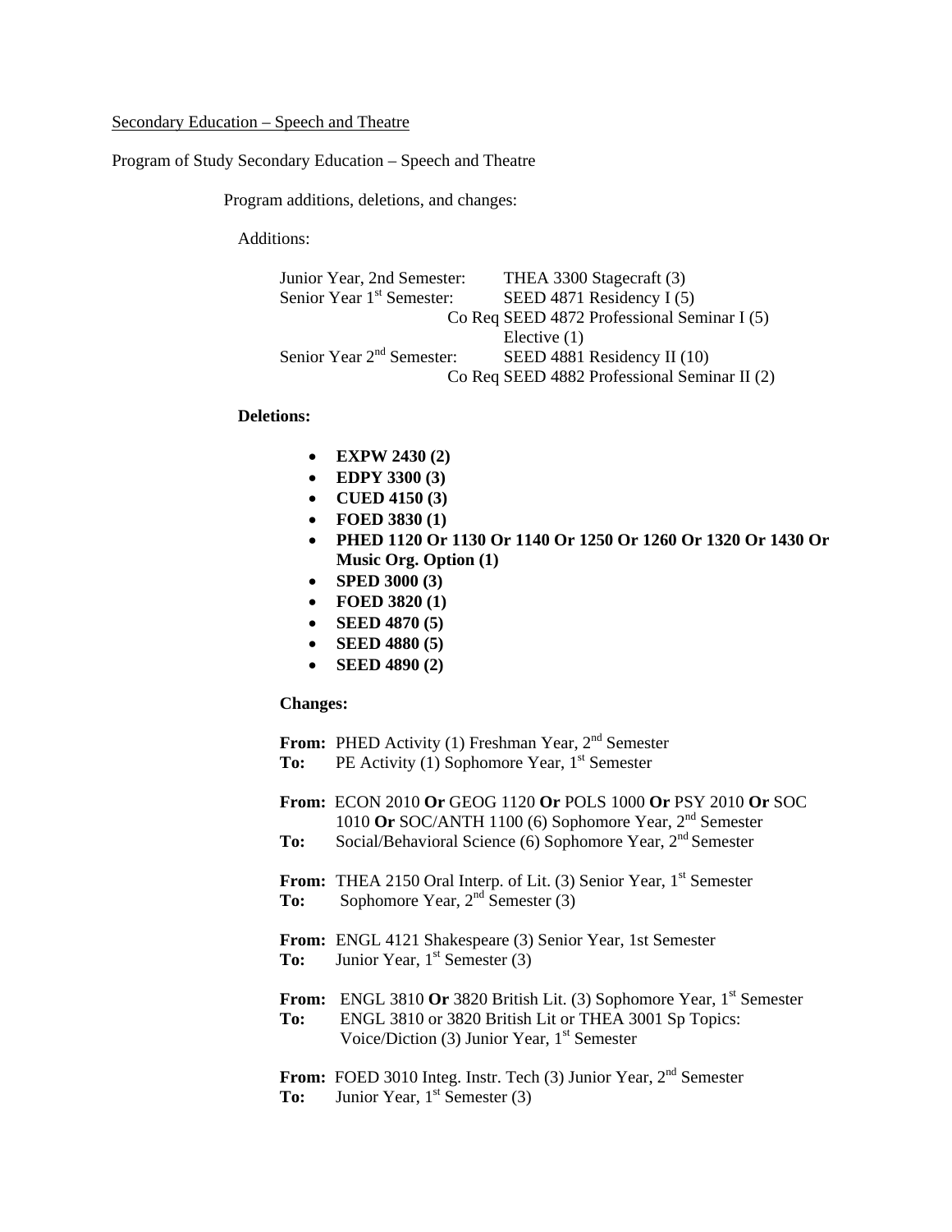Secondary Education – Speech and Theatre

Program of Study Secondary Education – Speech and Theatre

Program additions, deletions, and changes:

Additions:

| | |
|---|---|
| Junior Year, 2nd Semester: | THEA 3300 Stagecraft (3) |
| Senior Year 1st Semester: | SEED 4871 Residency I (5) |
| | Co Req SEED 4872 Professional Seminar I (5) |
| | Elective (1) |
| Senior Year 2nd Semester: | SEED 4881 Residency II (10) |
| | Co Req SEED 4882 Professional Seminar II (2) |

**Deletions:**

- **EXPW 2430 (2)**
- **EDPY 3300 (3)**
- **CUED 4150 (3)**
- **FOED 3830 (1)**
- **PHED 1120 Or 1130 Or 1140 Or 1250 Or 1260 Or 1320 Or 1430 Or Music Org. Option (1)**
- **SPED 3000 (3)**
- **FOED 3820 (1)**
- **SEED 4870 (5)**
- **SEED 4880 (5)**
- **SEED 4890 (2)**

**Changes:**

**From:** PHED Activity (1) Freshman Year, 2nd Semester
**To:** PE Activity (1) Sophomore Year, 1st Semester

**From:** ECON 2010 **Or** GEOG 1120 **Or** POLS 1000 **Or** PSY 2010 **Or** SOC 1010 **Or** SOC/ANTH 1100 (6) Sophomore Year, 2nd Semester
**To:** Social/Behavioral Science (6) Sophomore Year, 2nd Semester

**From:** THEA 2150 Oral Interp. of Lit. (3) Senior Year, 1st Semester
**To:** Sophomore Year, 2nd Semester (3)

**From:** ENGL 4121 Shakespeare (3) Senior Year, 1st Semester
**To:** Junior Year, 1st Semester (3)

**From:** ENGL 3810 **Or** 3820 British Lit. (3) Sophomore Year, 1st Semester
**To:** ENGL 3810 or 3820 British Lit or THEA 3001 Sp Topics: Voice/Diction (3) Junior Year, 1st Semester

**From:** FOED 3010 Integ. Instr. Tech (3) Junior Year, 2nd Semester
**To:** Junior Year, 1st Semester (3)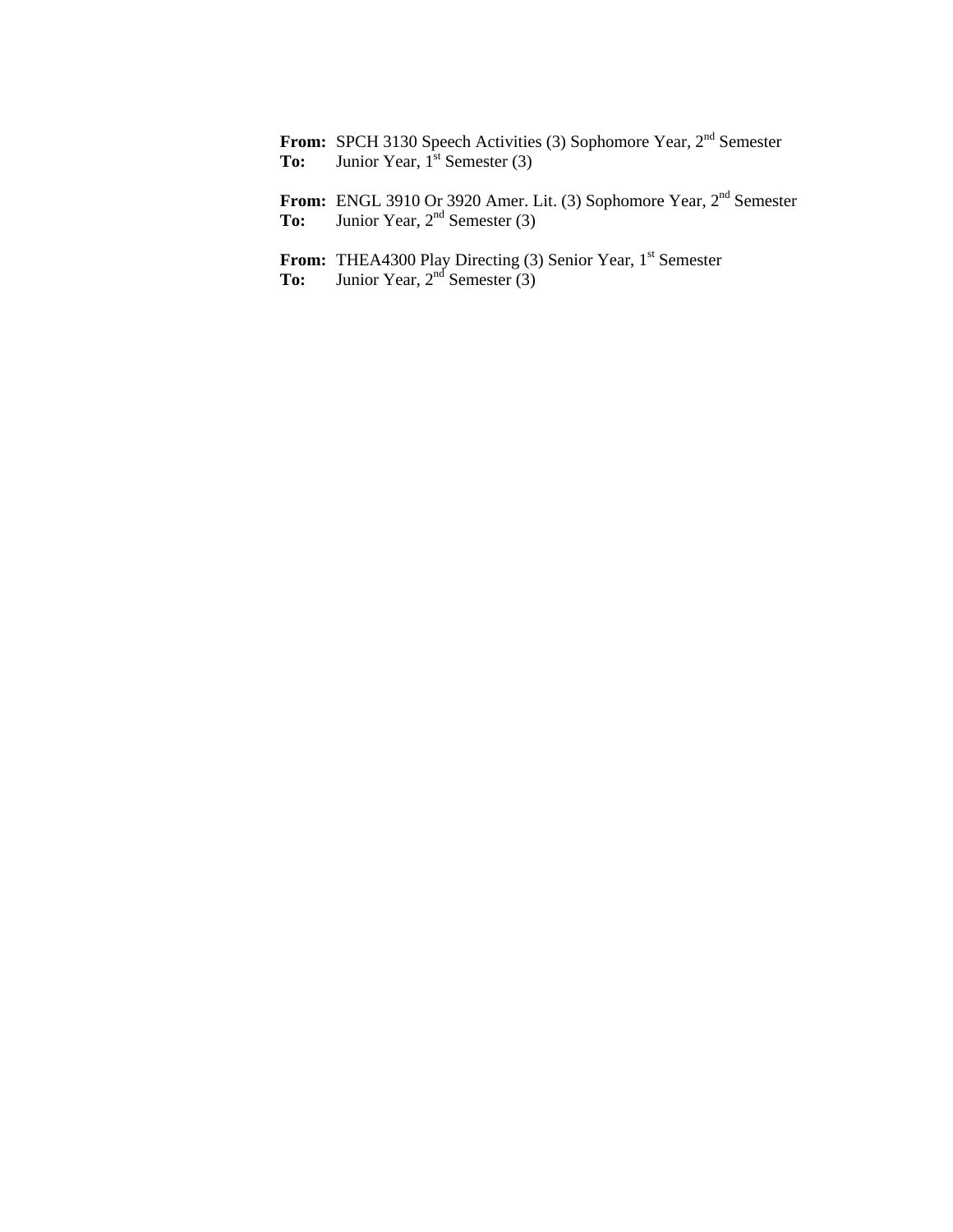**From:** SPCH 3130 Speech Activities (3) Sophomore Year, 2nd Semester
**To:** Junior Year, 1st Semester (3)

**From:** ENGL 3910 Or 3920 Amer. Lit. (3) Sophomore Year, 2nd Semester
**To:** Junior Year, 2nd Semester (3)

**From:** THEA4300 Play Directing (3) Senior Year, 1st Semester
**To:** Junior Year, 2nd Semester (3)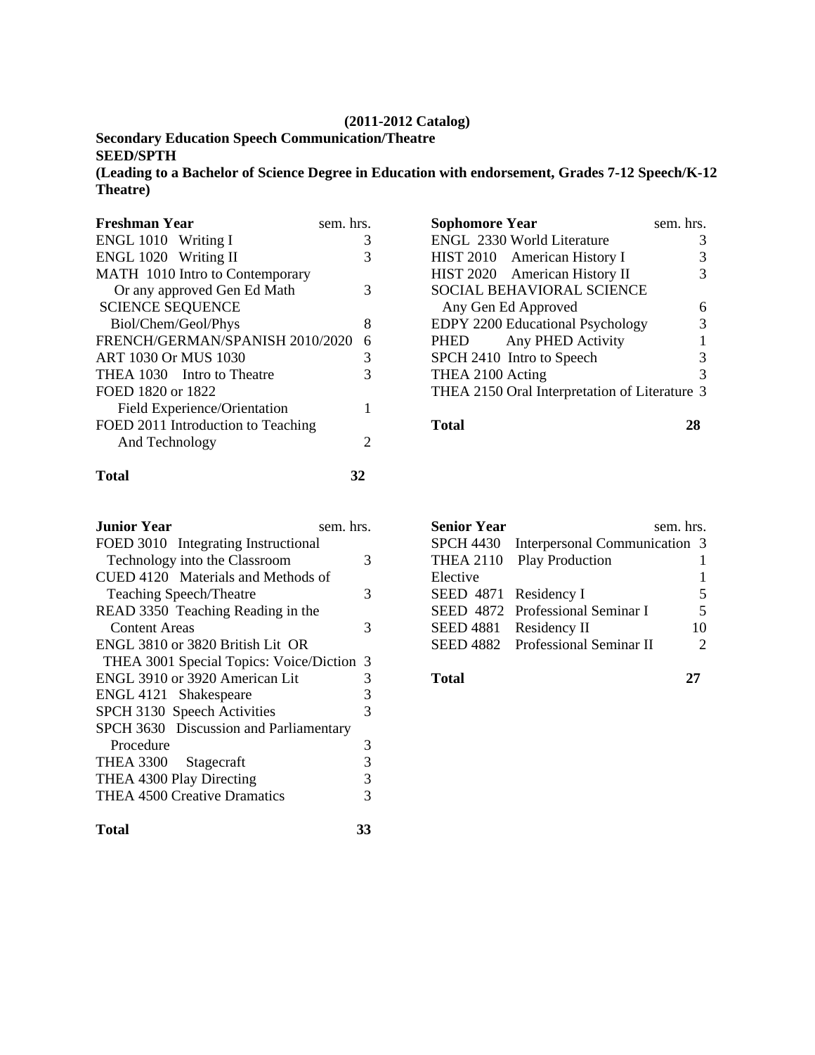**(2011-2012 Catalog)**

**Secondary Education Speech Communication/Theatre**

**SEED/SPTH**

**(Leading to a Bachelor of Science Degree in Education with endorsement, Grades 7-12 Speech/K-12 Theatre)**

| **Freshman Year** | sem. hrs. |
|---|---|
| ENGL 1010 Writing I | 3 |
| ENGL 1020 Writing II | 3 |
| MATH 1010 Intro to Contemporary Or any approved Gen Ed Math | 3 |
| SCIENCE SEQUENCE Biol/Chem/Geol/Phys | 8 |
| FRENCH/GERMAN/SPANISH 2010/2020 | 6 |
| ART 1030 Or MUS 1030 | 3 |
| THEA 1030 Intro to Theatre | 3 |
| FOED 1820 or 1822 Field Experience/Orientation | 1 |
| FOED 2011 Introduction to Teaching And Technology | 2 |
| **Total** | **32** |

| **Sophomore Year** | sem. hrs. |
|---|---|
| ENGL 2330 World Literature | 3 |
| HIST 2010 American History I | 3 |
| HIST 2020 American History II | 3 |
| SOCIAL BEHAVIORAL SCIENCE Any Gen Ed Approved | 6 |
| EDPY 2200 Educational Psychology | 3 |
| PHED Any PHED Activity | 1 |
| SPCH 2410 Intro to Speech | 3 |
| THEA 2100 Acting | 3 |
| THEA 2150 Oral Interpretation of Literature | 3 |
| **Total** | **28** |

| **Junior Year** | sem. hrs. |
|---|---|
| FOED 3010 Integrating Instructional Technology into the Classroom | 3 |
| CUED 4120 Materials and Methods of Teaching Speech/Theatre | 3 |
| READ 3350 Teaching Reading in the Content Areas | 3 |
| ENGL 3810 or 3820 British Lit OR THEA 3001 Special Topics: Voice/Diction | 3 |
| ENGL 3910 or 3920 American Lit | 3 |
| ENGL 4121 Shakespeare | 3 |
| SPCH 3130 Speech Activities | 3 |
| SPCH 3630 Discussion and Parliamentary Procedure | 3 |
| THEA 3300 Stagecraft | 3 |
| THEA 4300 Play Directing | 3 |
| THEA 4500 Creative Dramatics | 3 |
| **Total** | **33** |

| **Senior Year** | sem. hrs. |
|---|---|
| SPCH 4430 Interpersonal Communication | 3 |
| THEA 2110 Play Production | 1 |
| Elective | 1 |
| SEED 4871 Residency I | 5 |
| SEED 4872 Professional Seminar I | 5 |
| SEED 4881 Residency II | 10 |
| SEED 4882 Professional Seminar II | 2 |
| **Total** | **27** |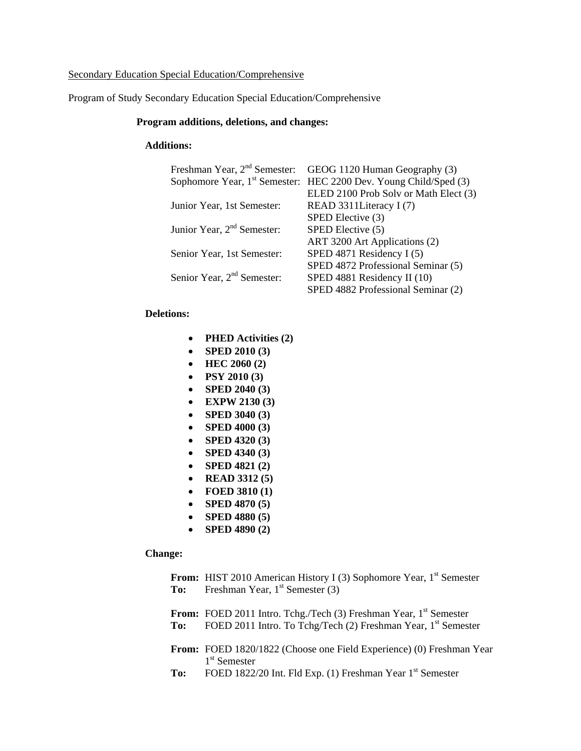Secondary Education Special Education/Comprehensive

Program of Study Secondary Education Special Education/Comprehensive

**Program additions, deletions, and changes:**

**Additions:**

| | |
|---|---|
| Freshman Year, 2nd Semester: | GEOG 1120 Human Geography (3) |
| Sophomore Year, 1st Semester: | HEC 2200 Dev. Young Child/Sped (3) |
| | ELED 2100 Prob Solv or Math Elect (3) |
| Junior Year, 1st Semester: | READ 3311Literacy I (7) |
| | SPED Elective (3) |
| Junior Year, 2nd Semester: | SPED Elective (5) |
| | ART 3200 Art Applications (2) |
| Senior Year, 1st Semester: | SPED 4871 Residency I (5) |
| | SPED 4872 Professional Seminar (5) |
| Senior Year, 2nd Semester: | SPED 4881 Residency II (10) |
| | SPED 4882 Professional Seminar (2) |

**Deletions:**

- **PHED Activities (2)**
- **SPED 2010 (3)**
- **HEC 2060 (2)**
- **PSY 2010 (3)**
- **SPED 2040 (3)**
- **EXPW 2130 (3)**
- **SPED 3040 (3)**
- **SPED 4000 (3)**
- **SPED 4320 (3)**
- **SPED 4340 (3)**
- **SPED 4821 (2)**
- **READ 3312 (5)**
- **FOED 3810 (1)**
- **SPED 4870 (5)**
- **SPED 4880 (5)**
- **SPED 4890 (2)**

**Change:**

**From:** HIST 2010 American History I (3) Sophomore Year, 1st Semester
**To:** Freshman Year, 1st Semester (3)

**From:** FOED 2011 Intro. Tchg./Tech (3) Freshman Year, 1st Semester
**To:** FOED 2011 Intro. To Tchg/Tech (2) Freshman Year, 1st Semester

**From:** FOED 1820/1822 (Choose one Field Experience) (0) Freshman Year 1st Semester
**To:** FOED 1822/20 Int. Fld Exp. (1) Freshman Year 1st Semester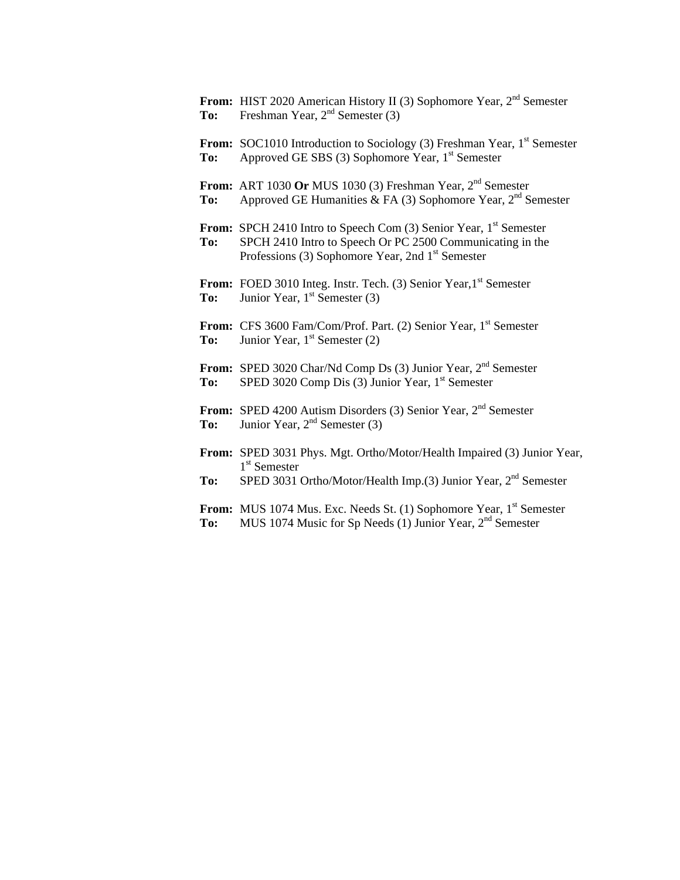**From:** HIST 2020 American History II (3) Sophomore Year, 2nd Semester
**To:** Freshman Year, 2nd Semester (3)

**From:** SOC1010 Introduction to Sociology (3) Freshman Year, 1st Semester
**To:** Approved GE SBS (3) Sophomore Year, 1st Semester

**From:** ART 1030 **Or** MUS 1030 (3) Freshman Year, 2nd Semester
**To:** Approved GE Humanities & FA (3) Sophomore Year, 2nd Semester

**From:** SPCH 2410 Intro to Speech Com (3) Senior Year, 1st Semester
**To:** SPCH 2410 Intro to Speech Or PC 2500 Communicating in the Professions (3) Sophomore Year, 2nd 1st Semester

**From:** FOED 3010 Integ. Instr. Tech. (3) Senior Year, 1st Semester
**To:** Junior Year, 1st Semester (3)

**From:** CFS 3600 Fam/Com/Prof. Part. (2) Senior Year, 1st Semester
**To:** Junior Year, 1st Semester (2)

**From:** SPED 3020 Char/Nd Comp Ds (3) Junior Year, 2nd Semester
**To:** SPED 3020 Comp Dis (3) Junior Year, 1st Semester

**From:** SPED 4200 Autism Disorders (3) Senior Year, 2nd Semester
**To:** Junior Year, 2nd Semester (3)

**From:** SPED 3031 Phys. Mgt. Ortho/Motor/Health Impaired (3) Junior Year, 1st Semester
**To:** SPED 3031 Ortho/Motor/Health Imp.(3) Junior Year, 2nd Semester

**From:** MUS 1074 Mus. Exc. Needs St. (1) Sophomore Year, 1st Semester
**To:** MUS 1074 Music for Sp Needs (1) Junior Year, 2nd Semester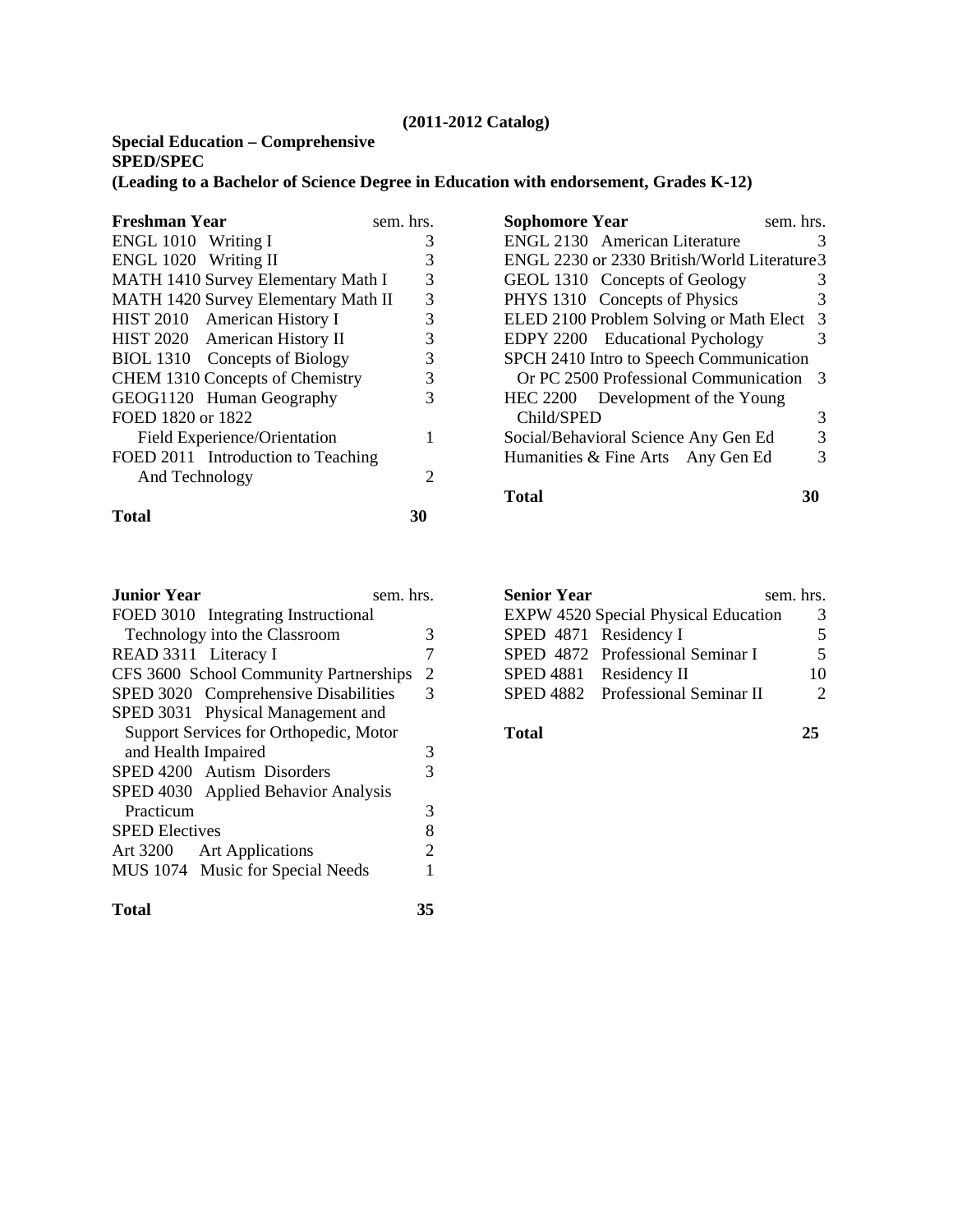**(2011-2012 Catalog)**

**Special Education – Comprehensive**
**SPED/SPEC**
**(Leading to a Bachelor of Science Degree in Education with endorsement, Grades K-12)**

| **Freshman Year** | sem. hrs. |
|---|---|
| ENGL 1010 Writing I | 3 |
| ENGL 1020 Writing II | 3 |
| MATH 1410 Survey Elementary Math I | 3 |
| MATH 1420 Survey Elementary Math II | 3 |
| HIST 2010 American History I | 3 |
| HIST 2020 American History II | 3 |
| BIOL 1310 Concepts of Biology | 3 |
| CHEM 1310 Concepts of Chemistry | 3 |
| GEOG1120 Human Geography | 3 |
| FOED 1820 or 1822 Field Experience/Orientation | 1 |
| FOED 2011 Introduction to Teaching And Technology | 2 |
| **Total** | **30** |

| **Sophomore Year** | sem. hrs. |
|---|---|
| ENGL 2130 American Literature | 3 |
| ENGL 2230 or 2330 British/World Literature | 3 |
| GEOL 1310 Concepts of Geology | 3 |
| PHYS 1310 Concepts of Physics | 3 |
| ELED 2100 Problem Solving or Math Elect | 3 |
| EDPY 2200 Educational Pychology | 3 |
| SPCH 2410 Intro to Speech Communication Or PC 2500 Professional Communication | 3 |
| HEC 2200 Development of the Young Child/SPED | 3 |
| Social/Behavioral Science Any Gen Ed | 3 |
| Humanities & Fine Arts Any Gen Ed | 3 |
| **Total** | **30** |

| **Junior Year** | sem. hrs. |
|---|---|
| FOED 3010 Integrating Instructional Technology into the Classroom | 3 |
| READ 3311 Literacy I | 7 |
| CFS 3600 School Community Partnerships | 2 |
| SPED 3020 Comprehensive Disabilities | 3 |
| SPED 3031 Physical Management and Support Services for Orthopedic, Motor and Health Impaired | 3 |
| SPED 4200 Autism Disorders | 3 |
| SPED 4030 Applied Behavior Analysis Practicum | 3 |
| SPED Electives | 8 |
| Art 3200 Art Applications | 2 |
| MUS 1074 Music for Special Needs | 1 |
| **Total** | **35** |

| **Senior Year** | sem. hrs. |
|---|---|
| EXPW 4520 Special Physical Education | 3 |
| SPED 4871 Residency I | 5 |
| SPED 4872 Professional Seminar I | 5 |
| SPED 4881 Residency II | 10 |
| SPED 4882 Professional Seminar II | 2 |
| **Total** | **25** |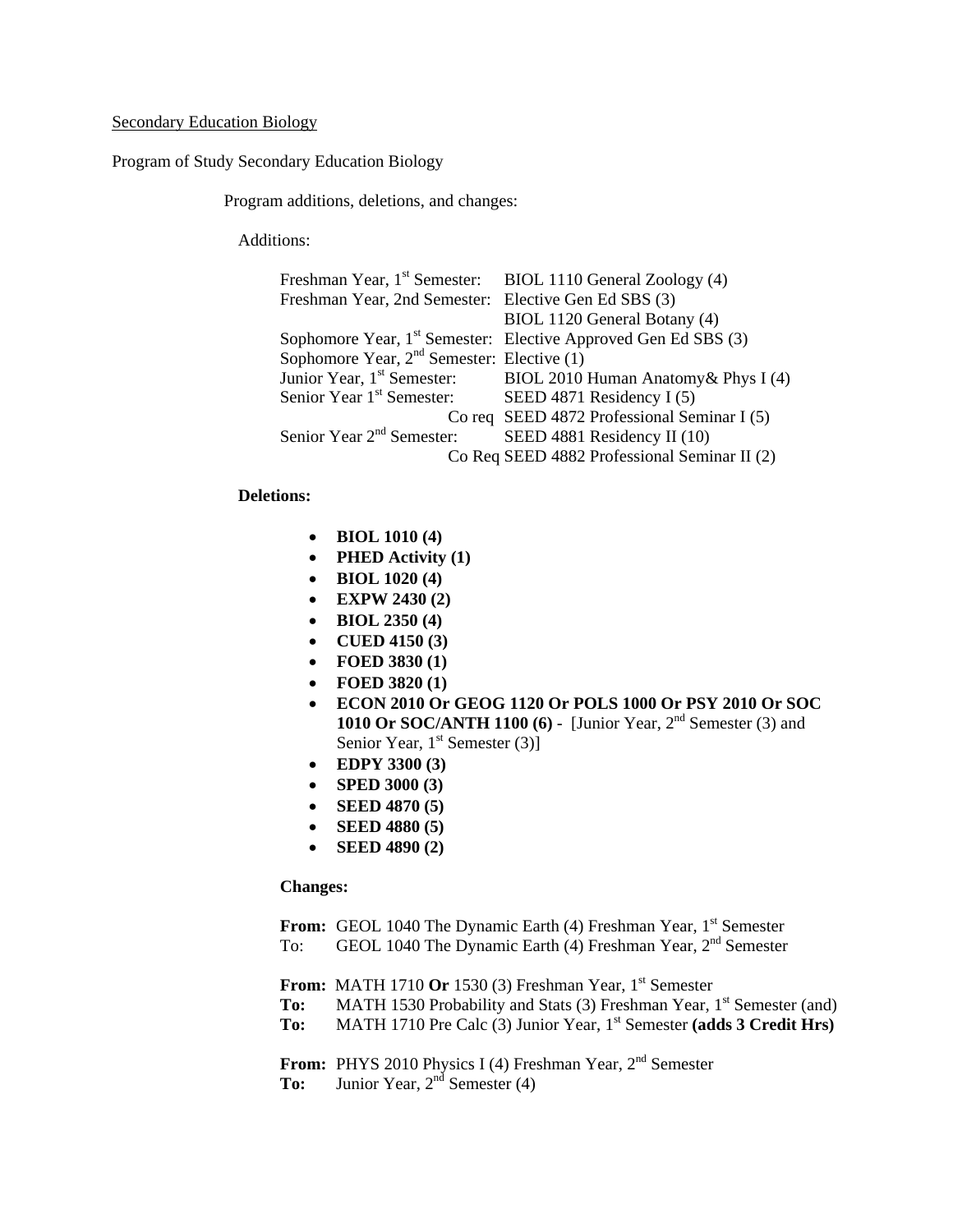Secondary Education Biology

Program of Study Secondary Education Biology

Program additions, deletions, and changes:

Additions:

| | |
|---|---|
| Freshman Year, 1st Semester: | BIOL 1110 General Zoology (4) |
| Freshman Year, 2nd Semester: | Elective Gen Ed SBS (3) |
| | BIOL 1120 General Botany (4) |
| Sophomore Year, 1st Semester: | Elective Approved Gen Ed SBS (3) |
| Sophomore Year, 2nd Semester: | Elective (1) |
| Junior Year, 1st Semester: | BIOL 2010 Human Anatomy& Phys I (4) |
| Senior Year 1st Semester: | SEED 4871 Residency I (5) |
| Co req | SEED 4872 Professional Seminar I (5) |
| Senior Year 2nd Semester: | SEED 4881 Residency II (10) |
| Co Req | SEED 4882 Professional Seminar II (2) |

**Deletions:**

- **BIOL 1010 (4)**
- **PHED Activity (1)**
- **BIOL 1020 (4)**
- **EXPW 2430 (2)**
- **BIOL 2350 (4)**
- **CUED 4150 (3)**
- **FOED 3830 (1)**
- **FOED 3820 (1)**
- **ECON 2010 Or GEOG 1120 Or POLS 1000 Or PSY 2010 Or SOC 1010 Or SOC/ANTH 1100 (6)** - [Junior Year, 2nd Semester (3) and Senior Year, 1st Semester (3)]
- **EDPY 3300 (3)**
- **SPED 3000 (3)**
- **SEED 4870 (5)**
- **SEED 4880 (5)**
- **SEED 4890 (2)**

**Changes:**

**From:** GEOL 1040 The Dynamic Earth (4) Freshman Year, 1st Semester
To: GEOL 1040 The Dynamic Earth (4) Freshman Year, 2nd Semester

**From:** MATH 1710 **Or** 1530 (3) Freshman Year, 1st Semester
**To:** MATH 1530 Probability and Stats (3) Freshman Year, 1st Semester (and)
**To:** MATH 1710 Pre Calc (3) Junior Year, 1st Semester **(adds 3 Credit Hrs)**

**From:** PHYS 2010 Physics I (4) Freshman Year, 2nd Semester
**To:** Junior Year, 2nd Semester (4)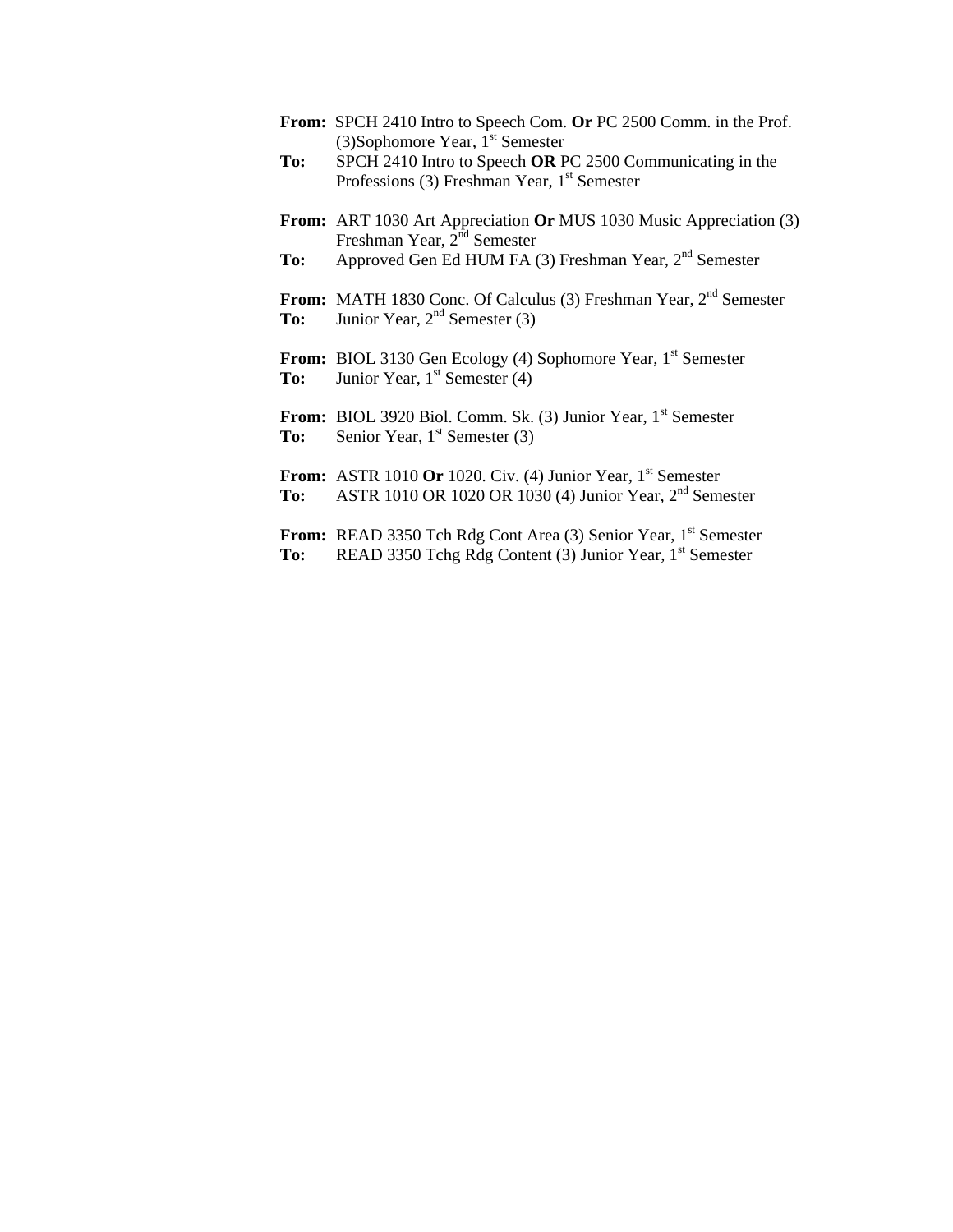**From:** SPCH 2410 Intro to Speech Com. **Or** PC 2500 Comm. in the Prof. (3)Sophomore Year, 1st Semester
**To:** SPCH 2410 Intro to Speech **OR** PC 2500 Communicating in the Professions (3) Freshman Year, 1st Semester

**From:** ART 1030 Art Appreciation **Or** MUS 1030 Music Appreciation (3) Freshman Year, 2nd Semester
**To:** Approved Gen Ed HUM FA (3) Freshman Year, 2nd Semester

**From:** MATH 1830 Conc. Of Calculus (3) Freshman Year, 2nd Semester
**To:** Junior Year, 2nd Semester (3)

**From:** BIOL 3130 Gen Ecology (4) Sophomore Year, 1st Semester
**To:** Junior Year, 1st Semester (4)

**From:** BIOL 3920 Biol. Comm. Sk. (3) Junior Year, 1st Semester
**To:** Senior Year, 1st Semester (3)

**From:** ASTR 1010 **Or** 1020. Civ. (4) Junior Year, 1st Semester
**To:** ASTR 1010 OR 1020 OR 1030 (4) Junior Year, 2nd Semester

**From:** READ 3350 Tch Rdg Cont Area (3) Senior Year, 1st Semester
**To:** READ 3350 Tchg Rdg Content (3) Junior Year, 1st Semester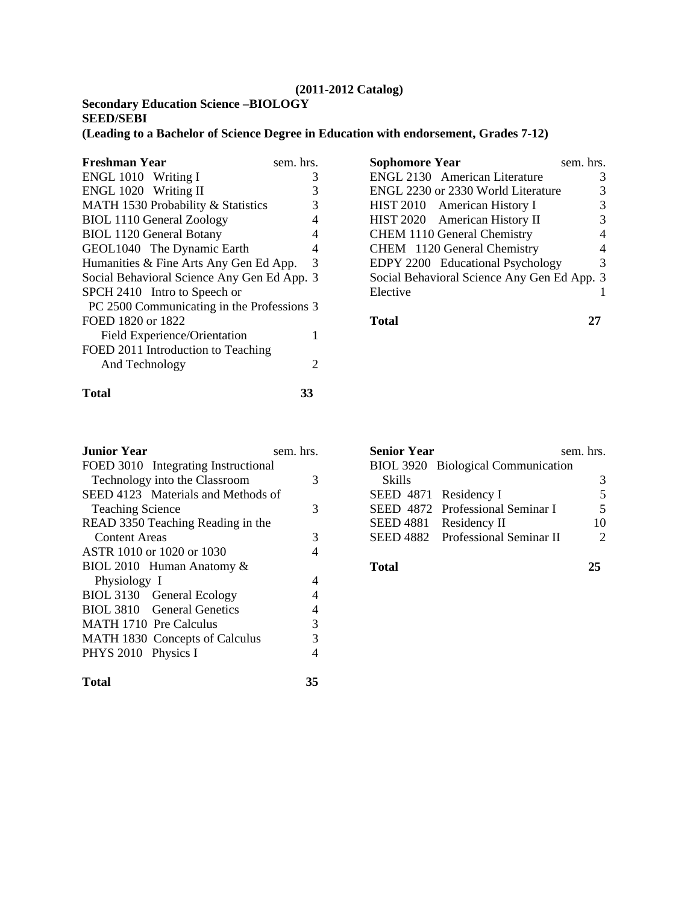**(2011-2012 Catalog)**

**Secondary Education Science –BIOLOGY**

**SEED/SEBI**

**(Leading to a Bachelor of Science Degree in Education with endorsement, Grades 7-12)**

| **Freshman Year** | sem. hrs. |
|---|---|
| ENGL 1010 Writing I | 3 |
| ENGL 1020 Writing II | 3 |
| MATH 1530 Probability & Statistics | 3 |
| BIOL 1110 General Zoology | 4 |
| BIOL 1120 General Botany | 4 |
| GEOL1040 The Dynamic Earth | 4 |
| Humanities & Fine Arts Any Gen Ed App. | 3 |
| Social Behavioral Science Any Gen Ed App. | 3 |
| SPCH 2410 Intro to Speech or PC 2500 Communicating in the Professions | 3 |
| FOED 1820 or 1822 Field Experience/Orientation | 1 |
| FOED 2011 Introduction to Teaching And Technology | 2 |
| **Total** | **33** |

| **Sophomore Year** | sem. hrs. |
|---|---|
| ENGL 2130 American Literature | 3 |
| ENGL 2230 or 2330 World Literature | 3 |
| HIST 2010 American History I | 3 |
| HIST 2020 American History II | 3 |
| CHEM 1110 General Chemistry | 4 |
| CHEM 1120 General Chemistry | 4 |
| EDPY 2200 Educational Psychology | 3 |
| Social Behavioral Science Any Gen Ed App. | 3 |
| Elective | 1 |
| **Total** | **27** |

| **Junior Year** | sem. hrs. |
|---|---|
| FOED 3010 Integrating Instructional Technology into the Classroom | 3 |
| SEED 4123 Materials and Methods of Teaching Science | 3 |
| READ 3350 Teaching Reading in the Content Areas | 3 |
| ASTR 1010 or 1020 or 1030 | 4 |
| BIOL 2010 Human Anatomy & Physiology I | 4 |
| BIOL 3130 General Ecology | 4 |
| BIOL 3810 General Genetics | 4 |
| MATH 1710 Pre Calculus | 3 |
| MATH 1830 Concepts of Calculus | 3 |
| PHYS 2010 Physics I | 4 |
| **Total** | **35** |

| **Senior Year** | sem. hrs. |
|---|---|
| BIOL 3920 Biological Communication Skills | 3 |
| SEED 4871 Residency I | 5 |
| SEED 4872 Professional Seminar I | 5 |
| SEED 4881 Residency II | 10 |
| SEED 4882 Professional Seminar II | 2 |
| **Total** | **25** |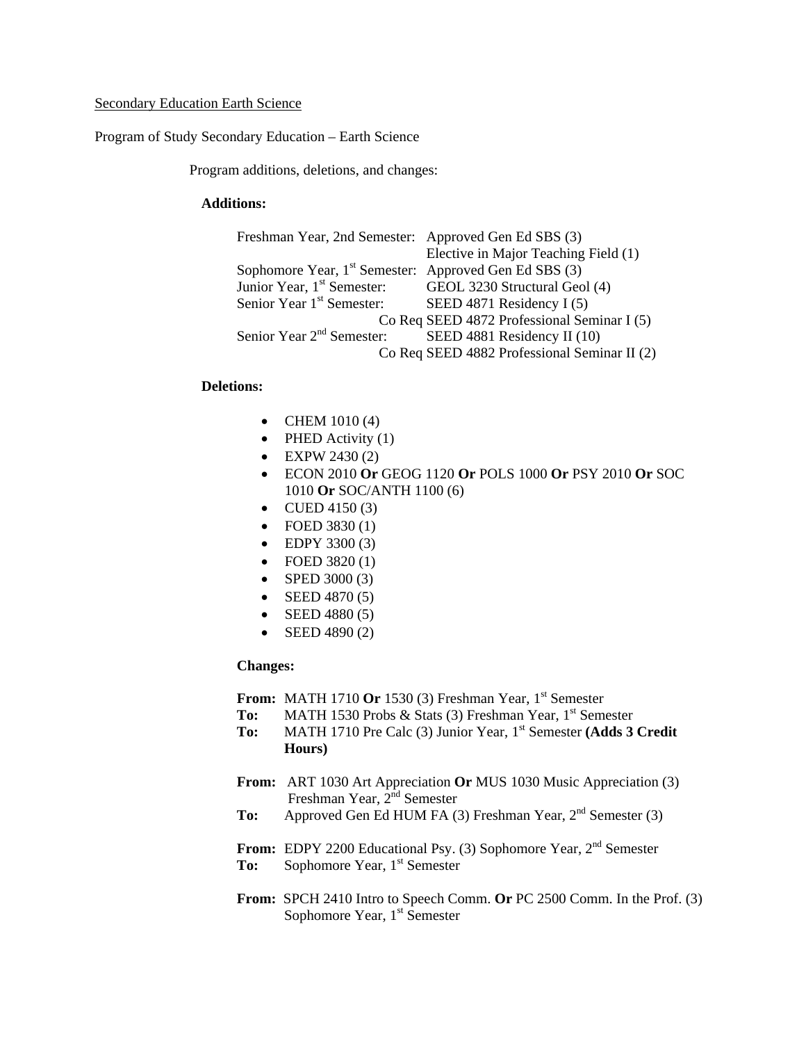Secondary Education Earth Science

Program of Study Secondary Education – Earth Science

Program additions, deletions, and changes:

**Additions:**

| | |
|---|---|
| Freshman Year, 2nd Semester: | Approved Gen Ed SBS (3) |
| | Elective in Major Teaching Field (1) |
| Sophomore Year, 1st Semester: | Approved Gen Ed SBS (3) |
| Junior Year, 1st Semester: | GEOL 3230 Structural Geol (4) |
| Senior Year 1st Semester: | SEED 4871 Residency I (5) |
| | Co Req SEED 4872 Professional Seminar I (5) |
| Senior Year 2nd Semester: | SEED 4881 Residency II (10) |
| | Co Req SEED 4882 Professional Seminar II (2) |

**Deletions:**

- CHEM 1010 (4)
- PHED Activity (1)
- EXPW 2430 (2)
- ECON 2010 **Or** GEOG 1120 **Or** POLS 1000 **Or** PSY 2010 **Or** SOC 1010 **Or** SOC/ANTH 1100 (6)
- CUED 4150 (3)
- FOED 3830 (1)
- EDPY 3300 (3)
- FOED 3820 (1)
- SPED 3000 (3)
- SEED 4870 (5)
- SEED 4880 (5)
- SEED 4890 (2)

**Changes:**

**From:** MATH 1710 **Or** 1530 (3) Freshman Year, 1st Semester
**To:** MATH 1530 Probs & Stats (3) Freshman Year, 1st Semester
**To:** MATH 1710 Pre Calc (3) Junior Year, 1st Semester **(Adds 3 Credit Hours)**

**From:** ART 1030 Art Appreciation **Or** MUS 1030 Music Appreciation (3) Freshman Year, 2nd Semester
**To:** Approved Gen Ed HUM FA (3) Freshman Year, 2nd Semester (3)

**From:** EDPY 2200 Educational Psy. (3) Sophomore Year, 2nd Semester
**To:** Sophomore Year, 1st Semester

**From:** SPCH 2410 Intro to Speech Comm. **Or** PC 2500 Comm. In the Prof. (3) Sophomore Year, 1st Semester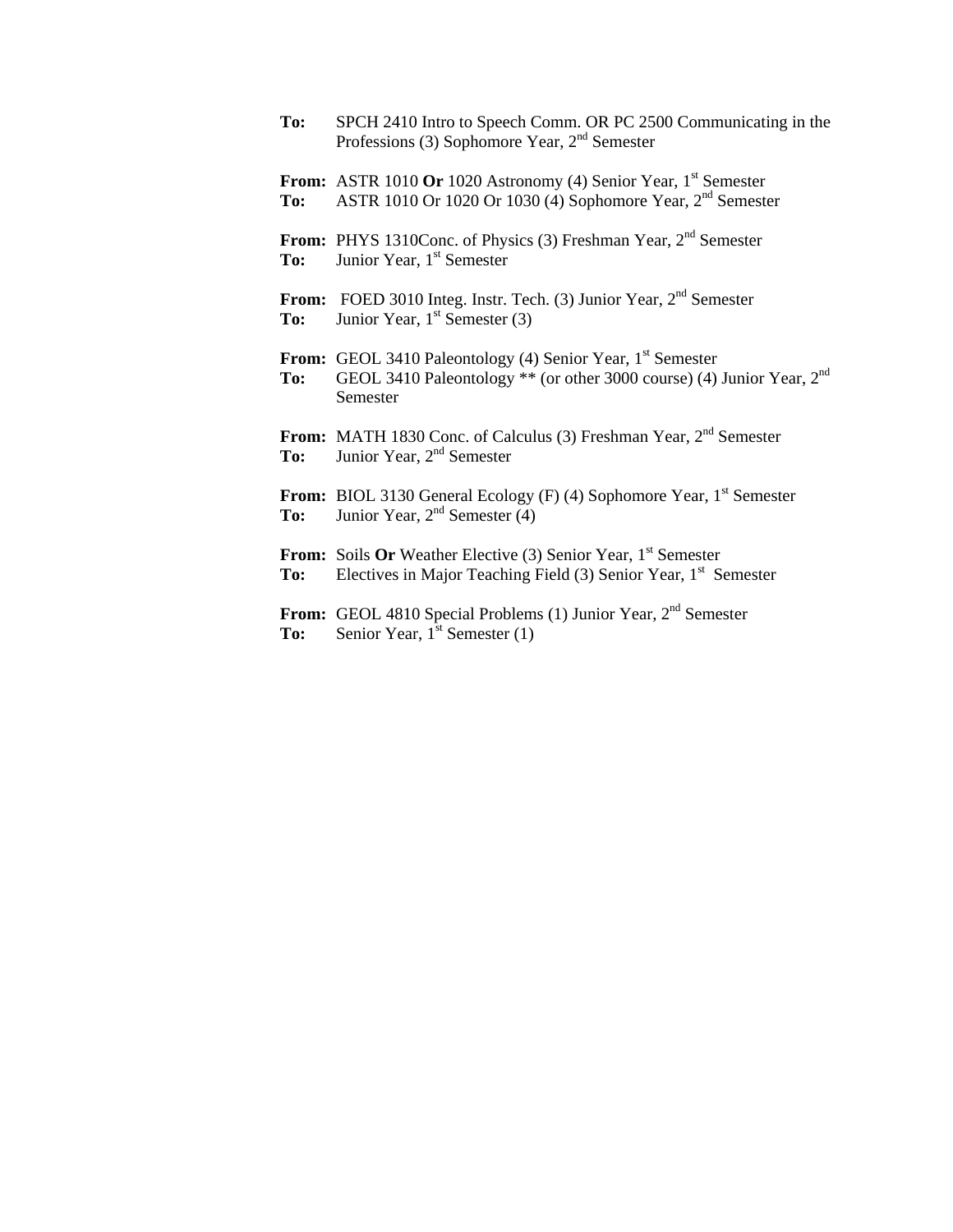**To:** SPCH 2410 Intro to Speech Comm. OR PC 2500 Communicating in the Professions (3) Sophomore Year, 2nd Semester

**From:** ASTR 1010 **Or** 1020 Astronomy (4) Senior Year, 1st Semester
**To:** ASTR 1010 Or 1020 Or 1030 (4) Sophomore Year, 2nd Semester

**From:** PHYS 1310Conc. of Physics (3) Freshman Year, 2nd Semester
**To:** Junior Year, 1st Semester

**From:** FOED 3010 Integ. Instr. Tech. (3) Junior Year, 2nd Semester
**To:** Junior Year, 1st Semester (3)

**From:** GEOL 3410 Paleontology (4) Senior Year, 1st Semester
**To:** GEOL 3410 Paleontology ** (or other 3000 course) (4) Junior Year, 2nd Semester

**From:** MATH 1830 Conc. of Calculus (3) Freshman Year, 2nd Semester
**To:** Junior Year, 2nd Semester

**From:** BIOL 3130 General Ecology (F) (4) Sophomore Year, 1st Semester
**To:** Junior Year, 2nd Semester (4)

**From:** Soils **Or** Weather Elective (3) Senior Year, 1st Semester
**To:** Electives in Major Teaching Field (3) Senior Year, 1st Semester

**From:** GEOL 4810 Special Problems (1) Junior Year, 2nd Semester
**To:** Senior Year, 1st Semester (1)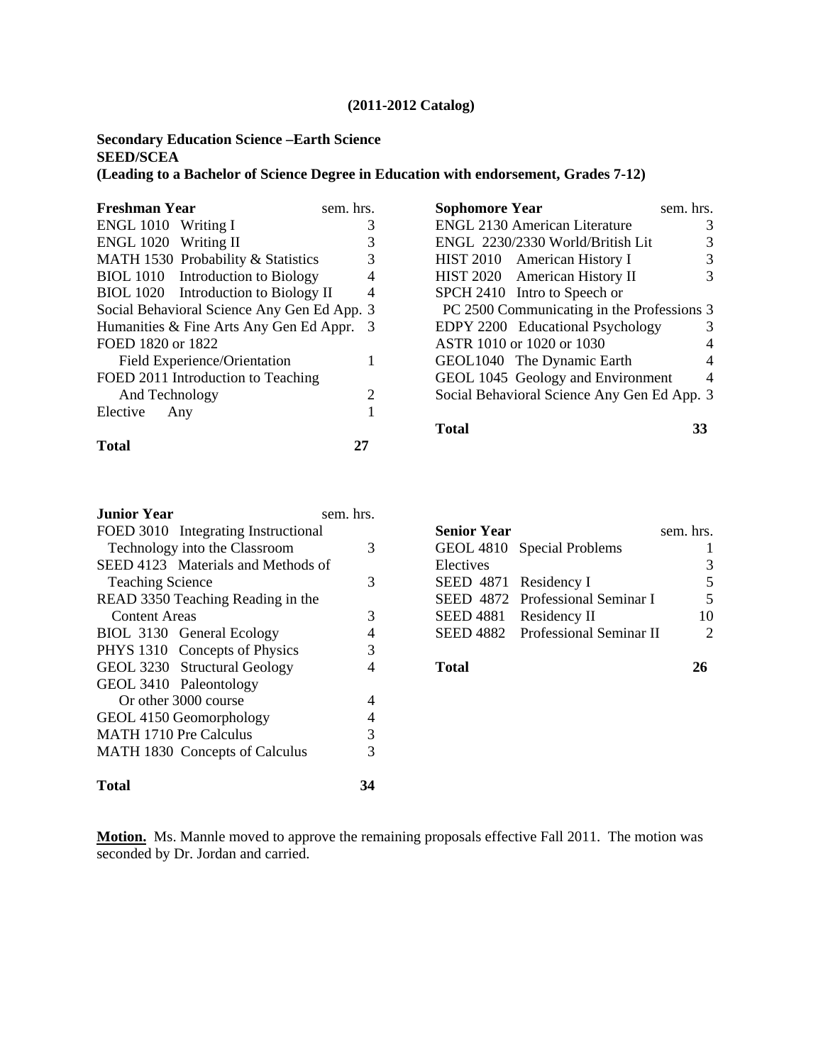**(2011-2012 Catalog)**

**Secondary Education Science –Earth Science**
**SEED/SCEA**
**(Leading to a Bachelor of Science Degree in Education with endorsement, Grades 7-12)**

| **Freshman Year** | sem. hrs. |
|---|---|
| ENGL 1010 Writing I | 3 |
| ENGL 1020 Writing II | 3 |
| MATH 1530 Probability & Statistics | 3 |
| BIOL 1010 Introduction to Biology | 4 |
| BIOL 1020 Introduction to Biology II | 4 |
| Social Behavioral Science Any Gen Ed App. | 3 |
| Humanities & Fine Arts Any Gen Ed Appr. | 3 |
| FOED 1820 or 1822 Field Experience/Orientation | 1 |
| FOED 2011 Introduction to Teaching And Technology | 2 |
| Elective Any | 1 |
| **Total** | **27** |

| **Sophomore Year** | sem. hrs. |
|---|---|
| ENGL 2130 American Literature | 3 |
| ENGL 2230/2330 World/British Lit | 3 |
| HIST 2010 American History I | 3 |
| HIST 2020 American History II | 3 |
| SPCH 2410 Intro to Speech or PC 2500 Communicating in the Professions | 3 |
| EDPY 2200 Educational Psychology | 3 |
| ASTR 1010 or 1020 or 1030 | 4 |
| GEOL1040 The Dynamic Earth | 4 |
| GEOL 1045 Geology and Environment | 4 |
| Social Behavioral Science Any Gen Ed App. | 3 |
| **Total** | **33** |

| **Junior Year** | sem. hrs. |
|---|---|
| FOED 3010 Integrating Instructional Technology into the Classroom | 3 |
| SEED 4123 Materials and Methods of Teaching Science | 3 |
| READ 3350 Teaching Reading in the Content Areas | 3 |
| BIOL 3130 General Ecology | 4 |
| PHYS 1310 Concepts of Physics | 3 |
| GEOL 3230 Structural Geology | 4 |
| GEOL 3410 Paleontology Or other 3000 course | 4 |
| GEOL 4150 Geomorphology | 4 |
| MATH 1710 Pre Calculus | 3 |
| MATH 1830 Concepts of Calculus | 3 |
| **Total** | **34** |

| **Senior Year** | sem. hrs. |
|---|---|
| GEOL 4810 Special Problems | 1 |
| Electives | 3 |
| SEED 4871 Residency I | 5 |
| SEED 4872 Professional Seminar I | 5 |
| SEED 4881 Residency II | 10 |
| SEED 4882 Professional Seminar II | 2 |
| **Total** | **26** |

**Motion.** Ms. Mannle moved to approve the remaining proposals effective Fall 2011. The motion was seconded by Dr. Jordan and carried.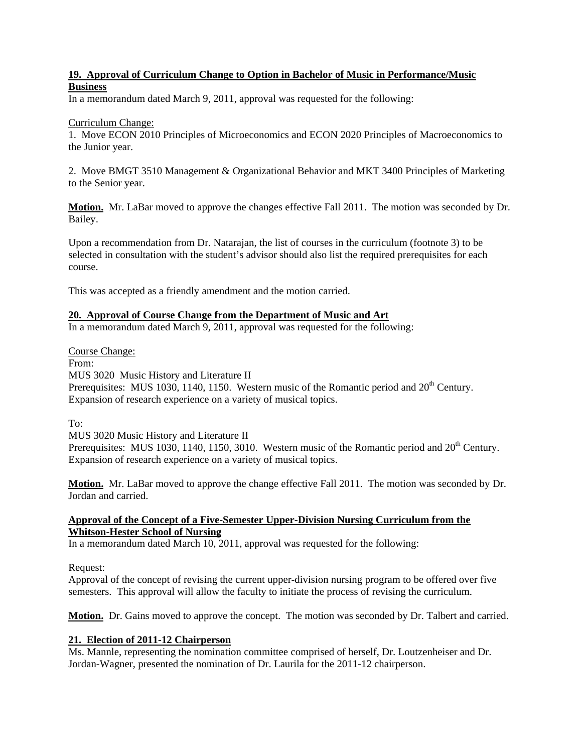**19. Approval of Curriculum Change to Option in Bachelor of Music in Performance/Music Business**

In a memorandum dated March 9, 2011, approval was requested for the following:

Curriculum Change:

1. Move ECON 2010 Principles of Microeconomics and ECON 2020 Principles of Macroeconomics to the Junior year.

2. Move BMGT 3510 Management & Organizational Behavior and MKT 3400 Principles of Marketing to the Senior year.

**Motion.** Mr. LaBar moved to approve the changes effective Fall 2011. The motion was seconded by Dr. Bailey.

Upon a recommendation from Dr. Natarajan, the list of courses in the curriculum (footnote 3) to be selected in consultation with the student's advisor should also list the required prerequisites for each course.

This was accepted as a friendly amendment and the motion carried.

**20. Approval of Course Change from the Department of Music and Art**

In a memorandum dated March 9, 2011, approval was requested for the following:

Course Change:

From:

MUS 3020 Music History and Literature II

Prerequisites: MUS 1030, 1140, 1150. Western music of the Romantic period and 20th Century. Expansion of research experience on a variety of musical topics.

To:

MUS 3020 Music History and Literature II

Prerequisites: MUS 1030, 1140, 1150, 3010. Western music of the Romantic period and 20th Century. Expansion of research experience on a variety of musical topics.

**Motion.** Mr. LaBar moved to approve the change effective Fall 2011. The motion was seconded by Dr. Jordan and carried.

**Approval of the Concept of a Five-Semester Upper-Division Nursing Curriculum from the Whitson-Hester School of Nursing**

In a memorandum dated March 10, 2011, approval was requested for the following:

Request:

Approval of the concept of revising the current upper-division nursing program to be offered over five semesters. This approval will allow the faculty to initiate the process of revising the curriculum.

**Motion.** Dr. Gains moved to approve the concept. The motion was seconded by Dr. Talbert and carried.

**21. Election of 2011-12 Chairperson**

Ms. Mannle, representing the nomination committee comprised of herself, Dr. Loutzenheiser and Dr. Jordan-Wagner, presented the nomination of Dr. Laurila for the 2011-12 chairperson.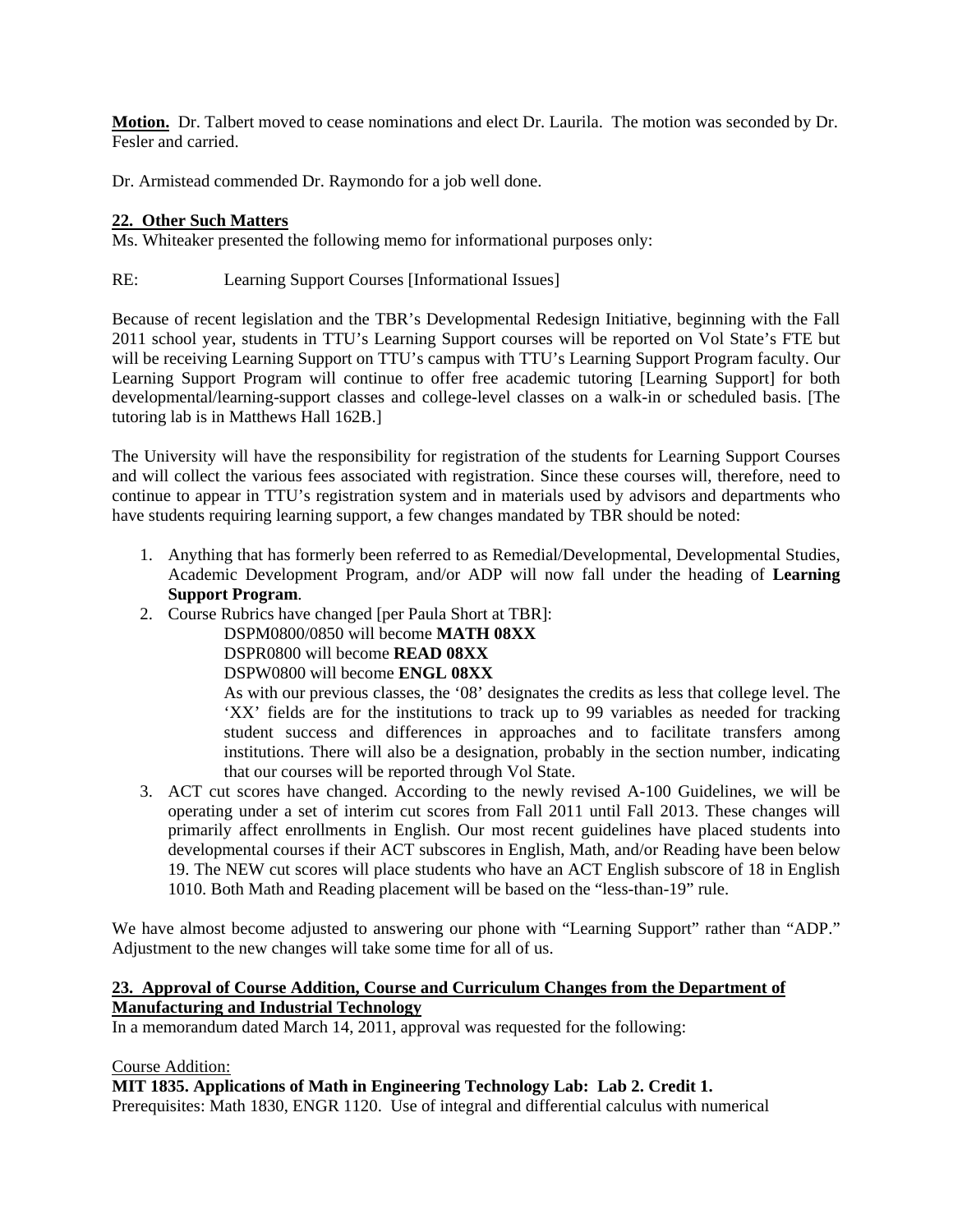**Motion.** Dr. Talbert moved to cease nominations and elect Dr. Laurila. The motion was seconded by Dr. Fesler and carried.

Dr. Armistead commended Dr. Raymondo for a job well done.

**22. Other Such Matters**

Ms. Whiteaker presented the following memo for informational purposes only:

RE: Learning Support Courses [Informational Issues]

Because of recent legislation and the TBR's Developmental Redesign Initiative, beginning with the Fall 2011 school year, students in TTU's Learning Support courses will be reported on Vol State's FTE but will be receiving Learning Support on TTU's campus with TTU's Learning Support Program faculty. Our Learning Support Program will continue to offer free academic tutoring [Learning Support] for both developmental/learning-support classes and college-level classes on a walk-in or scheduled basis. [The tutoring lab is in Matthews Hall 162B.]

The University will have the responsibility for registration of the students for Learning Support Courses and will collect the various fees associated with registration. Since these courses will, therefore, need to continue to appear in TTU's registration system and in materials used by advisors and departments who have students requiring learning support, a few changes mandated by TBR should be noted:

1. Anything that has formerly been referred to as Remedial/Developmental, Developmental Studies, Academic Development Program, and/or ADP will now fall under the heading of **Learning Support Program**.
2. Course Rubrics have changed [per Paula Short at TBR]:
   DSPM0800/0850 will become **MATH 08XX**
   DSPR0800 will become **READ 08XX**
   DSPW0800 will become **ENGL 08XX**
   As with our previous classes, the '08' designates the credits as less that college level. The 'XX' fields are for the institutions to track up to 99 variables as needed for tracking student success and differences in approaches and to facilitate transfers among institutions. There will also be a designation, probably in the section number, indicating that our courses will be reported through Vol State.
3. ACT cut scores have changed. According to the newly revised A-100 Guidelines, we will be operating under a set of interim cut scores from Fall 2011 until Fall 2013. These changes will primarily affect enrollments in English. Our most recent guidelines have placed students into developmental courses if their ACT subscores in English, Math, and/or Reading have been below 19. The NEW cut scores will place students who have an ACT English subscore of 18 in English 1010. Both Math and Reading placement will be based on the "less-than-19" rule.

We have almost become adjusted to answering our phone with "Learning Support" rather than "ADP." Adjustment to the new changes will take some time for all of us.

**23. Approval of Course Addition, Course and Curriculum Changes from the Department of Manufacturing and Industrial Technology**

In a memorandum dated March 14, 2011, approval was requested for the following:

Course Addition:

**MIT 1835. Applications of Math in Engineering Technology Lab: Lab 2. Credit 1.**
Prerequisites: Math 1830, ENGR 1120. Use of integral and differential calculus with numerical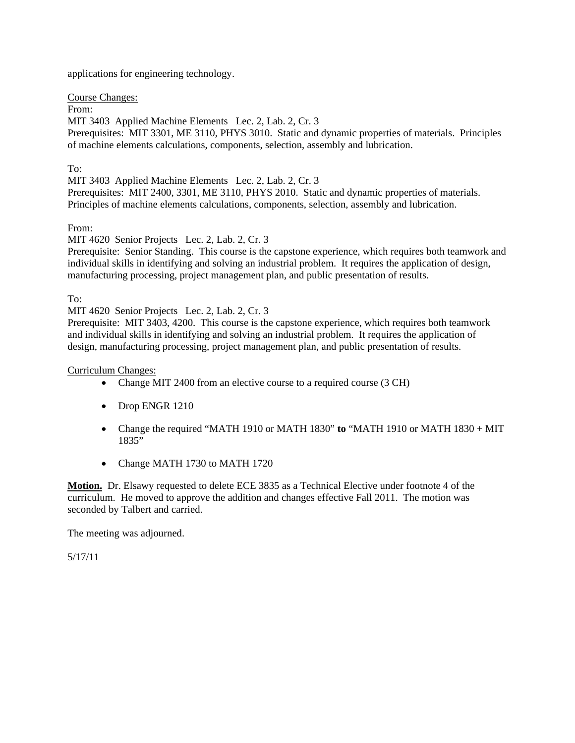applications for engineering technology.

Course Changes:

From:

MIT 3403 Applied Machine Elements Lec. 2, Lab. 2, Cr. 3

Prerequisites: MIT 3301, ME 3110, PHYS 3010. Static and dynamic properties of materials. Principles of machine elements calculations, components, selection, assembly and lubrication.

To:

MIT 3403 Applied Machine Elements Lec. 2, Lab. 2, Cr. 3

Prerequisites: MIT 2400, 3301, ME 3110, PHYS 2010. Static and dynamic properties of materials. Principles of machine elements calculations, components, selection, assembly and lubrication.

From:

MIT 4620 Senior Projects Lec. 2, Lab. 2, Cr. 3

Prerequisite: Senior Standing. This course is the capstone experience, which requires both teamwork and individual skills in identifying and solving an industrial problem. It requires the application of design, manufacturing processing, project management plan, and public presentation of results.

To:

MIT 4620 Senior Projects Lec. 2, Lab. 2, Cr. 3

Prerequisite: MIT 3403, 4200. This course is the capstone experience, which requires both teamwork and individual skills in identifying and solving an industrial problem. It requires the application of design, manufacturing processing, project management plan, and public presentation of results.

Curriculum Changes:

- Change MIT 2400 from an elective course to a required course (3 CH)
- Drop ENGR 1210
- Change the required "MATH 1910 or MATH 1830" **to** "MATH 1910 or MATH 1830 + MIT 1835"
- Change MATH 1730 to MATH 1720

**Motion.** Dr. Elsawy requested to delete ECE 3835 as a Technical Elective under footnote 4 of the curriculum. He moved to approve the addition and changes effective Fall 2011. The motion was seconded by Talbert and carried.

The meeting was adjourned.

5/17/11